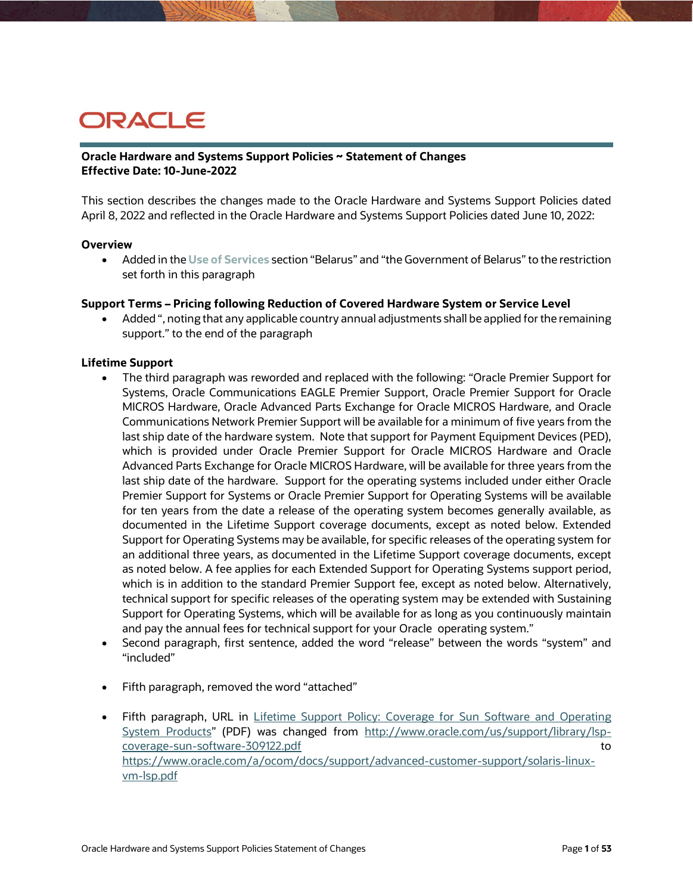ORACLE

**Oracle Hardware and Systems Support Policies ~ Statement of Changes**
**Effective Date: 10-June-2022**

This section describes the changes made to the Oracle Hardware and Systems Support Policies dated April 8, 2022 and reflected in the Oracle Hardware and Systems Support Policies dated June 10, 2022:

**Overview**

- Added in the **Use of Services** section "Belarus" and "the Government of Belarus" to the restriction set forth in this paragraph

**Support Terms – Pricing following Reduction of Covered Hardware System or Service Level**

- Added ", noting that any applicable country annual adjustments shall be applied for the remaining support." to the end of the paragraph

**Lifetime Support**

- The third paragraph was reworded and replaced with the following: "Oracle Premier Support for Systems, Oracle Communications EAGLE Premier Support, Oracle Premier Support for Oracle MICROS Hardware, Oracle Advanced Parts Exchange for Oracle MICROS Hardware, and Oracle Communications Network Premier Support will be available for a minimum of five years from the last ship date of the hardware system. Note that support for Payment Equipment Devices (PED), which is provided under Oracle Premier Support for Oracle MICROS Hardware and Oracle Advanced Parts Exchange for Oracle MICROS Hardware, will be available for three years from the last ship date of the hardware. Support for the operating systems included under either Oracle Premier Support for Systems or Oracle Premier Support for Operating Systems will be available for ten years from the date a release of the operating system becomes generally available, as documented in the Lifetime Support coverage documents, except as noted below. Extended Support for Operating Systems may be available, for specific releases of the operating system for an additional three years, as documented in the Lifetime Support coverage documents, except as noted below. A fee applies for each Extended Support for Operating Systems support period, which is in addition to the standard Premier Support fee, except as noted below. Alternatively, technical support for specific releases of the operating system may be extended with Sustaining Support for Operating Systems, which will be available for as long as you continuously maintain and pay the annual fees for technical support for your Oracle operating system."
- Second paragraph, first sentence, added the word "release" between the words "system" and "included"
- Fifth paragraph, removed the word "attached"
- Fifth paragraph, URL in Lifetime Support Policy: Coverage for Sun Software and Operating System Products" (PDF) was changed from http://www.oracle.com/us/support/library/lsp-coverage-sun-software-309122.pdf to https://www.oracle.com/a/ocom/docs/support/advanced-customer-support/solaris-linux-vm-lsp.pdf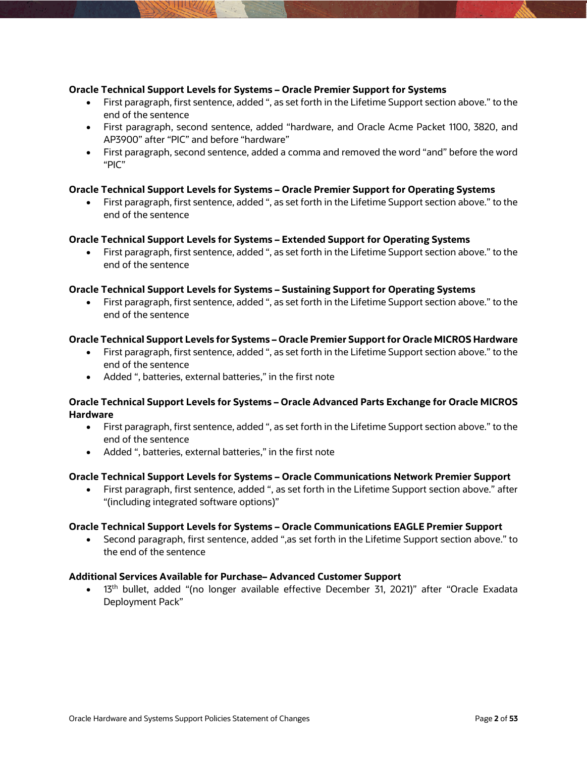**Oracle Technical Support Levels for Systems – Oracle Premier Support for Systems**

- First paragraph, first sentence, added ", as set forth in the Lifetime Support section above." to the end of the sentence
- First paragraph, second sentence, added "hardware, and Oracle Acme Packet 1100, 3820, and AP3900" after "PIC" and before "hardware"
- First paragraph, second sentence, added a comma and removed the word "and" before the word "PIC"

**Oracle Technical Support Levels for Systems – Oracle Premier Support for Operating Systems**

- First paragraph, first sentence, added ", as set forth in the Lifetime Support section above." to the end of the sentence

**Oracle Technical Support Levels for Systems – Extended Support for Operating Systems**

- First paragraph, first sentence, added ", as set forth in the Lifetime Support section above." to the end of the sentence

**Oracle Technical Support Levels for Systems – Sustaining Support for Operating Systems**

- First paragraph, first sentence, added ", as set forth in the Lifetime Support section above." to the end of the sentence

**Oracle Technical Support Levels for Systems – Oracle Premier Support for Oracle MICROS Hardware**

- First paragraph, first sentence, added ", as set forth in the Lifetime Support section above." to the end of the sentence
- Added ", batteries, external batteries," in the first note

**Oracle Technical Support Levels for Systems – Oracle Advanced Parts Exchange for Oracle MICROS Hardware**

- First paragraph, first sentence, added ", as set forth in the Lifetime Support section above." to the end of the sentence
- Added ", batteries, external batteries," in the first note

**Oracle Technical Support Levels for Systems – Oracle Communications Network Premier Support**

- First paragraph, first sentence, added ", as set forth in the Lifetime Support section above." after "(including integrated software options)"

**Oracle Technical Support Levels for Systems – Oracle Communications EAGLE Premier Support**

- Second paragraph, first sentence, added ",as set forth in the Lifetime Support section above." to the end of the sentence

**Additional Services Available for Purchase– Advanced Customer Support**

- 13th bullet, added "(no longer available effective December 31, 2021)" after "Oracle Exadata Deployment Pack"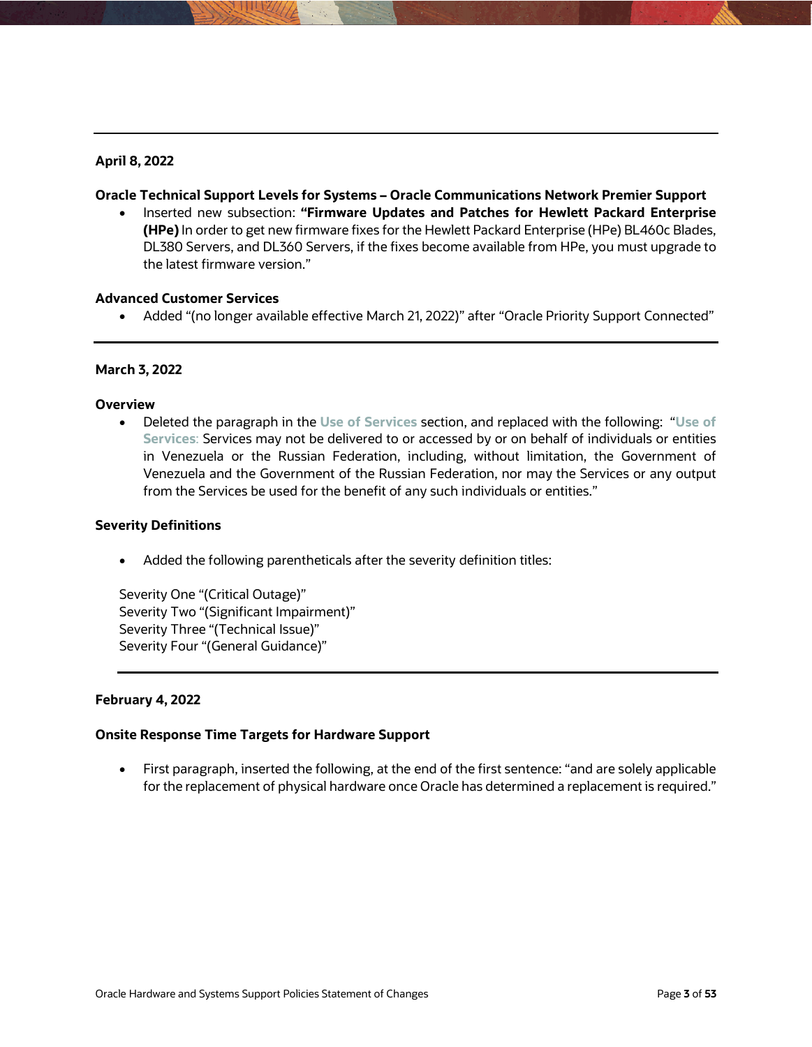---

**April 8, 2022**

**Oracle Technical Support Levels for Systems – Oracle Communications Network Premier Support**

- Inserted new subsection: **"Firmware Updates and Patches for Hewlett Packard Enterprise (HPe)** In order to get new firmware fixes for the Hewlett Packard Enterprise (HPe) BL460c Blades, DL380 Servers, and DL360 Servers, if the fixes become available from HPe, you must upgrade to the latest firmware version."

**Advanced Customer Services**

- Added "(no longer available effective March 21, 2022)" after "Oracle Priority Support Connected"

---

**March 3, 2022**

**Overview**

- Deleted the paragraph in the Use of Services section, and replaced with the following: "Use of Services: Services may not be delivered to or accessed by or on behalf of individuals or entities in Venezuela or the Russian Federation, including, without limitation, the Government of Venezuela and the Government of the Russian Federation, nor may the Services or any output from the Services be used for the benefit of any such individuals or entities."

**Severity Definitions**

- Added the following parentheticals after the severity definition titles:

Severity One "(Critical Outage)"
Severity Two "(Significant Impairment)"
Severity Three "(Technical Issue)"
Severity Four "(General Guidance)"

---

**February 4, 2022**

**Onsite Response Time Targets for Hardware Support**

- First paragraph, inserted the following, at the end of the first sentence: "and are solely applicable for the replacement of physical hardware once Oracle has determined a replacement is required."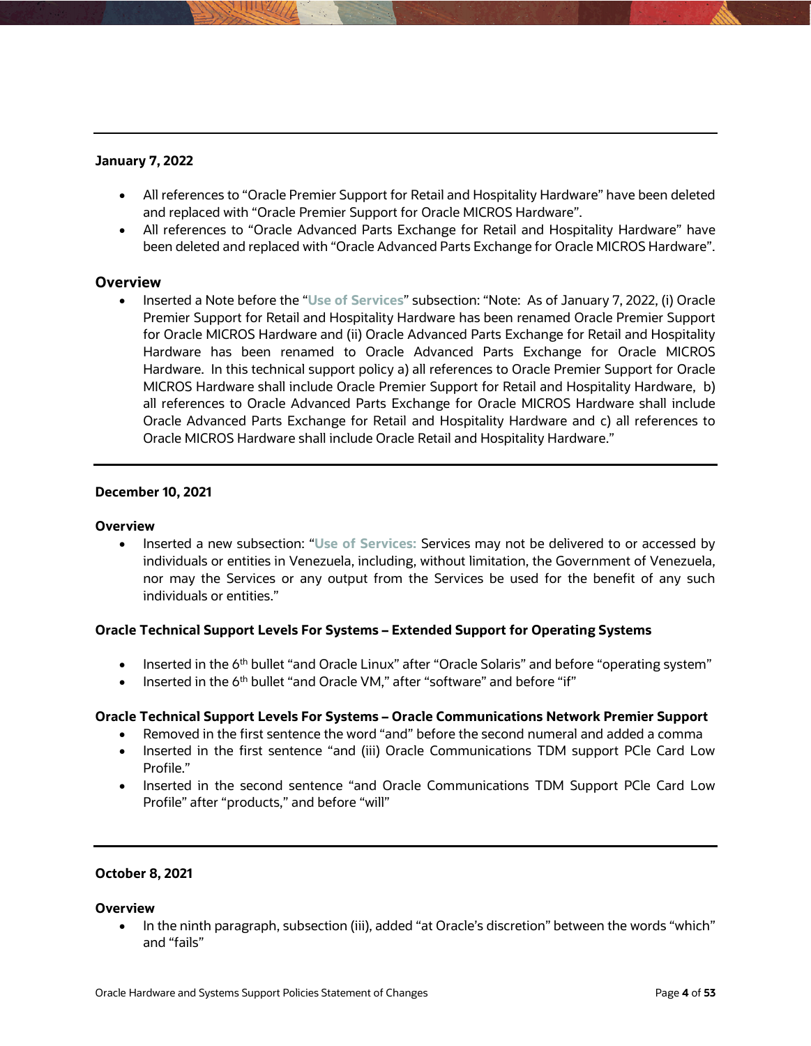---

**January 7, 2022**

- All references to "Oracle Premier Support for Retail and Hospitality Hardware" have been deleted and replaced with "Oracle Premier Support for Oracle MICROS Hardware".
- All references to "Oracle Advanced Parts Exchange for Retail and Hospitality Hardware" have been deleted and replaced with "Oracle Advanced Parts Exchange for Oracle MICROS Hardware".

### Overview

- Inserted a Note before the "Use of Services" subsection: "Note: As of January 7, 2022, (i) Oracle Premier Support for Retail and Hospitality Hardware has been renamed Oracle Premier Support for Oracle MICROS Hardware and (ii) Oracle Advanced Parts Exchange for Retail and Hospitality Hardware has been renamed to Oracle Advanced Parts Exchange for Oracle MICROS Hardware. In this technical support policy a) all references to Oracle Premier Support for Oracle MICROS Hardware shall include Oracle Premier Support for Retail and Hospitality Hardware, b) all references to Oracle Advanced Parts Exchange for Oracle MICROS Hardware shall include Oracle Advanced Parts Exchange for Retail and Hospitality Hardware and c) all references to Oracle MICROS Hardware shall include Oracle Retail and Hospitality Hardware."

---

**December 10, 2021**

**Overview**

- Inserted a new subsection: "Use of Services: Services may not be delivered to or accessed by individuals or entities in Venezuela, including, without limitation, the Government of Venezuela, nor may the Services or any output from the Services be used for the benefit of any such individuals or entities."

**Oracle Technical Support Levels For Systems – Extended Support for Operating Systems**

- Inserted in the 6th bullet "and Oracle Linux" after "Oracle Solaris" and before "operating system"
- Inserted in the 6th bullet "and Oracle VM," after "software" and before "if"

**Oracle Technical Support Levels For Systems – Oracle Communications Network Premier Support**

- Removed in the first sentence the word "and" before the second numeral and added a comma
- Inserted in the first sentence "and (iii) Oracle Communications TDM support PCIe Card Low Profile."
- Inserted in the second sentence "and Oracle Communications TDM Support PCIe Card Low Profile" after "products," and before "will"

---

**October 8, 2021**

**Overview**

- In the ninth paragraph, subsection (iii), added "at Oracle's discretion" between the words "which" and "fails"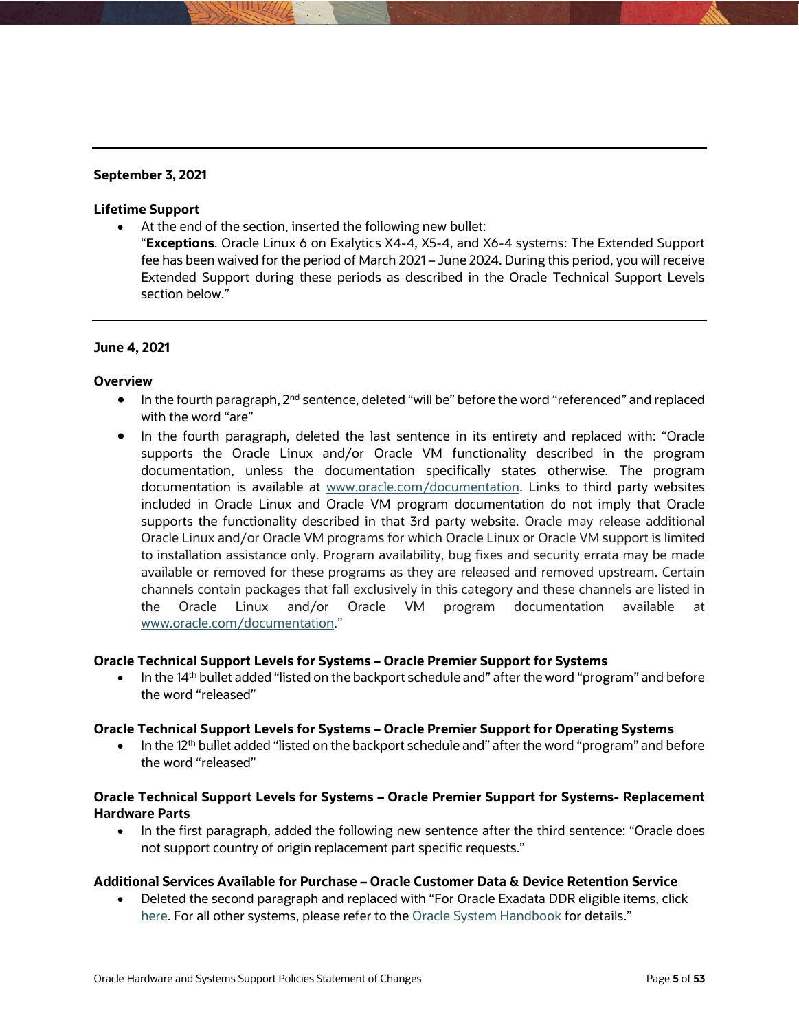---

**September 3, 2021**

**Lifetime Support**

- At the end of the section, inserted the following new bullet:
  "**Exceptions**. Oracle Linux 6 on Exalytics X4-4, X5-4, and X6-4 systems: The Extended Support fee has been waived for the period of March 2021 – June 2024. During this period, you will receive Extended Support during these periods as described in the Oracle Technical Support Levels section below."

---

**June 4, 2021**

**Overview**

- In the fourth paragraph, 2nd sentence, deleted "will be" before the word "referenced" and replaced with the word "are"
- In the fourth paragraph, deleted the last sentence in its entirety and replaced with: "Oracle supports the Oracle Linux and/or Oracle VM functionality described in the program documentation, unless the documentation specifically states otherwise. The program documentation is available at www.oracle.com/documentation. Links to third party websites included in Oracle Linux and Oracle VM program documentation do not imply that Oracle supports the functionality described in that 3rd party website. Oracle may release additional Oracle Linux and/or Oracle VM programs for which Oracle Linux or Oracle VM support is limited to installation assistance only. Program availability, bug fixes and security errata may be made available or removed for these programs as they are released and removed upstream. Certain channels contain packages that fall exclusively in this category and these channels are listed in the Oracle Linux and/or Oracle VM program documentation available at www.oracle.com/documentation."

**Oracle Technical Support Levels for Systems – Oracle Premier Support for Systems**

- In the 14th bullet added "listed on the backport schedule and" after the word "program" and before the word "released"

**Oracle Technical Support Levels for Systems – Oracle Premier Support for Operating Systems**

- In the 12th bullet added "listed on the backport schedule and" after the word "program" and before the word "released"

**Oracle Technical Support Levels for Systems – Oracle Premier Support for Systems- Replacement Hardware Parts**

- In the first paragraph, added the following new sentence after the third sentence: "Oracle does not support country of origin replacement part specific requests."

**Additional Services Available for Purchase – Oracle Customer Data & Device Retention Service**

- Deleted the second paragraph and replaced with "For Oracle Exadata DDR eligible items, click here. For all other systems, please refer to the Oracle System Handbook for details."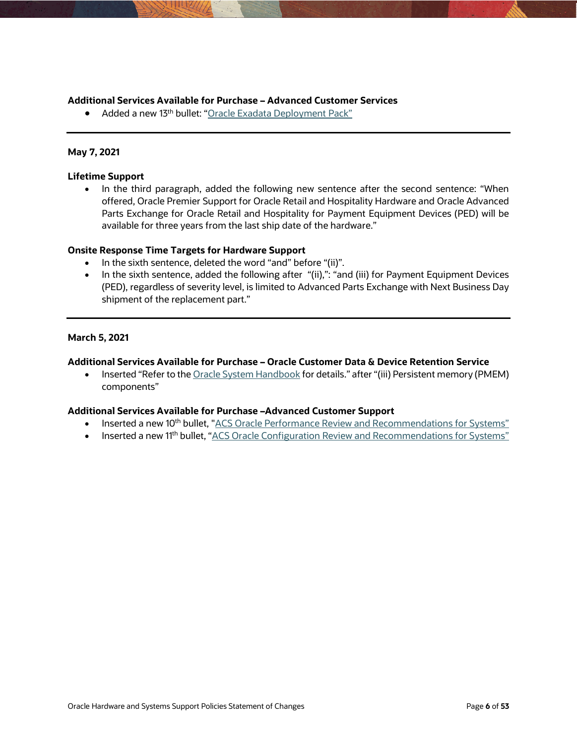**Additional Services Available for Purchase – Advanced Customer Services**

- Added a new 13th bullet: "Oracle Exadata Deployment Pack"

---

**May 7, 2021**

**Lifetime Support**

- In the third paragraph, added the following new sentence after the second sentence: "When offered, Oracle Premier Support for Oracle Retail and Hospitality Hardware and Oracle Advanced Parts Exchange for Oracle Retail and Hospitality for Payment Equipment Devices (PED) will be available for three years from the last ship date of the hardware."

**Onsite Response Time Targets for Hardware Support**

- In the sixth sentence, deleted the word "and" before "(ii)".
- In the sixth sentence, added the following after "(ii),": "and (iii) for Payment Equipment Devices (PED), regardless of severity level, is limited to Advanced Parts Exchange with Next Business Day shipment of the replacement part."

---

**March 5, 2021**

**Additional Services Available for Purchase – Oracle Customer Data & Device Retention Service**

- Inserted "Refer to the Oracle System Handbook for details." after "(iii) Persistent memory (PMEM) components"

**Additional Services Available for Purchase –Advanced Customer Support**

- Inserted a new 10th bullet, "ACS Oracle Performance Review and Recommendations for Systems"
- Inserted a new 11th bullet, "ACS Oracle Configuration Review and Recommendations for Systems"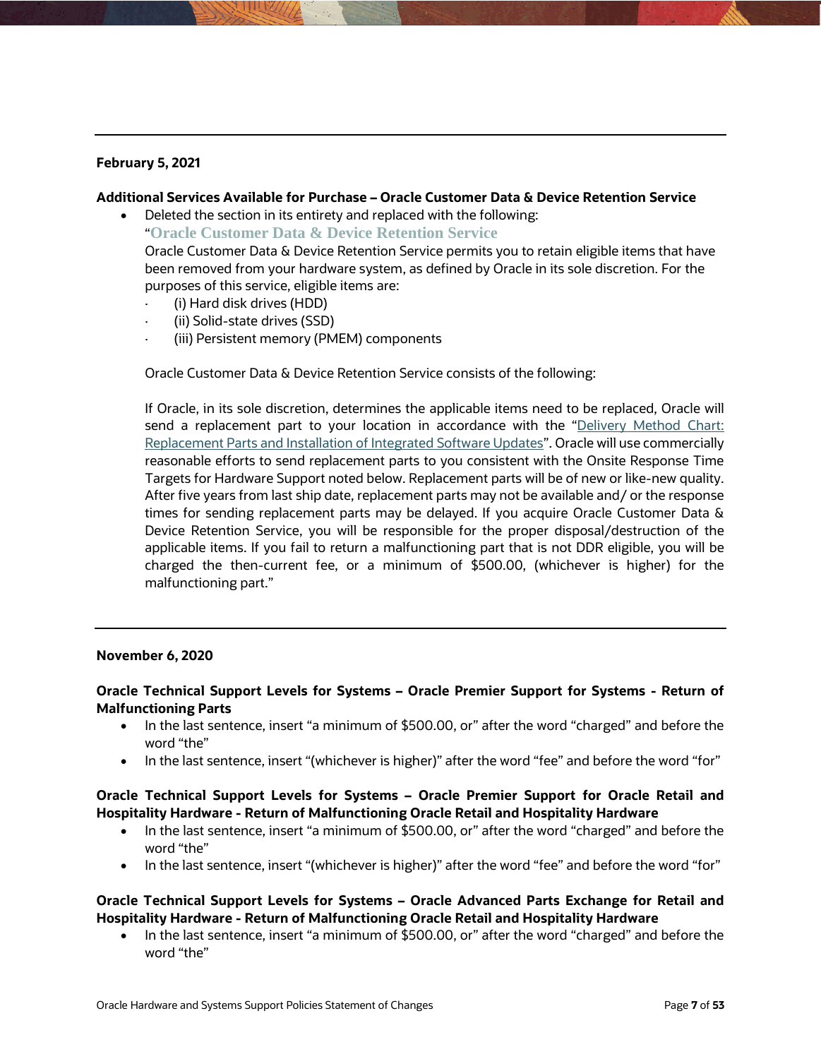---

**February 5, 2021**

**Additional Services Available for Purchase – Oracle Customer Data & Device Retention Service**

- Deleted the section in its entirety and replaced with the following:

  "**Oracle Customer Data & Device Retention Service**

  Oracle Customer Data & Device Retention Service permits you to retain eligible items that have been removed from your hardware system, as defined by Oracle in its sole discretion. For the purposes of this service, eligible items are:

  - (i) Hard disk drives (HDD)
  - (ii) Solid-state drives (SSD)
  - (iii) Persistent memory (PMEM) components

  Oracle Customer Data & Device Retention Service consists of the following:

  If Oracle, in its sole discretion, determines the applicable items need to be replaced, Oracle will send a replacement part to your location in accordance with the "Delivery Method Chart: Replacement Parts and Installation of Integrated Software Updates". Oracle will use commercially reasonable efforts to send replacement parts to you consistent with the Onsite Response Time Targets for Hardware Support noted below. Replacement parts will be of new or like-new quality. After five years from last ship date, replacement parts may not be available and/ or the response times for sending replacement parts may be delayed. If you acquire Oracle Customer Data & Device Retention Service, you will be responsible for the proper disposal/destruction of the applicable items. If you fail to return a malfunctioning part that is not DDR eligible, you will be charged the then-current fee, or a minimum of $500.00, (whichever is higher) for the malfunctioning part."

---

**November 6, 2020**

**Oracle Technical Support Levels for Systems – Oracle Premier Support for Systems - Return of Malfunctioning Parts**

- In the last sentence, insert "a minimum of $500.00, or" after the word "charged" and before the word "the"
- In the last sentence, insert "(whichever is higher)" after the word "fee" and before the word "for"

**Oracle Technical Support Levels for Systems – Oracle Premier Support for Oracle Retail and Hospitality Hardware - Return of Malfunctioning Oracle Retail and Hospitality Hardware**

- In the last sentence, insert "a minimum of $500.00, or" after the word "charged" and before the word "the"
- In the last sentence, insert "(whichever is higher)" after the word "fee" and before the word "for"

**Oracle Technical Support Levels for Systems – Oracle Advanced Parts Exchange for Retail and Hospitality Hardware - Return of Malfunctioning Oracle Retail and Hospitality Hardware**

- In the last sentence, insert "a minimum of $500.00, or" after the word "charged" and before the word "the"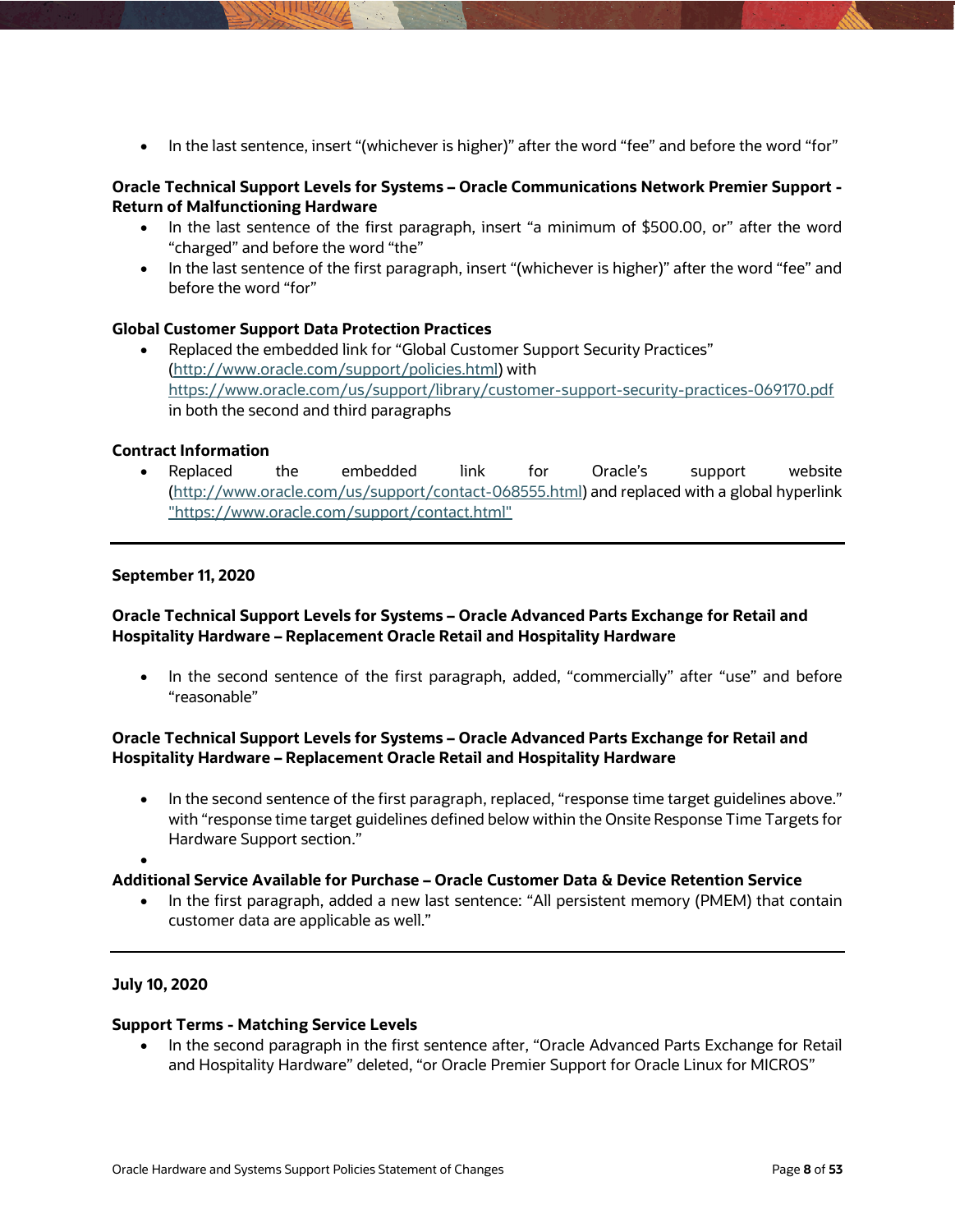- In the last sentence, insert "(whichever is higher)" after the word "fee" and before the word "for"

**Oracle Technical Support Levels for Systems – Oracle Communications Network Premier Support - Return of Malfunctioning Hardware**

- In the last sentence of the first paragraph, insert "a minimum of $500.00, or" after the word "charged" and before the word "the"
- In the last sentence of the first paragraph, insert "(whichever is higher)" after the word "fee" and before the word "for"

**Global Customer Support Data Protection Practices**

- Replaced the embedded link for "Global Customer Support Security Practices" (http://www.oracle.com/support/policies.html) with https://www.oracle.com/us/support/library/customer-support-security-practices-069170.pdf in both the second and third paragraphs

**Contract Information**

- Replaced the embedded link for Oracle's support website (http://www.oracle.com/us/support/contact-068555.html) and replaced with a global hyperlink "https://www.oracle.com/support/contact.html"

---

**September 11, 2020**

**Oracle Technical Support Levels for Systems – Oracle Advanced Parts Exchange for Retail and Hospitality Hardware – Replacement Oracle Retail and Hospitality Hardware**

- In the second sentence of the first paragraph, added, "commercially" after "use" and before "reasonable"

**Oracle Technical Support Levels for Systems – Oracle Advanced Parts Exchange for Retail and Hospitality Hardware – Replacement Oracle Retail and Hospitality Hardware**

- In the second sentence of the first paragraph, replaced, "response time target guidelines above." with "response time target guidelines defined below within the Onsite Response Time Targets for Hardware Support section."

**Additional Service Available for Purchase – Oracle Customer Data & Device Retention Service**

- In the first paragraph, added a new last sentence: "All persistent memory (PMEM) that contain customer data are applicable as well."

---

**July 10, 2020**

**Support Terms - Matching Service Levels**

- In the second paragraph in the first sentence after, "Oracle Advanced Parts Exchange for Retail and Hospitality Hardware" deleted, "or Oracle Premier Support for Oracle Linux for MICROS"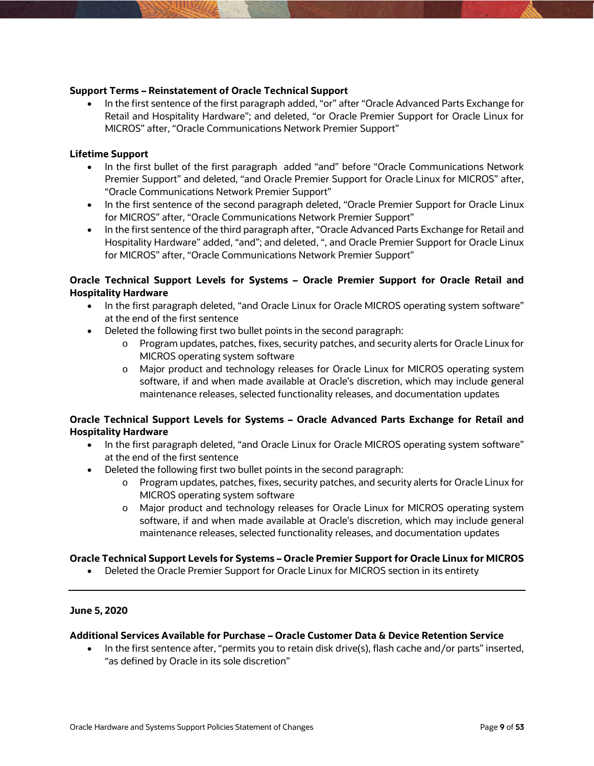**Support Terms – Reinstatement of Oracle Technical Support**

- In the first sentence of the first paragraph added, "or" after "Oracle Advanced Parts Exchange for Retail and Hospitality Hardware"; and deleted, "or Oracle Premier Support for Oracle Linux for MICROS" after, "Oracle Communications Network Premier Support"

**Lifetime Support**

- In the first bullet of the first paragraph added "and" before "Oracle Communications Network Premier Support" and deleted, "and Oracle Premier Support for Oracle Linux for MICROS" after, "Oracle Communications Network Premier Support"
- In the first sentence of the second paragraph deleted, "Oracle Premier Support for Oracle Linux for MICROS" after, "Oracle Communications Network Premier Support"
- In the first sentence of the third paragraph after, "Oracle Advanced Parts Exchange for Retail and Hospitality Hardware" added, "and"; and deleted, ", and Oracle Premier Support for Oracle Linux for MICROS" after, "Oracle Communications Network Premier Support"

**Oracle Technical Support Levels for Systems – Oracle Premier Support for Oracle Retail and Hospitality Hardware**

- In the first paragraph deleted, "and Oracle Linux for Oracle MICROS operating system software" at the end of the first sentence
- Deleted the following first two bullet points in the second paragraph:
  - Program updates, patches, fixes, security patches, and security alerts for Oracle Linux for MICROS operating system software
  - Major product and technology releases for Oracle Linux for MICROS operating system software, if and when made available at Oracle's discretion, which may include general maintenance releases, selected functionality releases, and documentation updates

**Oracle Technical Support Levels for Systems – Oracle Advanced Parts Exchange for Retail and Hospitality Hardware**

- In the first paragraph deleted, "and Oracle Linux for Oracle MICROS operating system software" at the end of the first sentence
- Deleted the following first two bullet points in the second paragraph:
  - Program updates, patches, fixes, security patches, and security alerts for Oracle Linux for MICROS operating system software
  - Major product and technology releases for Oracle Linux for MICROS operating system software, if and when made available at Oracle's discretion, which may include general maintenance releases, selected functionality releases, and documentation updates

**Oracle Technical Support Levels for Systems – Oracle Premier Support for Oracle Linux for MICROS**

- Deleted the Oracle Premier Support for Oracle Linux for MICROS section in its entirety

---

**June 5, 2020**

**Additional Services Available for Purchase – Oracle Customer Data & Device Retention Service**

- In the first sentence after, "permits you to retain disk drive(s), flash cache and/or parts" inserted, "as defined by Oracle in its sole discretion"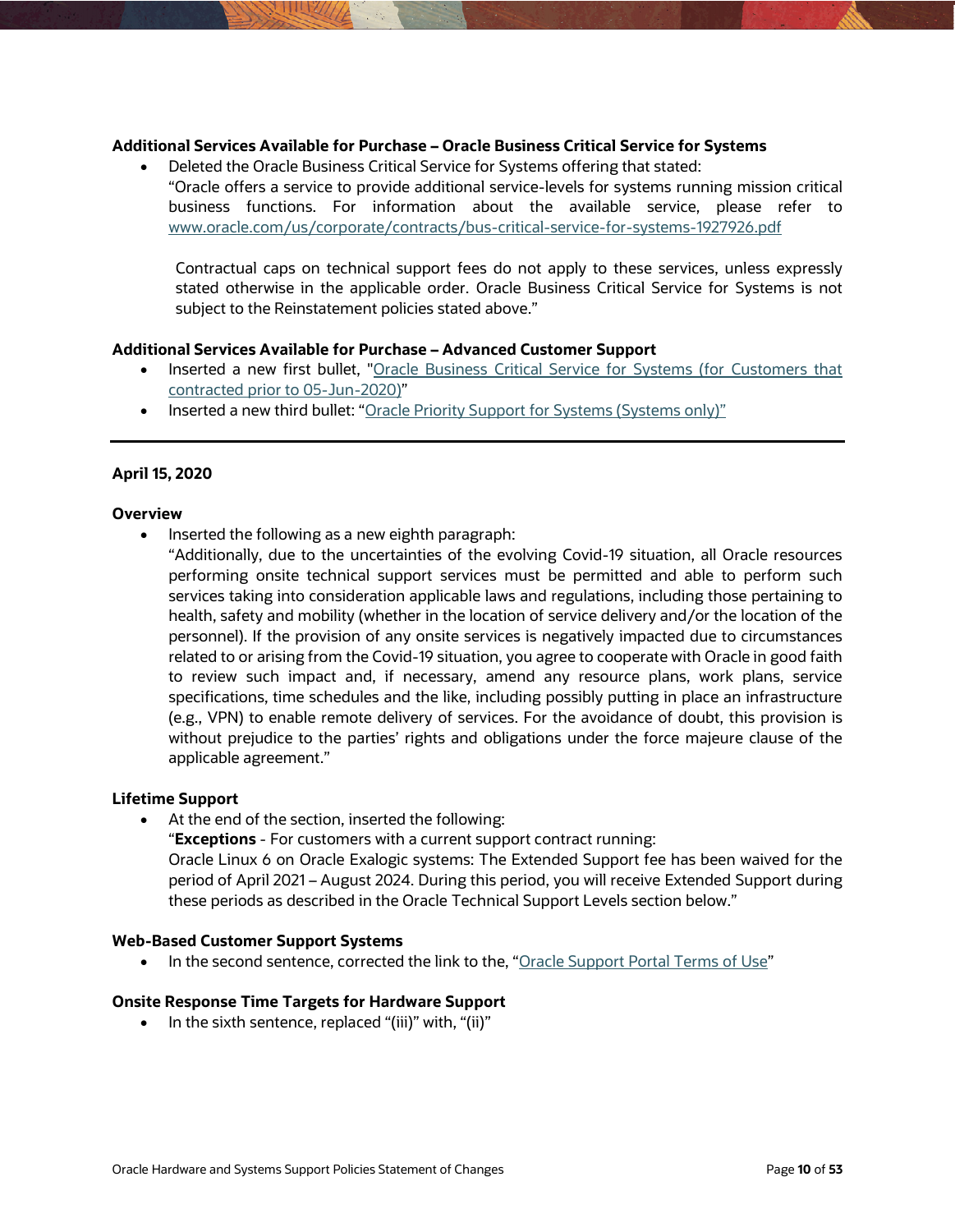**Additional Services Available for Purchase – Oracle Business Critical Service for Systems**

- Deleted the Oracle Business Critical Service for Systems offering that stated:
  "Oracle offers a service to provide additional service-levels for systems running mission critical business functions. For information about the available service, please refer to www.oracle.com/us/corporate/contracts/bus-critical-service-for-systems-1927926.pdf

  Contractual caps on technical support fees do not apply to these services, unless expressly stated otherwise in the applicable order. Oracle Business Critical Service for Systems is not subject to the Reinstatement policies stated above."

**Additional Services Available for Purchase – Advanced Customer Support**

- Inserted a new first bullet, "Oracle Business Critical Service for Systems (for Customers that contracted prior to 05-Jun-2020)"
- Inserted a new third bullet: "Oracle Priority Support for Systems (Systems only)"

---

**April 15, 2020**

**Overview**

- Inserted the following as a new eighth paragraph:
  "Additionally, due to the uncertainties of the evolving Covid-19 situation, all Oracle resources performing onsite technical support services must be permitted and able to perform such services taking into consideration applicable laws and regulations, including those pertaining to health, safety and mobility (whether in the location of service delivery and/or the location of the personnel). If the provision of any onsite services is negatively impacted due to circumstances related to or arising from the Covid-19 situation, you agree to cooperate with Oracle in good faith to review such impact and, if necessary, amend any resource plans, work plans, service specifications, time schedules and the like, including possibly putting in place an infrastructure (e.g., VPN) to enable remote delivery of services. For the avoidance of doubt, this provision is without prejudice to the parties' rights and obligations under the force majeure clause of the applicable agreement."

**Lifetime Support**

- At the end of the section, inserted the following:
  "**Exceptions** - For customers with a current support contract running:
  Oracle Linux 6 on Oracle Exalogic systems: The Extended Support fee has been waived for the period of April 2021 – August 2024. During this period, you will receive Extended Support during these periods as described in the Oracle Technical Support Levels section below."

**Web-Based Customer Support Systems**

- In the second sentence, corrected the link to the, "Oracle Support Portal Terms of Use"

**Onsite Response Time Targets for Hardware Support**

- In the sixth sentence, replaced "(iii)" with, "(ii)"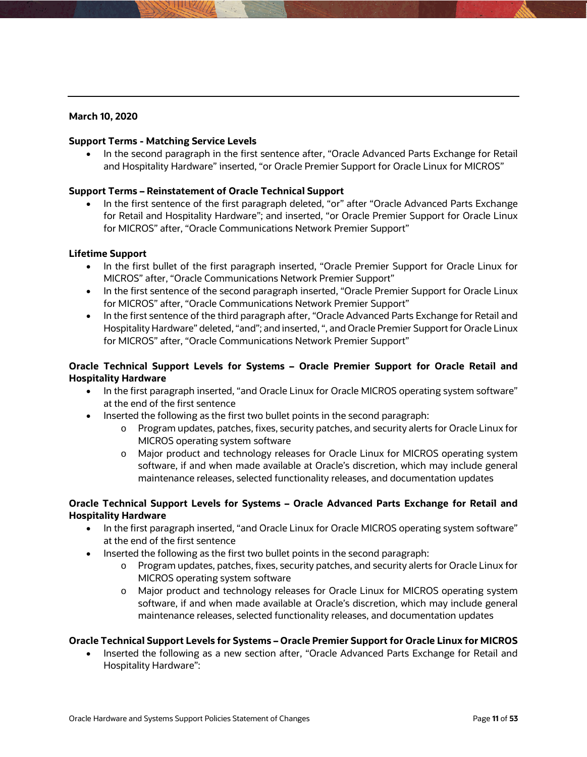**March 10, 2020**

**Support Terms - Matching Service Levels**

- In the second paragraph in the first sentence after, "Oracle Advanced Parts Exchange for Retail and Hospitality Hardware" inserted, "or Oracle Premier Support for Oracle Linux for MICROS"

**Support Terms – Reinstatement of Oracle Technical Support**

- In the first sentence of the first paragraph deleted, "or" after "Oracle Advanced Parts Exchange for Retail and Hospitality Hardware"; and inserted, "or Oracle Premier Support for Oracle Linux for MICROS" after, "Oracle Communications Network Premier Support"

**Lifetime Support**

- In the first bullet of the first paragraph inserted, "Oracle Premier Support for Oracle Linux for MICROS" after, "Oracle Communications Network Premier Support"
- In the first sentence of the second paragraph inserted, "Oracle Premier Support for Oracle Linux for MICROS" after, "Oracle Communications Network Premier Support"
- In the first sentence of the third paragraph after, "Oracle Advanced Parts Exchange for Retail and Hospitality Hardware" deleted, "and"; and inserted, ", and Oracle Premier Support for Oracle Linux for MICROS" after, "Oracle Communications Network Premier Support"

**Oracle Technical Support Levels for Systems – Oracle Premier Support for Oracle Retail and Hospitality Hardware**

- In the first paragraph inserted, "and Oracle Linux for Oracle MICROS operating system software" at the end of the first sentence
- Inserted the following as the first two bullet points in the second paragraph:
  - Program updates, patches, fixes, security patches, and security alerts for Oracle Linux for MICROS operating system software
  - Major product and technology releases for Oracle Linux for MICROS operating system software, if and when made available at Oracle's discretion, which may include general maintenance releases, selected functionality releases, and documentation updates

**Oracle Technical Support Levels for Systems – Oracle Advanced Parts Exchange for Retail and Hospitality Hardware**

- In the first paragraph inserted, "and Oracle Linux for Oracle MICROS operating system software" at the end of the first sentence
- Inserted the following as the first two bullet points in the second paragraph:
  - Program updates, patches, fixes, security patches, and security alerts for Oracle Linux for MICROS operating system software
  - Major product and technology releases for Oracle Linux for MICROS operating system software, if and when made available at Oracle's discretion, which may include general maintenance releases, selected functionality releases, and documentation updates

**Oracle Technical Support Levels for Systems – Oracle Premier Support for Oracle Linux for MICROS**

- Inserted the following as a new section after, "Oracle Advanced Parts Exchange for Retail and Hospitality Hardware":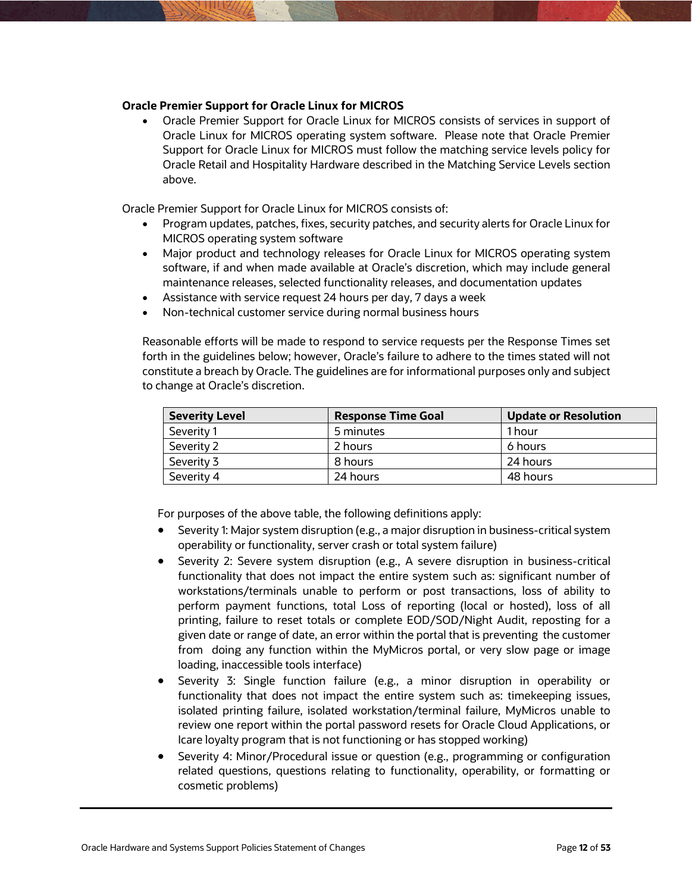**Oracle Premier Support for Oracle Linux for MICROS**

- Oracle Premier Support for Oracle Linux for MICROS consists of services in support of Oracle Linux for MICROS operating system software. Please note that Oracle Premier Support for Oracle Linux for MICROS must follow the matching service levels policy for Oracle Retail and Hospitality Hardware described in the Matching Service Levels section above.

Oracle Premier Support for Oracle Linux for MICROS consists of:

- Program updates, patches, fixes, security patches, and security alerts for Oracle Linux for MICROS operating system software
- Major product and technology releases for Oracle Linux for MICROS operating system software, if and when made available at Oracle's discretion, which may include general maintenance releases, selected functionality releases, and documentation updates
- Assistance with service request 24 hours per day, 7 days a week
- Non-technical customer service during normal business hours

Reasonable efforts will be made to respond to service requests per the Response Times set forth in the guidelines below; however, Oracle's failure to adhere to the times stated will not constitute a breach by Oracle. The guidelines are for informational purposes only and subject to change at Oracle's discretion.

| Severity Level | Response Time Goal | Update or Resolution |
|---|---|---|
| Severity 1 | 5 minutes | 1 hour |
| Severity 2 | 2 hours | 6 hours |
| Severity 3 | 8 hours | 24 hours |
| Severity 4 | 24 hours | 48 hours |

For purposes of the above table, the following definitions apply:

- Severity 1: Major system disruption (e.g., a major disruption in business-critical system operability or functionality, server crash or total system failure)
- Severity 2: Severe system disruption (e.g., A severe disruption in business-critical functionality that does not impact the entire system such as: significant number of workstations/terminals unable to perform or post transactions, loss of ability to perform payment functions, total Loss of reporting (local or hosted), loss of all printing, failure to reset totals or complete EOD/SOD/Night Audit, reposting for a given date or range of date, an error within the portal that is preventing the customer from doing any function within the MyMicros portal, or very slow page or image loading, inaccessible tools interface)
- Severity 3: Single function failure (e.g., a minor disruption in operability or functionality that does not impact the entire system such as: timekeeping issues, isolated printing failure, isolated workstation/terminal failure, MyMicros unable to review one report within the portal password resets for Oracle Cloud Applications, or Icare loyalty program that is not functioning or has stopped working)
- Severity 4: Minor/Procedural issue or question (e.g., programming or configuration related questions, questions relating to functionality, operability, or formatting or cosmetic problems)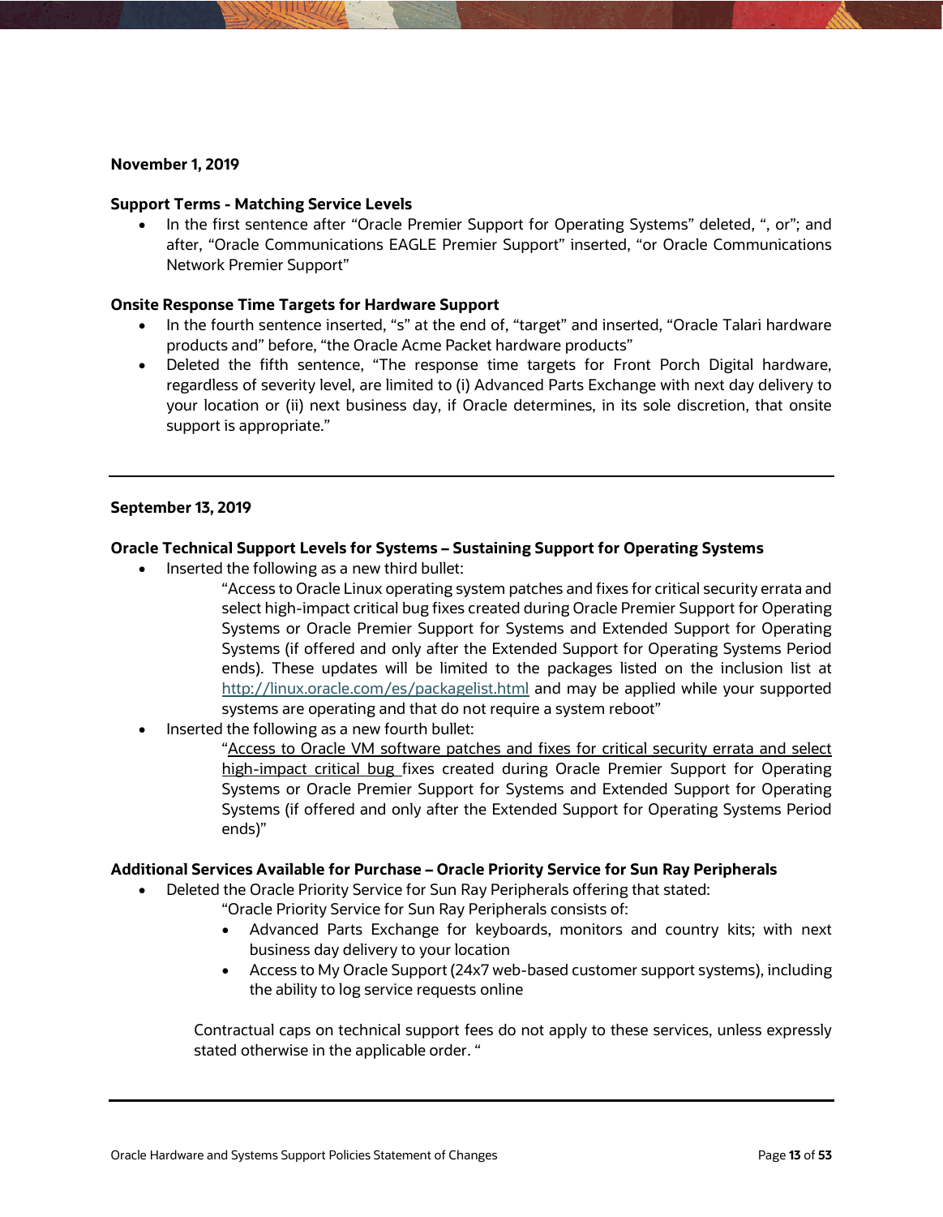**November 1, 2019**

**Support Terms - Matching Service Levels**

- In the first sentence after “Oracle Premier Support for Operating Systems” deleted, “, or”; and after, “Oracle Communications EAGLE Premier Support” inserted, “or Oracle Communications Network Premier Support”

**Onsite Response Time Targets for Hardware Support**

- In the fourth sentence inserted, “s” at the end of, “target” and inserted, “Oracle Talari hardware products and” before, “the Oracle Acme Packet hardware products”
- Deleted the fifth sentence, “The response time targets for Front Porch Digital hardware, regardless of severity level, are limited to (i) Advanced Parts Exchange with next day delivery to your location or (ii) next business day, if Oracle determines, in its sole discretion, that onsite support is appropriate.”

---

**September 13, 2019**

**Oracle Technical Support Levels for Systems – Sustaining Support for Operating Systems**

- Inserted the following as a new third bullet:

  “Access to Oracle Linux operating system patches and fixes for critical security errata and select high-impact critical bug fixes created during Oracle Premier Support for Operating Systems or Oracle Premier Support for Systems and Extended Support for Operating Systems (if offered and only after the Extended Support for Operating Systems Period ends). These updates will be limited to the packages listed on the inclusion list at http://linux.oracle.com/es/packagelist.html and may be applied while your supported systems are operating and that do not require a system reboot”
- Inserted the following as a new fourth bullet:

  “Access to Oracle VM software patches and fixes for critical security errata and select high-impact critical bug fixes created during Oracle Premier Support for Operating Systems or Oracle Premier Support for Systems and Extended Support for Operating Systems (if offered and only after the Extended Support for Operating Systems Period ends)”

**Additional Services Available for Purchase – Oracle Priority Service for Sun Ray Peripherals**

- Deleted the Oracle Priority Service for Sun Ray Peripherals offering that stated:

  “Oracle Priority Service for Sun Ray Peripherals consists of:
  - Advanced Parts Exchange for keyboards, monitors and country kits; with next business day delivery to your location
  - Access to My Oracle Support (24x7 web-based customer support systems), including the ability to log service requests online

  Contractual caps on technical support fees do not apply to these services, unless expressly stated otherwise in the applicable order. “

---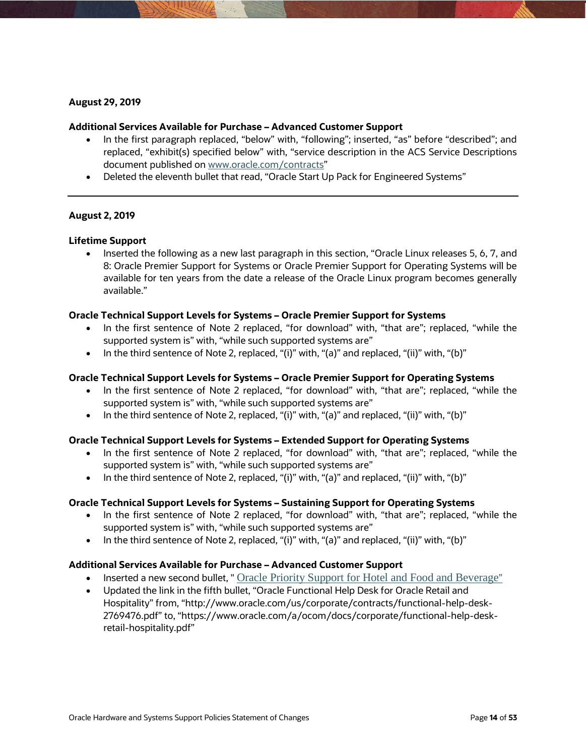**August 29, 2019**

**Additional Services Available for Purchase – Advanced Customer Support**

- In the first paragraph replaced, “below” with, “following”; inserted, “as” before “described”; and replaced, “exhibit(s) specified below” with, “service description in the ACS Service Descriptions document published on www.oracle.com/contracts”
- Deleted the eleventh bullet that read, “Oracle Start Up Pack for Engineered Systems”

---

**August 2, 2019**

**Lifetime Support**

- Inserted the following as a new last paragraph in this section, “Oracle Linux releases 5, 6, 7, and 8: Oracle Premier Support for Systems or Oracle Premier Support for Operating Systems will be available for ten years from the date a release of the Oracle Linux program becomes generally available.”

**Oracle Technical Support Levels for Systems – Oracle Premier Support for Systems**

- In the first sentence of Note 2 replaced, “for download” with, “that are”; replaced, “while the supported system is” with, “while such supported systems are”
- In the third sentence of Note 2, replaced, “(i)” with, “(a)” and replaced, “(ii)” with, “(b)”

**Oracle Technical Support Levels for Systems – Oracle Premier Support for Operating Systems**

- In the first sentence of Note 2 replaced, “for download” with, “that are”; replaced, “while the supported system is” with, “while such supported systems are”
- In the third sentence of Note 2, replaced, “(i)” with, “(a)” and replaced, “(ii)” with, “(b)”

**Oracle Technical Support Levels for Systems – Extended Support for Operating Systems**

- In the first sentence of Note 2 replaced, “for download” with, “that are”; replaced, “while the supported system is” with, “while such supported systems are”
- In the third sentence of Note 2, replaced, “(i)” with, “(a)” and replaced, “(ii)” with, “(b)”

**Oracle Technical Support Levels for Systems – Sustaining Support for Operating Systems**

- In the first sentence of Note 2 replaced, “for download” with, “that are”; replaced, “while the supported system is” with, “while such supported systems are”
- In the third sentence of Note 2, replaced, “(i)” with, “(a)” and replaced, “(ii)” with, “(b)”

**Additional Services Available for Purchase – Advanced Customer Support**

- Inserted a new second bullet, " Oracle Priority Support for Hotel and Food and Beverage"
- Updated the link in the fifth bullet, “Oracle Functional Help Desk for Oracle Retail and Hospitality” from, “http://www.oracle.com/us/corporate/contracts/functional-help-desk-2769476.pdf” to, “https://www.oracle.com/a/ocom/docs/corporate/functional-help-desk-retail-hospitality.pdf”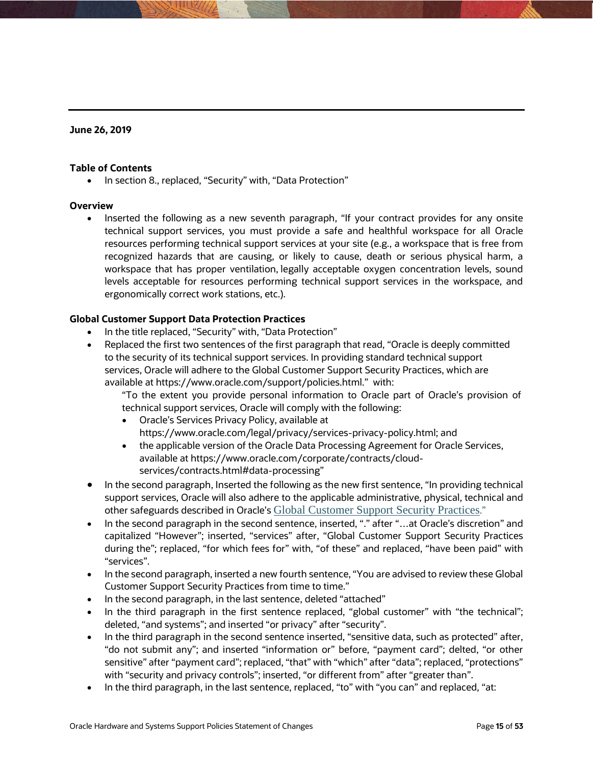**June 26, 2019**

**Table of Contents**

- In section 8., replaced, “Security” with, “Data Protection”

**Overview**

- Inserted the following as a new seventh paragraph, “If your contract provides for any onsite technical support services, you must provide a safe and healthful workspace for all Oracle resources performing technical support services at your site (e.g., a workspace that is free from recognized hazards that are causing, or likely to cause, death or serious physical harm, a workspace that has proper ventilation, legally acceptable oxygen concentration levels, sound levels acceptable for resources performing technical support services in the workspace, and ergonomically correct work stations, etc.).

**Global Customer Support Data Protection Practices**

- In the title replaced, “Security” with, “Data Protection”
- Replaced the first two sentences of the first paragraph that read, “Oracle is deeply committed to the security of its technical support services. In providing standard technical support services, Oracle will adhere to the Global Customer Support Security Practices, which are available at https://www.oracle.com/support/policies.html.” with:

  “To the extent you provide personal information to Oracle part of Oracle’s provision of technical support services, Oracle will comply with the following:

  - Oracle’s Services Privacy Policy, available at https://www.oracle.com/legal/privacy/services-privacy-policy.html; and
  - the applicable version of the Oracle Data Processing Agreement for Oracle Services, available at https://www.oracle.com/corporate/contracts/cloud-services/contracts.html#data-processing”

- In the second paragraph, Inserted the following as the new first sentence, “In providing technical support services, Oracle will also adhere to the applicable administrative, physical, technical and other safeguards described in Oracle’s Global Customer Support Security Practices.”
- In the second paragraph in the second sentence, inserted, “.” after “…at Oracle’s discretion” and capitalized “However”; inserted, “services” after, “Global Customer Support Security Practices during the”; replaced, “for which fees for” with, “of these” and replaced, “have been paid” with “services”.
- In the second paragraph, inserted a new fourth sentence, “You are advised to review these Global Customer Support Security Practices from time to time.”
- In the second paragraph, in the last sentence, deleted “attached”
- In the third paragraph in the first sentence replaced, “global customer” with “the technical”; deleted, “and systems”; and inserted “or privacy” after “security”.
- In the third paragraph in the second sentence inserted, “sensitive data, such as protected” after, “do not submit any”; and inserted “information or” before, “payment card”; delted, “or other sensitive” after “payment card”; replaced, “that” with “which” after “data”; replaced, “protections” with “security and privacy controls”; inserted, “or different from” after “greater than”.
- In the third paragraph, in the last sentence, replaced, “to” with “you can” and replaced, “at: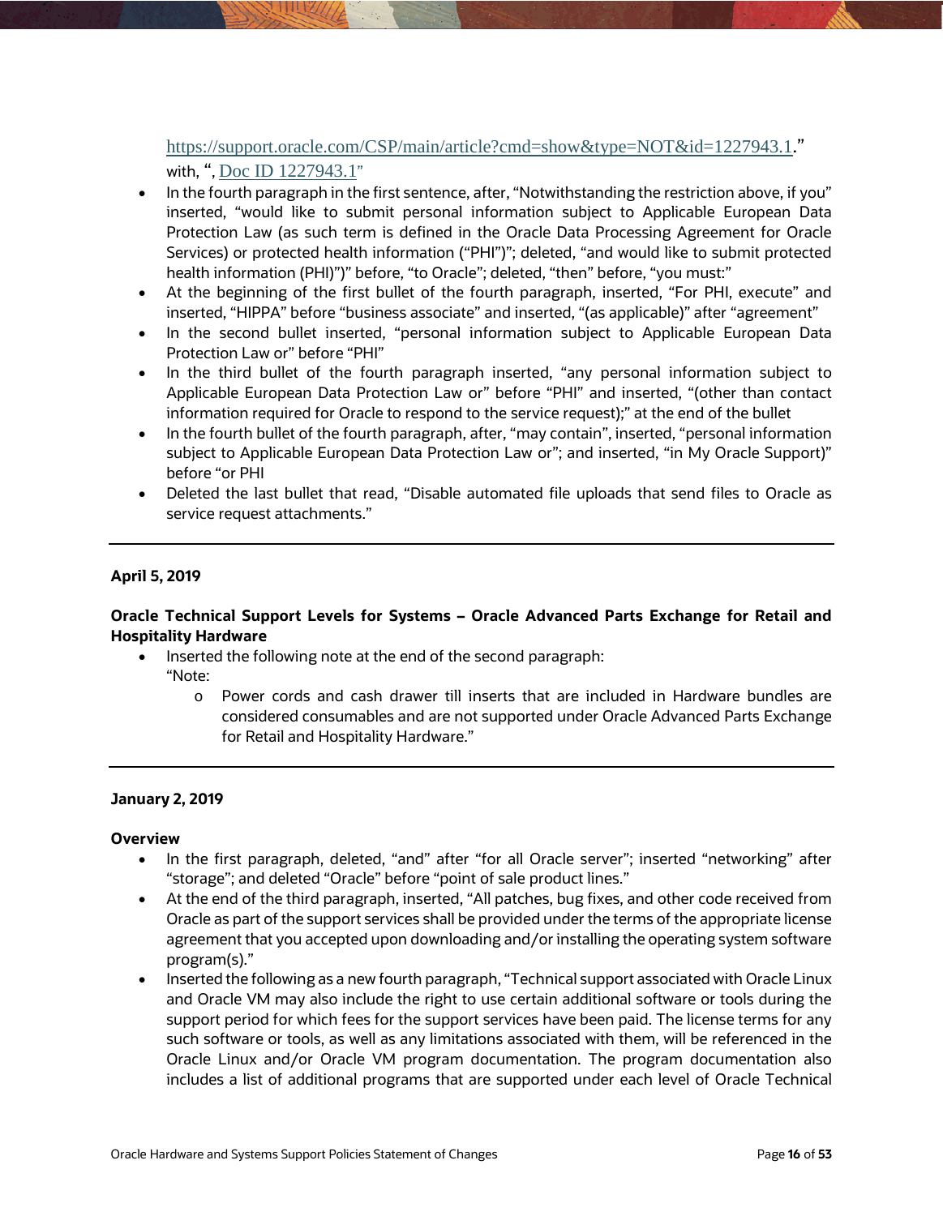https://support.oracle.com/CSP/main/article?cmd=show&type=NOT&id=1227943.1."
with, ", Doc ID 1227943.1"

- In the fourth paragraph in the first sentence, after, "Notwithstanding the restriction above, if you" inserted, "would like to submit personal information subject to Applicable European Data Protection Law (as such term is defined in the Oracle Data Processing Agreement for Oracle Services) or protected health information ("PHI")"; deleted, "and would like to submit protected health information (PHI)")" before, "to Oracle"; deleted, "then" before, "you must:"
- At the beginning of the first bullet of the fourth paragraph, inserted, "For PHI, execute" and inserted, "HIPPA" before "business associate" and inserted, "(as applicable)" after "agreement"
- In the second bullet inserted, "personal information subject to Applicable European Data Protection Law or" before "PHI"
- In the third bullet of the fourth paragraph inserted, "any personal information subject to Applicable European Data Protection Law or" before "PHI" and inserted, "(other than contact information required for Oracle to respond to the service request);" at the end of the bullet
- In the fourth bullet of the fourth paragraph, after, "may contain", inserted, "personal information subject to Applicable European Data Protection Law or"; and inserted, "in My Oracle Support)" before "or PHI
- Deleted the last bullet that read, "Disable automated file uploads that send files to Oracle as service request attachments."

---

**April 5, 2019**

**Oracle Technical Support Levels for Systems – Oracle Advanced Parts Exchange for Retail and Hospitality Hardware**

- Inserted the following note at the end of the second paragraph:
  "Note:
  - Power cords and cash drawer till inserts that are included in Hardware bundles are considered consumables and are not supported under Oracle Advanced Parts Exchange for Retail and Hospitality Hardware."

---

**January 2, 2019**

**Overview**

- In the first paragraph, deleted, "and" after "for all Oracle server"; inserted "networking" after "storage"; and deleted "Oracle" before "point of sale product lines."
- At the end of the third paragraph, inserted, "All patches, bug fixes, and other code received from Oracle as part of the support services shall be provided under the terms of the appropriate license agreement that you accepted upon downloading and/or installing the operating system software program(s)."
- Inserted the following as a new fourth paragraph, "Technical support associated with Oracle Linux and Oracle VM may also include the right to use certain additional software or tools during the support period for which fees for the support services have been paid. The license terms for any such software or tools, as well as any limitations associated with them, will be referenced in the Oracle Linux and/or Oracle VM program documentation. The program documentation also includes a list of additional programs that are supported under each level of Oracle Technical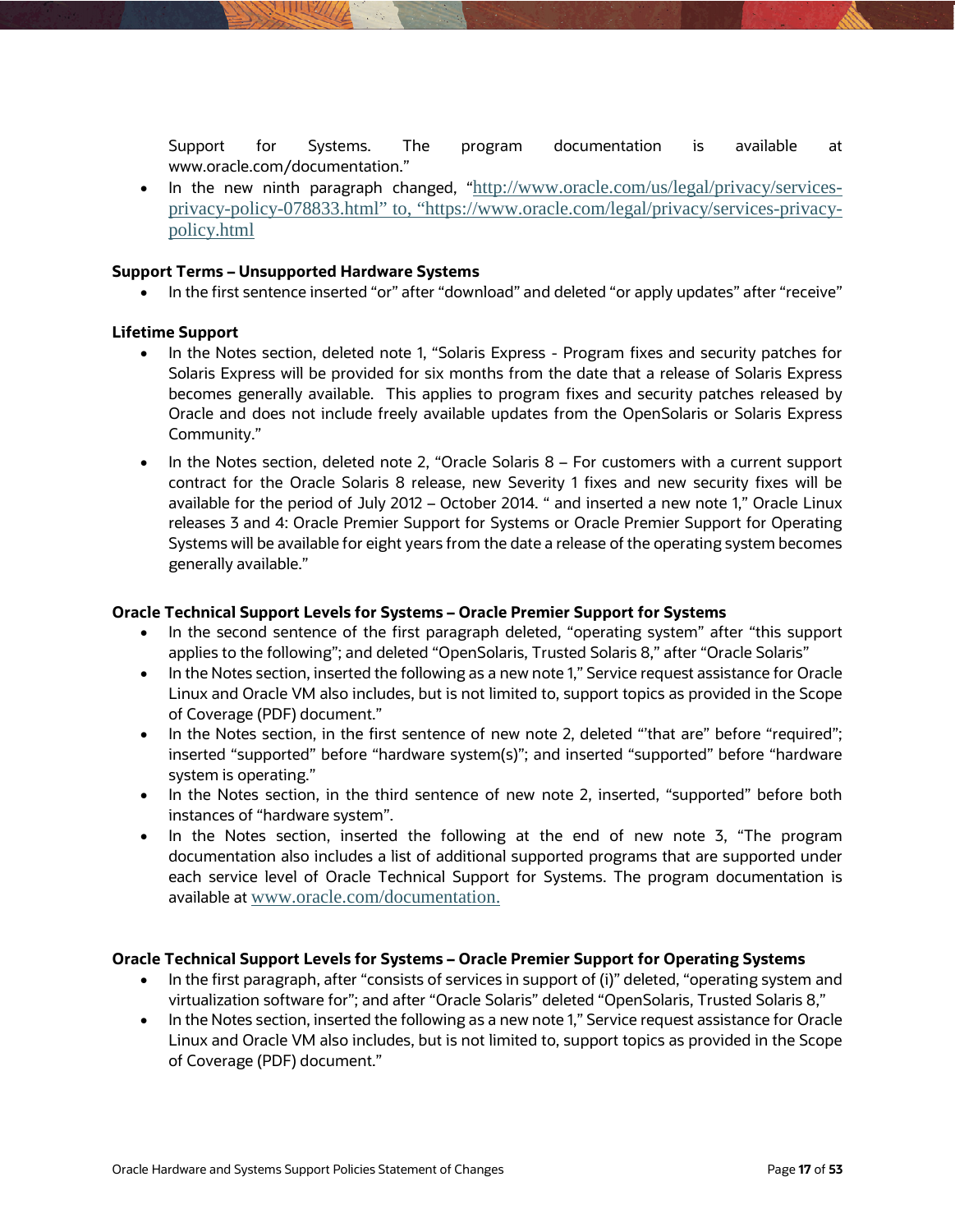Support for Systems. The program documentation is available at www.oracle.com/documentation."

- In the new ninth paragraph changed, "http://www.oracle.com/us/legal/privacy/services-privacy-policy-078833.html" to, "https://www.oracle.com/legal/privacy/services-privacy-policy.html

**Support Terms – Unsupported Hardware Systems**

- In the first sentence inserted "or" after "download" and deleted "or apply updates" after "receive"

**Lifetime Support**

- In the Notes section, deleted note 1, "Solaris Express - Program fixes and security patches for Solaris Express will be provided for six months from the date that a release of Solaris Express becomes generally available. This applies to program fixes and security patches released by Oracle and does not include freely available updates from the OpenSolaris or Solaris Express Community."
- In the Notes section, deleted note 2, "Oracle Solaris 8 – For customers with a current support contract for the Oracle Solaris 8 release, new Severity 1 fixes and new security fixes will be available for the period of July 2012 – October 2014. " and inserted a new note 1," Oracle Linux releases 3 and 4: Oracle Premier Support for Systems or Oracle Premier Support for Operating Systems will be available for eight years from the date a release of the operating system becomes generally available."

**Oracle Technical Support Levels for Systems – Oracle Premier Support for Systems**

- In the second sentence of the first paragraph deleted, "operating system" after "this support applies to the following"; and deleted "OpenSolaris, Trusted Solaris 8," after "Oracle Solaris"
- In the Notes section, inserted the following as a new note 1," Service request assistance for Oracle Linux and Oracle VM also includes, but is not limited to, support topics as provided in the Scope of Coverage (PDF) document."
- In the Notes section, in the first sentence of new note 2, deleted "'that are" before "required"; inserted "supported" before "hardware system(s)"; and inserted "supported" before "hardware system is operating."
- In the Notes section, in the third sentence of new note 2, inserted, "supported" before both instances of "hardware system".
- In the Notes section, inserted the following at the end of new note 3, "The program documentation also includes a list of additional supported programs that are supported under each service level of Oracle Technical Support for Systems. The program documentation is available at www.oracle.com/documentation.

**Oracle Technical Support Levels for Systems – Oracle Premier Support for Operating Systems**

- In the first paragraph, after "consists of services in support of (i)" deleted, "operating system and virtualization software for"; and after "Oracle Solaris" deleted "OpenSolaris, Trusted Solaris 8,"
- In the Notes section, inserted the following as a new note 1," Service request assistance for Oracle Linux and Oracle VM also includes, but is not limited to, support topics as provided in the Scope of Coverage (PDF) document."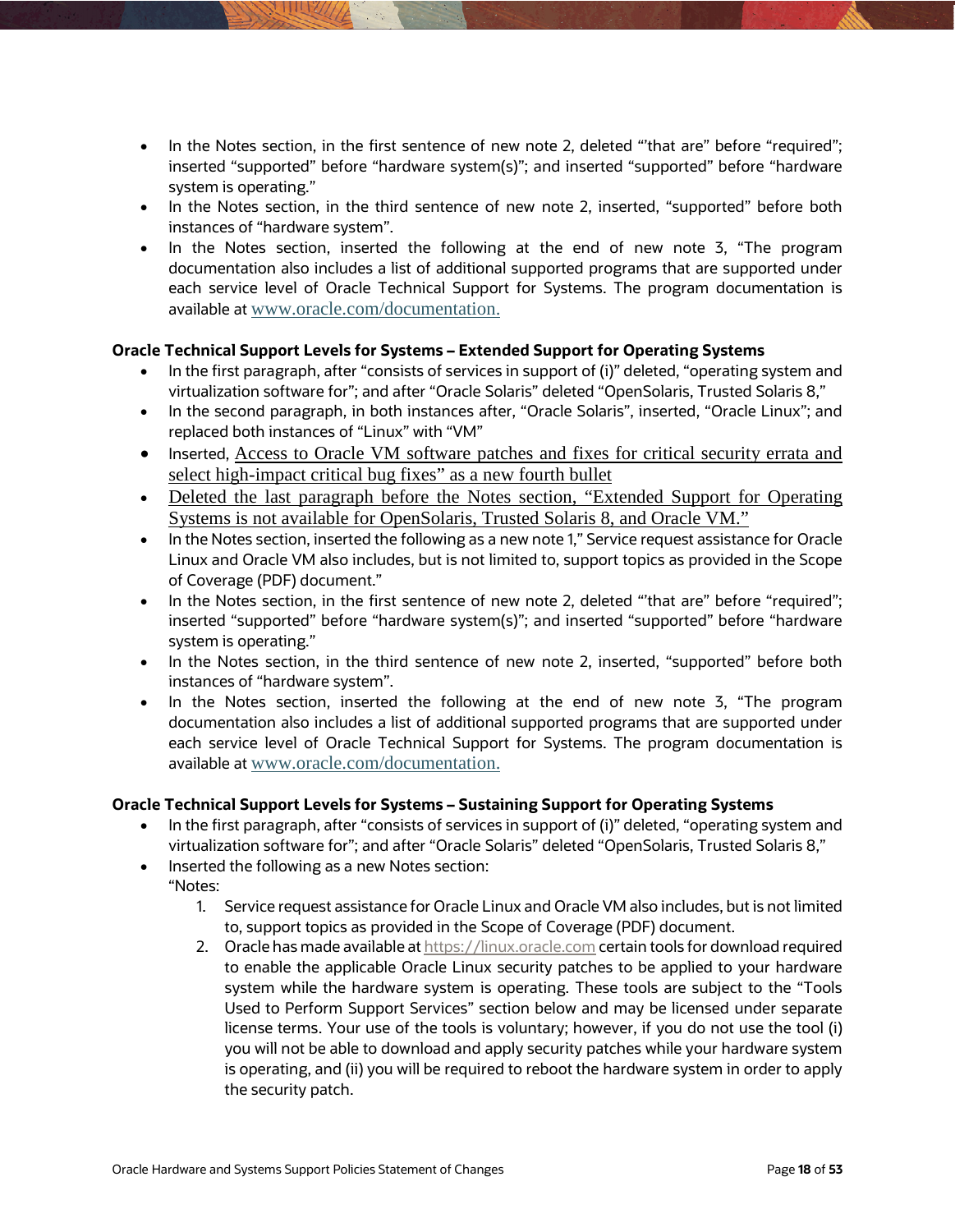- In the Notes section, in the first sentence of new note 2, deleted "'that are" before "required"; inserted "supported" before "hardware system(s)"; and inserted "supported" before "hardware system is operating."
- In the Notes section, in the third sentence of new note 2, inserted, "supported" before both instances of "hardware system".
- In the Notes section, inserted the following at the end of new note 3, "The program documentation also includes a list of additional supported programs that are supported under each service level of Oracle Technical Support for Systems. The program documentation is available at www.oracle.com/documentation.

**Oracle Technical Support Levels for Systems – Extended Support for Operating Systems**

- In the first paragraph, after "consists of services in support of (i)" deleted, "operating system and virtualization software for"; and after "Oracle Solaris" deleted "OpenSolaris, Trusted Solaris 8,"
- In the second paragraph, in both instances after, "Oracle Solaris", inserted, "Oracle Linux"; and replaced both instances of "Linux" with "VM"
- Inserted, Access to Oracle VM software patches and fixes for critical security errata and select high-impact critical bug fixes" as a new fourth bullet
- Deleted the last paragraph before the Notes section, "Extended Support for Operating Systems is not available for OpenSolaris, Trusted Solaris 8, and Oracle VM."
- In the Notes section, inserted the following as a new note 1," Service request assistance for Oracle Linux and Oracle VM also includes, but is not limited to, support topics as provided in the Scope of Coverage (PDF) document."
- In the Notes section, in the first sentence of new note 2, deleted "'that are" before "required"; inserted "supported" before "hardware system(s)"; and inserted "supported" before "hardware system is operating."
- In the Notes section, in the third sentence of new note 2, inserted, "supported" before both instances of "hardware system".
- In the Notes section, inserted the following at the end of new note 3, "The program documentation also includes a list of additional supported programs that are supported under each service level of Oracle Technical Support for Systems. The program documentation is available at www.oracle.com/documentation.

**Oracle Technical Support Levels for Systems – Sustaining Support for Operating Systems**

- In the first paragraph, after "consists of services in support of (i)" deleted, "operating system and virtualization software for"; and after "Oracle Solaris" deleted "OpenSolaris, Trusted Solaris 8,"
- Inserted the following as a new Notes section:
  "Notes:
  1. Service request assistance for Oracle Linux and Oracle VM also includes, but is not limited to, support topics as provided in the Scope of Coverage (PDF) document.
  2. Oracle has made available at https://linux.oracle.com certain tools for download required to enable the applicable Oracle Linux security patches to be applied to your hardware system while the hardware system is operating. These tools are subject to the "Tools Used to Perform Support Services" section below and may be licensed under separate license terms. Your use of the tools is voluntary; however, if you do not use the tool (i) you will not be able to download and apply security patches while your hardware system is operating, and (ii) you will be required to reboot the hardware system in order to apply the security patch.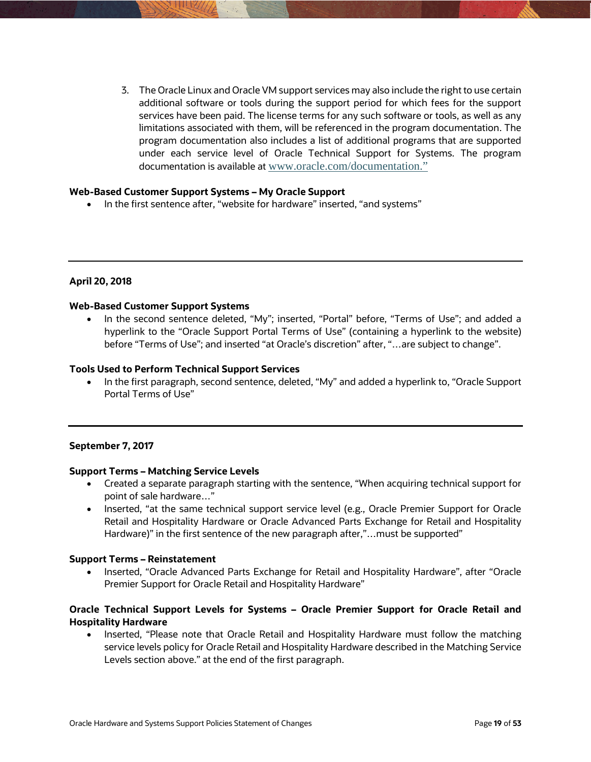3. The Oracle Linux and Oracle VM support services may also include the right to use certain additional software or tools during the support period for which fees for the support services have been paid. The license terms for any such software or tools, as well as any limitations associated with them, will be referenced in the program documentation. The program documentation also includes a list of additional programs that are supported under each service level of Oracle Technical Support for Systems. The program documentation is available at www.oracle.com/documentation."

**Web-Based Customer Support Systems – My Oracle Support**

- In the first sentence after, "website for hardware" inserted, "and systems"

---

**April 20, 2018**

**Web-Based Customer Support Systems**

- In the second sentence deleted, "My"; inserted, "Portal" before, "Terms of Use"; and added a hyperlink to the "Oracle Support Portal Terms of Use" (containing a hyperlink to the website) before "Terms of Use"; and inserted "at Oracle's discretion" after, "…are subject to change".

**Tools Used to Perform Technical Support Services**

- In the first paragraph, second sentence, deleted, "My" and added a hyperlink to, "Oracle Support Portal Terms of Use"

---

**September 7, 2017**

**Support Terms – Matching Service Levels**

- Created a separate paragraph starting with the sentence, "When acquiring technical support for point of sale hardware…"
- Inserted, "at the same technical support service level (e.g., Oracle Premier Support for Oracle Retail and Hospitality Hardware or Oracle Advanced Parts Exchange for Retail and Hospitality Hardware)" in the first sentence of the new paragraph after,"…must be supported"

**Support Terms – Reinstatement**

- Inserted, "Oracle Advanced Parts Exchange for Retail and Hospitality Hardware", after "Oracle Premier Support for Oracle Retail and Hospitality Hardware"

**Oracle Technical Support Levels for Systems – Oracle Premier Support for Oracle Retail and Hospitality Hardware**

- Inserted, "Please note that Oracle Retail and Hospitality Hardware must follow the matching service levels policy for Oracle Retail and Hospitality Hardware described in the Matching Service Levels section above." at the end of the first paragraph.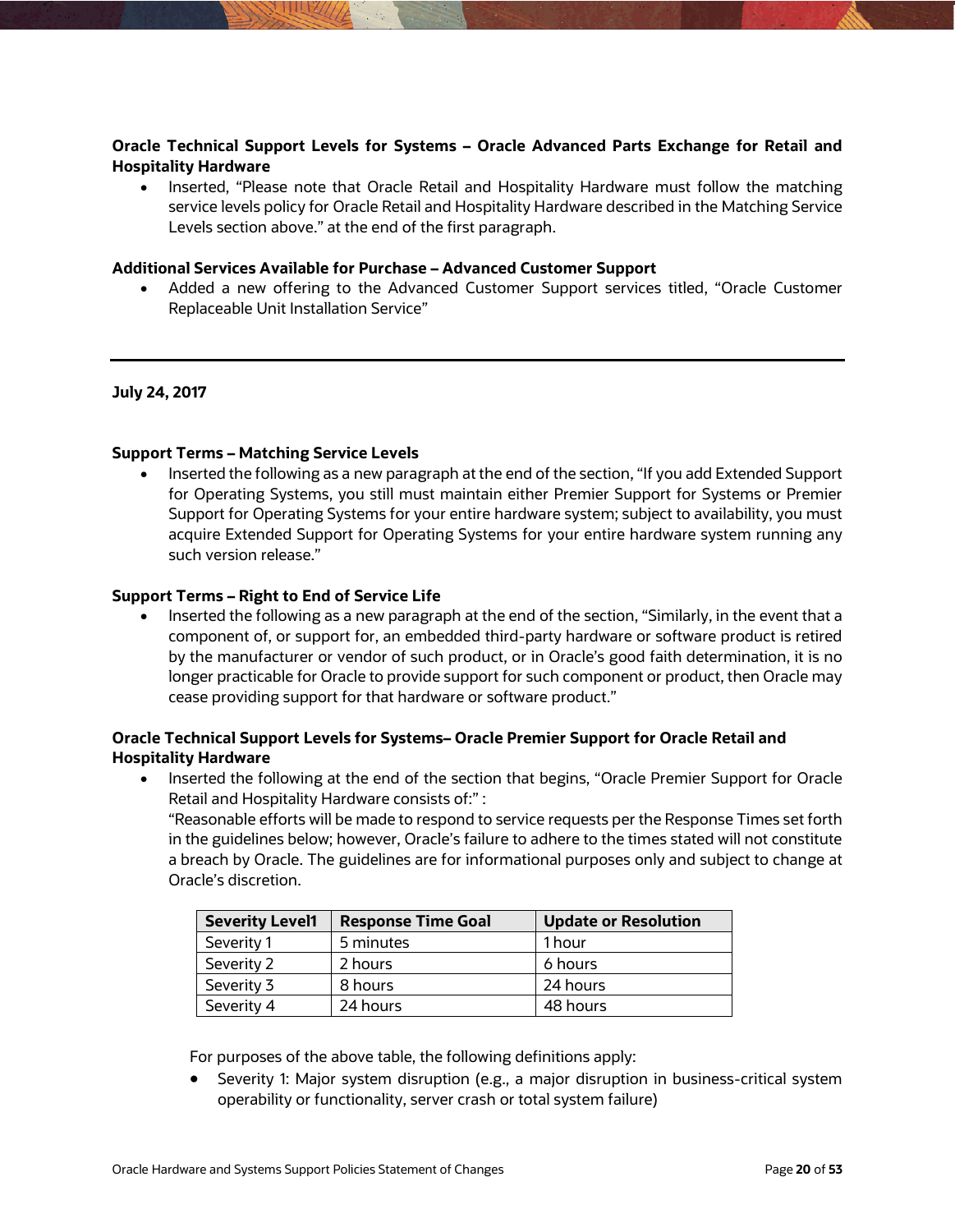**Oracle Technical Support Levels for Systems – Oracle Advanced Parts Exchange for Retail and Hospitality Hardware**

- Inserted, "Please note that Oracle Retail and Hospitality Hardware must follow the matching service levels policy for Oracle Retail and Hospitality Hardware described in the Matching Service Levels section above." at the end of the first paragraph.

**Additional Services Available for Purchase – Advanced Customer Support**

- Added a new offering to the Advanced Customer Support services titled, "Oracle Customer Replaceable Unit Installation Service"

---

**July 24, 2017**

**Support Terms – Matching Service Levels**

- Inserted the following as a new paragraph at the end of the section, "If you add Extended Support for Operating Systems, you still must maintain either Premier Support for Systems or Premier Support for Operating Systems for your entire hardware system; subject to availability, you must acquire Extended Support for Operating Systems for your entire hardware system running any such version release."

**Support Terms – Right to End of Service Life**

- Inserted the following as a new paragraph at the end of the section, "Similarly, in the event that a component of, or support for, an embedded third-party hardware or software product is retired by the manufacturer or vendor of such product, or in Oracle's good faith determination, it is no longer practicable for Oracle to provide support for such component or product, then Oracle may cease providing support for that hardware or software product."

**Oracle Technical Support Levels for Systems– Oracle Premier Support for Oracle Retail and Hospitality Hardware**

- Inserted the following at the end of the section that begins, "Oracle Premier Support for Oracle Retail and Hospitality Hardware consists of:" :
  "Reasonable efforts will be made to respond to service requests per the Response Times set forth in the guidelines below; however, Oracle's failure to adhere to the times stated will not constitute a breach by Oracle. The guidelines are for informational purposes only and subject to change at Oracle's discretion.

| Severity Level1 | Response Time Goal | Update or Resolution |
| --- | --- | --- |
| Severity 1 | 5 minutes | 1 hour |
| Severity 2 | 2 hours | 6 hours |
| Severity 3 | 8 hours | 24 hours |
| Severity 4 | 24 hours | 48 hours |

  For purposes of the above table, the following definitions apply:

  - Severity 1: Major system disruption (e.g., a major disruption in business-critical system operability or functionality, server crash or total system failure)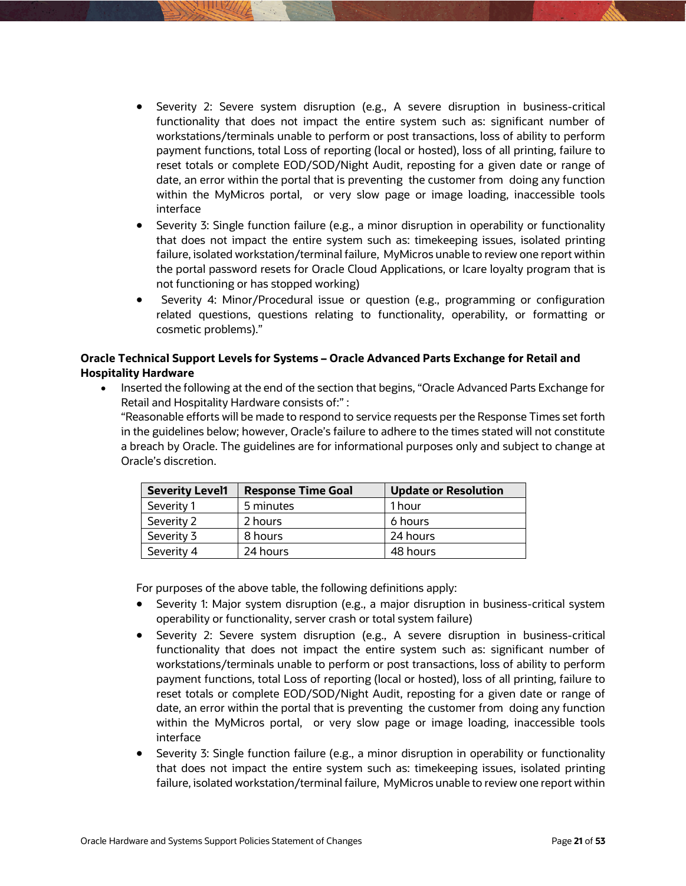- Severity 2: Severe system disruption (e.g., A severe disruption in business-critical functionality that does not impact the entire system such as: significant number of workstations/terminals unable to perform or post transactions, loss of ability to perform payment functions, total Loss of reporting (local or hosted), loss of all printing, failure to reset totals or complete EOD/SOD/Night Audit, reposting for a given date or range of date, an error within the portal that is preventing the customer from doing any function within the MyMicros portal, or very slow page or image loading, inaccessible tools interface
- Severity 3: Single function failure (e.g., a minor disruption in operability or functionality that does not impact the entire system such as: timekeeping issues, isolated printing failure, isolated workstation/terminal failure, MyMicros unable to review one report within the portal password resets for Oracle Cloud Applications, or Icare loyalty program that is not functioning or has stopped working)
- Severity 4: Minor/Procedural issue or question (e.g., programming or configuration related questions, questions relating to functionality, operability, or formatting or cosmetic problems)."

**Oracle Technical Support Levels for Systems – Oracle Advanced Parts Exchange for Retail and Hospitality Hardware**

- Inserted the following at the end of the section that begins, "Oracle Advanced Parts Exchange for Retail and Hospitality Hardware consists of:" :
  "Reasonable efforts will be made to respond to service requests per the Response Times set forth in the guidelines below; however, Oracle's failure to adhere to the times stated will not constitute a breach by Oracle. The guidelines are for informational purposes only and subject to change at Oracle's discretion.

| Severity Level1 | Response Time Goal | Update or Resolution |
|---|---|---|
| Severity 1 | 5 minutes | 1 hour |
| Severity 2 | 2 hours | 6 hours |
| Severity 3 | 8 hours | 24 hours |
| Severity 4 | 24 hours | 48 hours |

For purposes of the above table, the following definitions apply:

- Severity 1: Major system disruption (e.g., a major disruption in business-critical system operability or functionality, server crash or total system failure)
- Severity 2: Severe system disruption (e.g., A severe disruption in business-critical functionality that does not impact the entire system such as: significant number of workstations/terminals unable to perform or post transactions, loss of ability to perform payment functions, total Loss of reporting (local or hosted), loss of all printing, failure to reset totals or complete EOD/SOD/Night Audit, reposting for a given date or range of date, an error within the portal that is preventing the customer from doing any function within the MyMicros portal, or very slow page or image loading, inaccessible tools interface
- Severity 3: Single function failure (e.g., a minor disruption in operability or functionality that does not impact the entire system such as: timekeeping issues, isolated printing failure, isolated workstation/terminal failure, MyMicros unable to review one report within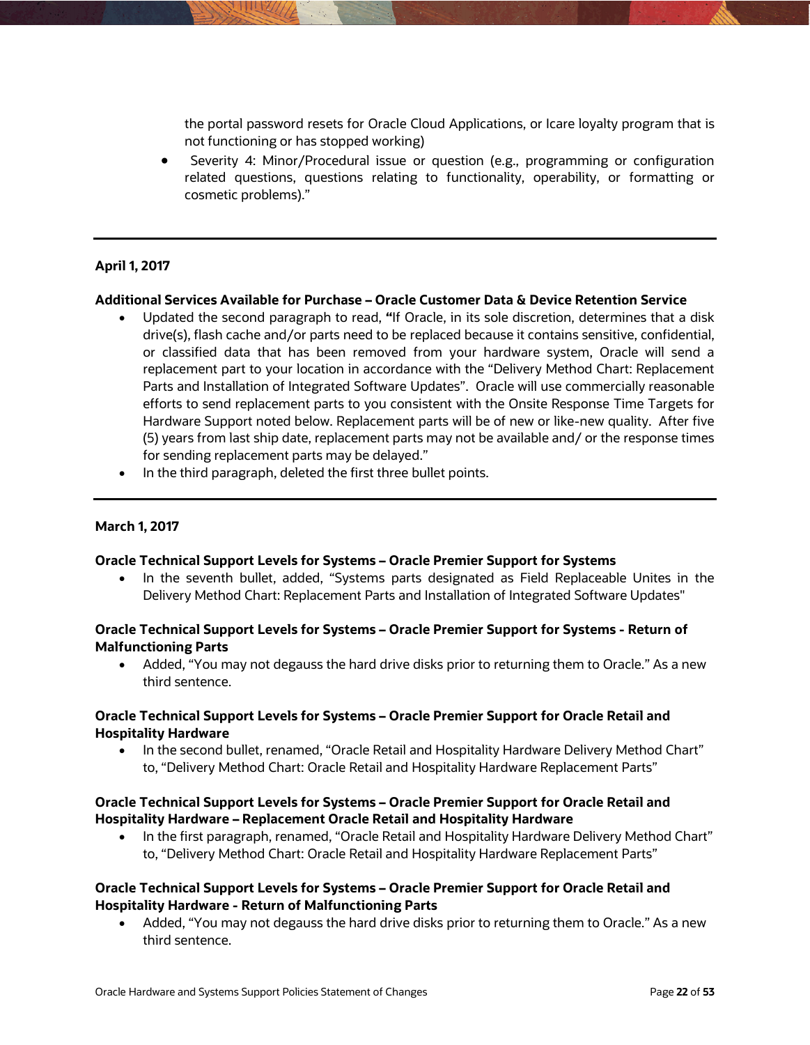the portal password resets for Oracle Cloud Applications, or Icare loyalty program that is not functioning or has stopped working)

- Severity 4: Minor/Procedural issue or question (e.g., programming or configuration related questions, questions relating to functionality, operability, or formatting or cosmetic problems)."

---

**April 1, 2017**

**Additional Services Available for Purchase – Oracle Customer Data & Device Retention Service**

- Updated the second paragraph to read, **"**If Oracle, in its sole discretion, determines that a disk drive(s), flash cache and/or parts need to be replaced because it contains sensitive, confidential, or classified data that has been removed from your hardware system, Oracle will send a replacement part to your location in accordance with the "Delivery Method Chart: Replacement Parts and Installation of Integrated Software Updates". Oracle will use commercially reasonable efforts to send replacement parts to you consistent with the Onsite Response Time Targets for Hardware Support noted below. Replacement parts will be of new or like-new quality. After five (5) years from last ship date, replacement parts may not be available and/ or the response times for sending replacement parts may be delayed."
- In the third paragraph, deleted the first three bullet points.

---

**March 1, 2017**

**Oracle Technical Support Levels for Systems – Oracle Premier Support for Systems**

- In the seventh bullet, added, "Systems parts designated as Field Replaceable Unites in the Delivery Method Chart: Replacement Parts and Installation of Integrated Software Updates"

**Oracle Technical Support Levels for Systems – Oracle Premier Support for Systems - Return of Malfunctioning Parts**

- Added, "You may not degauss the hard drive disks prior to returning them to Oracle." As a new third sentence.

**Oracle Technical Support Levels for Systems – Oracle Premier Support for Oracle Retail and Hospitality Hardware**

- In the second bullet, renamed, "Oracle Retail and Hospitality Hardware Delivery Method Chart" to, "Delivery Method Chart: Oracle Retail and Hospitality Hardware Replacement Parts"

**Oracle Technical Support Levels for Systems – Oracle Premier Support for Oracle Retail and Hospitality Hardware – Replacement Oracle Retail and Hospitality Hardware**

- In the first paragraph, renamed, "Oracle Retail and Hospitality Hardware Delivery Method Chart" to, "Delivery Method Chart: Oracle Retail and Hospitality Hardware Replacement Parts"

**Oracle Technical Support Levels for Systems – Oracle Premier Support for Oracle Retail and Hospitality Hardware - Return of Malfunctioning Parts**

- Added, "You may not degauss the hard drive disks prior to returning them to Oracle." As a new third sentence.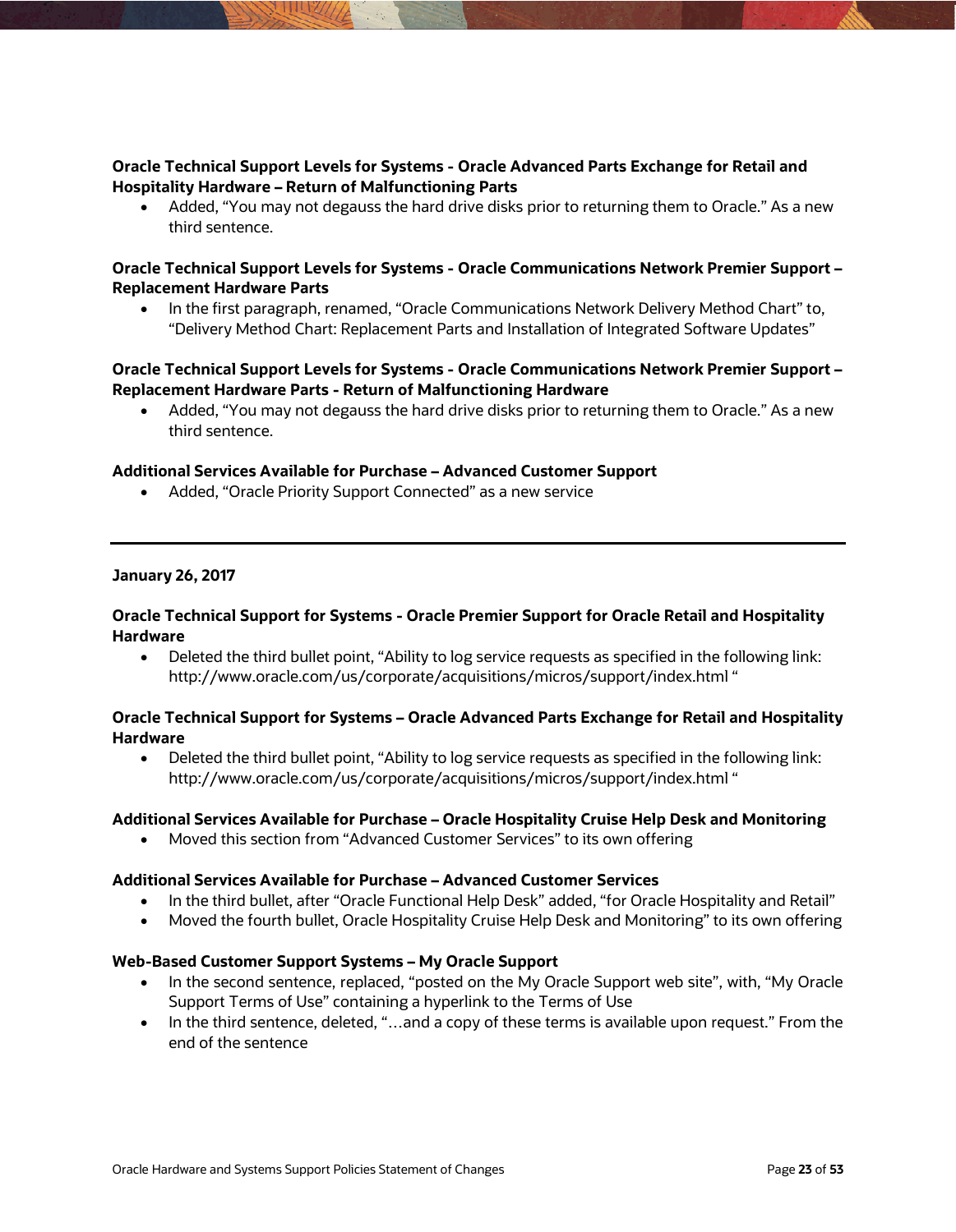**Oracle Technical Support Levels for Systems - Oracle Advanced Parts Exchange for Retail and Hospitality Hardware – Return of Malfunctioning Parts**

- Added, "You may not degauss the hard drive disks prior to returning them to Oracle." As a new third sentence.

**Oracle Technical Support Levels for Systems - Oracle Communications Network Premier Support – Replacement Hardware Parts**

- In the first paragraph, renamed, "Oracle Communications Network Delivery Method Chart" to, "Delivery Method Chart: Replacement Parts and Installation of Integrated Software Updates"

**Oracle Technical Support Levels for Systems - Oracle Communications Network Premier Support – Replacement Hardware Parts - Return of Malfunctioning Hardware**

- Added, "You may not degauss the hard drive disks prior to returning them to Oracle." As a new third sentence.

**Additional Services Available for Purchase – Advanced Customer Support**

- Added, "Oracle Priority Support Connected" as a new service

---

**January 26, 2017**

**Oracle Technical Support for Systems - Oracle Premier Support for Oracle Retail and Hospitality Hardware**

- Deleted the third bullet point, "Ability to log service requests as specified in the following link: http://www.oracle.com/us/corporate/acquisitions/micros/support/index.html "

**Oracle Technical Support for Systems – Oracle Advanced Parts Exchange for Retail and Hospitality Hardware**

- Deleted the third bullet point, "Ability to log service requests as specified in the following link: http://www.oracle.com/us/corporate/acquisitions/micros/support/index.html "

**Additional Services Available for Purchase – Oracle Hospitality Cruise Help Desk and Monitoring**

- Moved this section from "Advanced Customer Services" to its own offering

**Additional Services Available for Purchase – Advanced Customer Services**

- In the third bullet, after "Oracle Functional Help Desk" added, "for Oracle Hospitality and Retail"
- Moved the fourth bullet, Oracle Hospitality Cruise Help Desk and Monitoring" to its own offering

**Web-Based Customer Support Systems – My Oracle Support**

- In the second sentence, replaced, "posted on the My Oracle Support web site", with, "My Oracle Support Terms of Use" containing a hyperlink to the Terms of Use
- In the third sentence, deleted, "…and a copy of these terms is available upon request." From the end of the sentence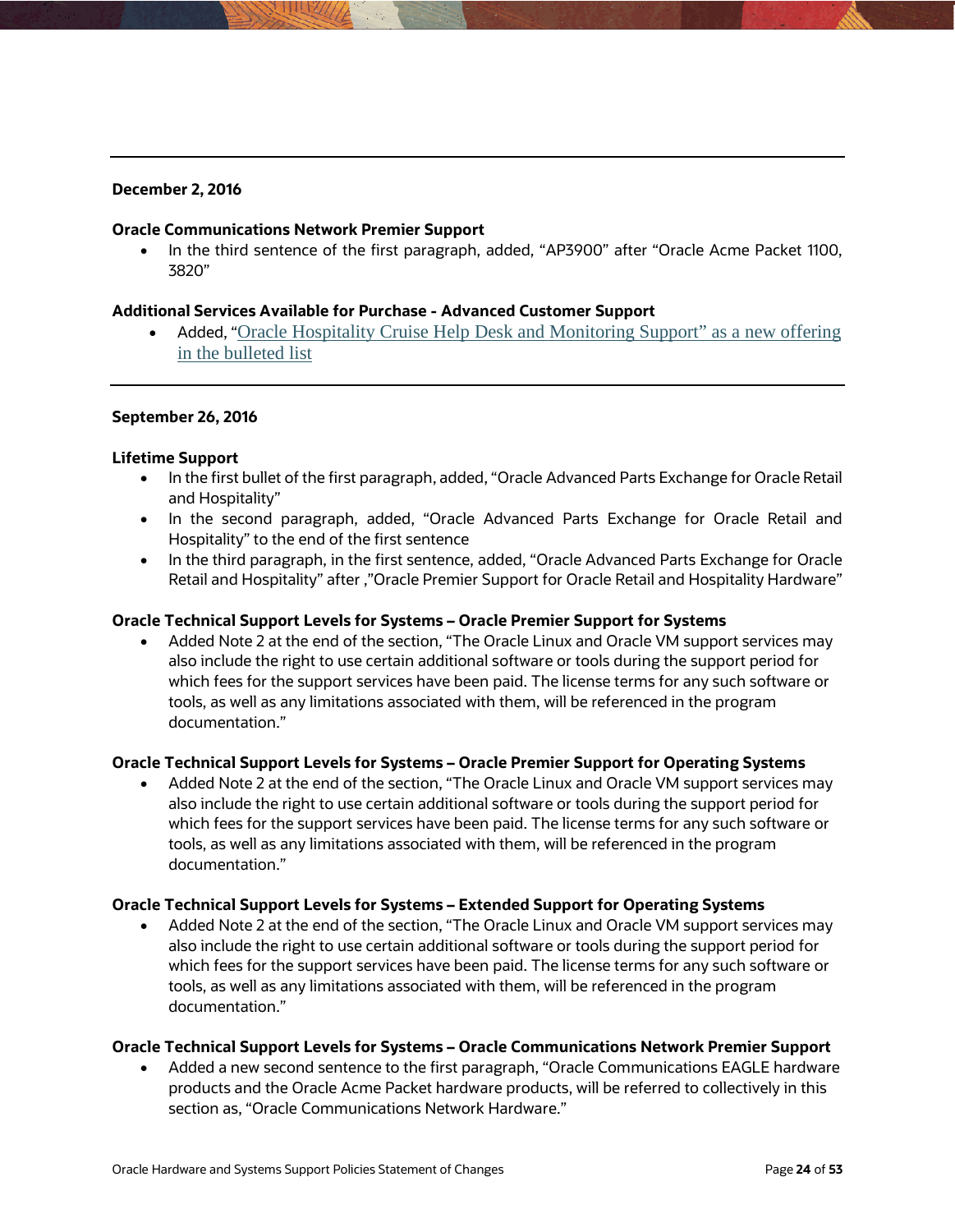---

**December 2, 2016**

**Oracle Communications Network Premier Support**

- In the third sentence of the first paragraph, added, "AP3900" after "Oracle Acme Packet 1100, 3820"

**Additional Services Available for Purchase - Advanced Customer Support**

- Added, "Oracle Hospitality Cruise Help Desk and Monitoring Support" as a new offering in the bulleted list

---

**September 26, 2016**

**Lifetime Support**

- In the first bullet of the first paragraph, added, "Oracle Advanced Parts Exchange for Oracle Retail and Hospitality"
- In the second paragraph, added, "Oracle Advanced Parts Exchange for Oracle Retail and Hospitality" to the end of the first sentence
- In the third paragraph, in the first sentence, added, "Oracle Advanced Parts Exchange for Oracle Retail and Hospitality" after ,"Oracle Premier Support for Oracle Retail and Hospitality Hardware"

**Oracle Technical Support Levels for Systems – Oracle Premier Support for Systems**

- Added Note 2 at the end of the section, "The Oracle Linux and Oracle VM support services may also include the right to use certain additional software or tools during the support period for which fees for the support services have been paid. The license terms for any such software or tools, as well as any limitations associated with them, will be referenced in the program documentation."

**Oracle Technical Support Levels for Systems – Oracle Premier Support for Operating Systems**

- Added Note 2 at the end of the section, "The Oracle Linux and Oracle VM support services may also include the right to use certain additional software or tools during the support period for which fees for the support services have been paid. The license terms for any such software or tools, as well as any limitations associated with them, will be referenced in the program documentation."

**Oracle Technical Support Levels for Systems – Extended Support for Operating Systems**

- Added Note 2 at the end of the section, "The Oracle Linux and Oracle VM support services may also include the right to use certain additional software or tools during the support period for which fees for the support services have been paid. The license terms for any such software or tools, as well as any limitations associated with them, will be referenced in the program documentation."

**Oracle Technical Support Levels for Systems – Oracle Communications Network Premier Support**

- Added a new second sentence to the first paragraph, "Oracle Communications EAGLE hardware products and the Oracle Acme Packet hardware products, will be referred to collectively in this section as, "Oracle Communications Network Hardware."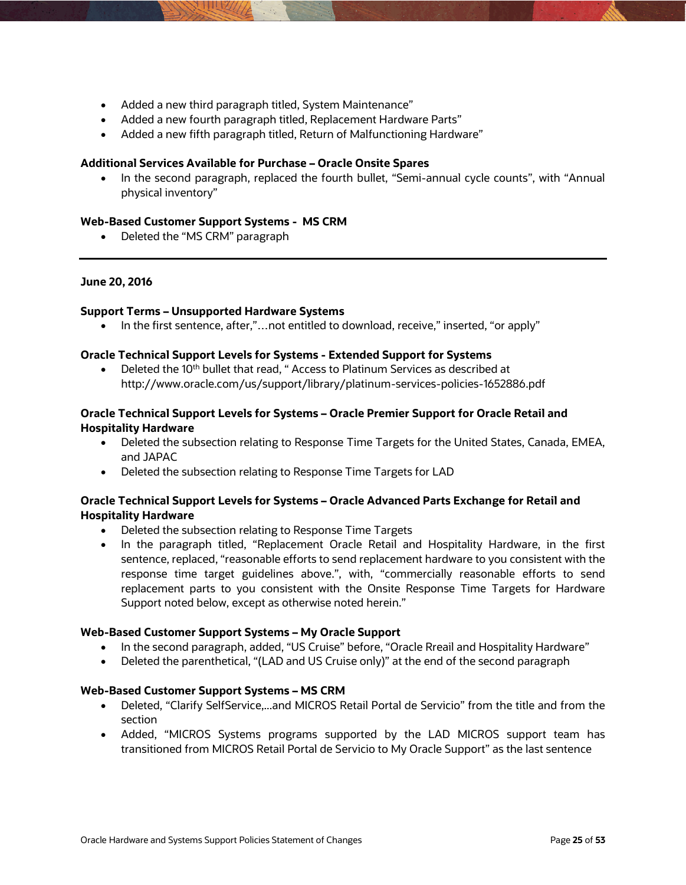- Added a new third paragraph titled, System Maintenance"
- Added a new fourth paragraph titled, Replacement Hardware Parts"
- Added a new fifth paragraph titled, Return of Malfunctioning Hardware"

**Additional Services Available for Purchase – Oracle Onsite Spares**

- In the second paragraph, replaced the fourth bullet, "Semi-annual cycle counts", with "Annual physical inventory"

**Web-Based Customer Support Systems - MS CRM**

- Deleted the "MS CRM" paragraph

---

**June 20, 2016**

**Support Terms – Unsupported Hardware Systems**

- In the first sentence, after,"…not entitled to download, receive," inserted, "or apply"

**Oracle Technical Support Levels for Systems - Extended Support for Systems**

- Deleted the 10th bullet that read, " Access to Platinum Services as described at http://www.oracle.com/us/support/library/platinum-services-policies-1652886.pdf

**Oracle Technical Support Levels for Systems – Oracle Premier Support for Oracle Retail and Hospitality Hardware**

- Deleted the subsection relating to Response Time Targets for the United States, Canada, EMEA, and JAPAC
- Deleted the subsection relating to Response Time Targets for LAD

**Oracle Technical Support Levels for Systems – Oracle Advanced Parts Exchange for Retail and Hospitality Hardware**

- Deleted the subsection relating to Response Time Targets
- In the paragraph titled, "Replacement Oracle Retail and Hospitality Hardware, in the first sentence, replaced, "reasonable efforts to send replacement hardware to you consistent with the response time target guidelines above.", with, "commercially reasonable efforts to send replacement parts to you consistent with the Onsite Response Time Targets for Hardware Support noted below, except as otherwise noted herein."

**Web-Based Customer Support Systems – My Oracle Support**

- In the second paragraph, added, "US Cruise" before, "Oracle Rreail and Hospitality Hardware"
- Deleted the parenthetical, "(LAD and US Cruise only)" at the end of the second paragraph

**Web-Based Customer Support Systems – MS CRM**

- Deleted, "Clarify SelfService,…and MICROS Retail Portal de Servicio" from the title and from the section
- Added, "MICROS Systems programs supported by the LAD MICROS support team has transitioned from MICROS Retail Portal de Servicio to My Oracle Support" as the last sentence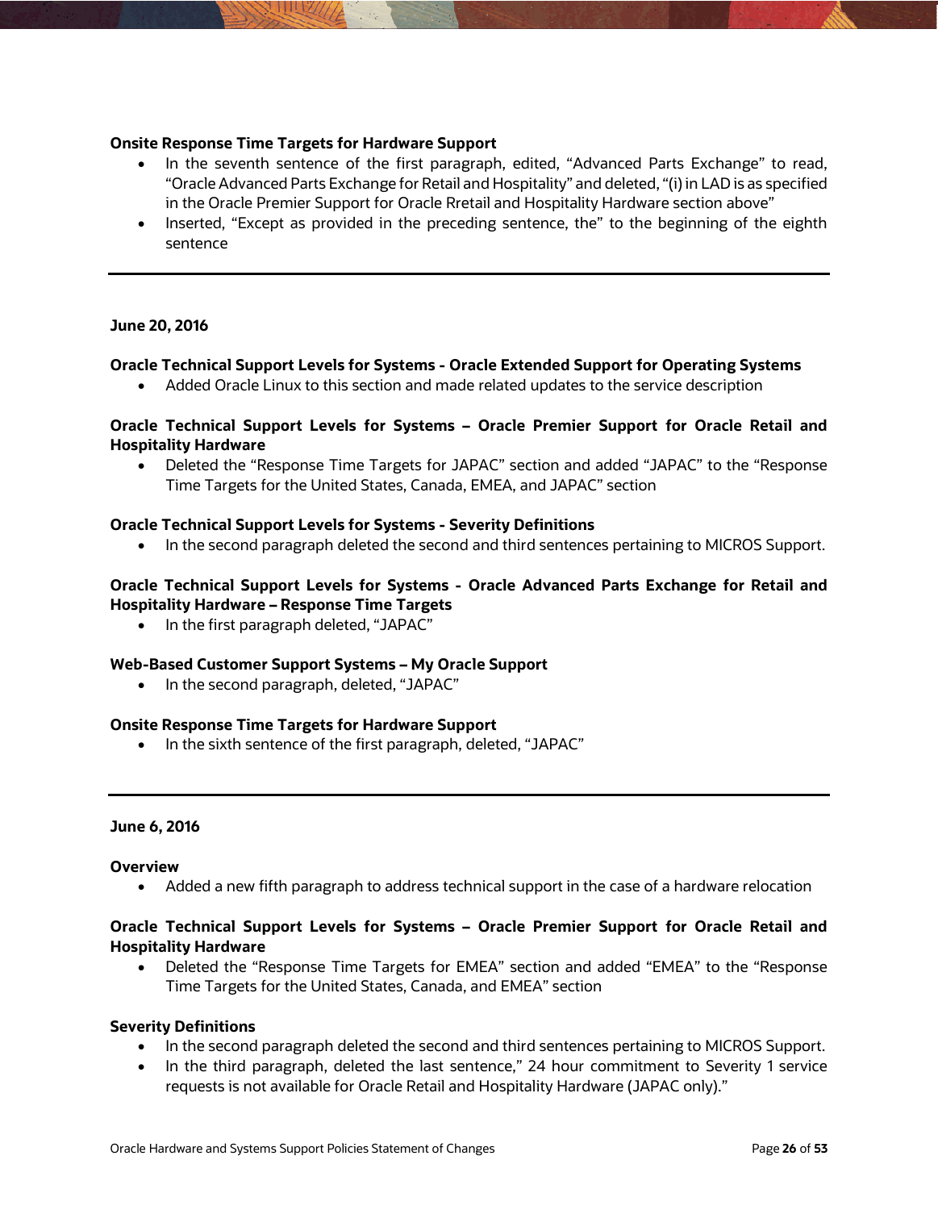**Onsite Response Time Targets for Hardware Support**

- In the seventh sentence of the first paragraph, edited, "Advanced Parts Exchange" to read, "Oracle Advanced Parts Exchange for Retail and Hospitality" and deleted, "(i) in LAD is as specified in the Oracle Premier Support for Oracle Rretail and Hospitality Hardware section above"
- Inserted, "Except as provided in the preceding sentence, the" to the beginning of the eighth sentence

---

**June 20, 2016**

**Oracle Technical Support Levels for Systems - Oracle Extended Support for Operating Systems**

- Added Oracle Linux to this section and made related updates to the service description

**Oracle Technical Support Levels for Systems – Oracle Premier Support for Oracle Retail and Hospitality Hardware**

- Deleted the "Response Time Targets for JAPAC" section and added "JAPAC" to the "Response Time Targets for the United States, Canada, EMEA, and JAPAC" section

**Oracle Technical Support Levels for Systems - Severity Definitions**

- In the second paragraph deleted the second and third sentences pertaining to MICROS Support.

**Oracle Technical Support Levels for Systems - Oracle Advanced Parts Exchange for Retail and Hospitality Hardware – Response Time Targets**

- In the first paragraph deleted, "JAPAC"

**Web-Based Customer Support Systems – My Oracle Support**

- In the second paragraph, deleted, "JAPAC"

**Onsite Response Time Targets for Hardware Support**

- In the sixth sentence of the first paragraph, deleted, "JAPAC"

---

**June 6, 2016**

**Overview**

- Added a new fifth paragraph to address technical support in the case of a hardware relocation

**Oracle Technical Support Levels for Systems – Oracle Premier Support for Oracle Retail and Hospitality Hardware**

- Deleted the "Response Time Targets for EMEA" section and added "EMEA" to the "Response Time Targets for the United States, Canada, and EMEA" section

**Severity Definitions**

- In the second paragraph deleted the second and third sentences pertaining to MICROS Support.
- In the third paragraph, deleted the last sentence," 24 hour commitment to Severity 1 service requests is not available for Oracle Retail and Hospitality Hardware (JAPAC only)."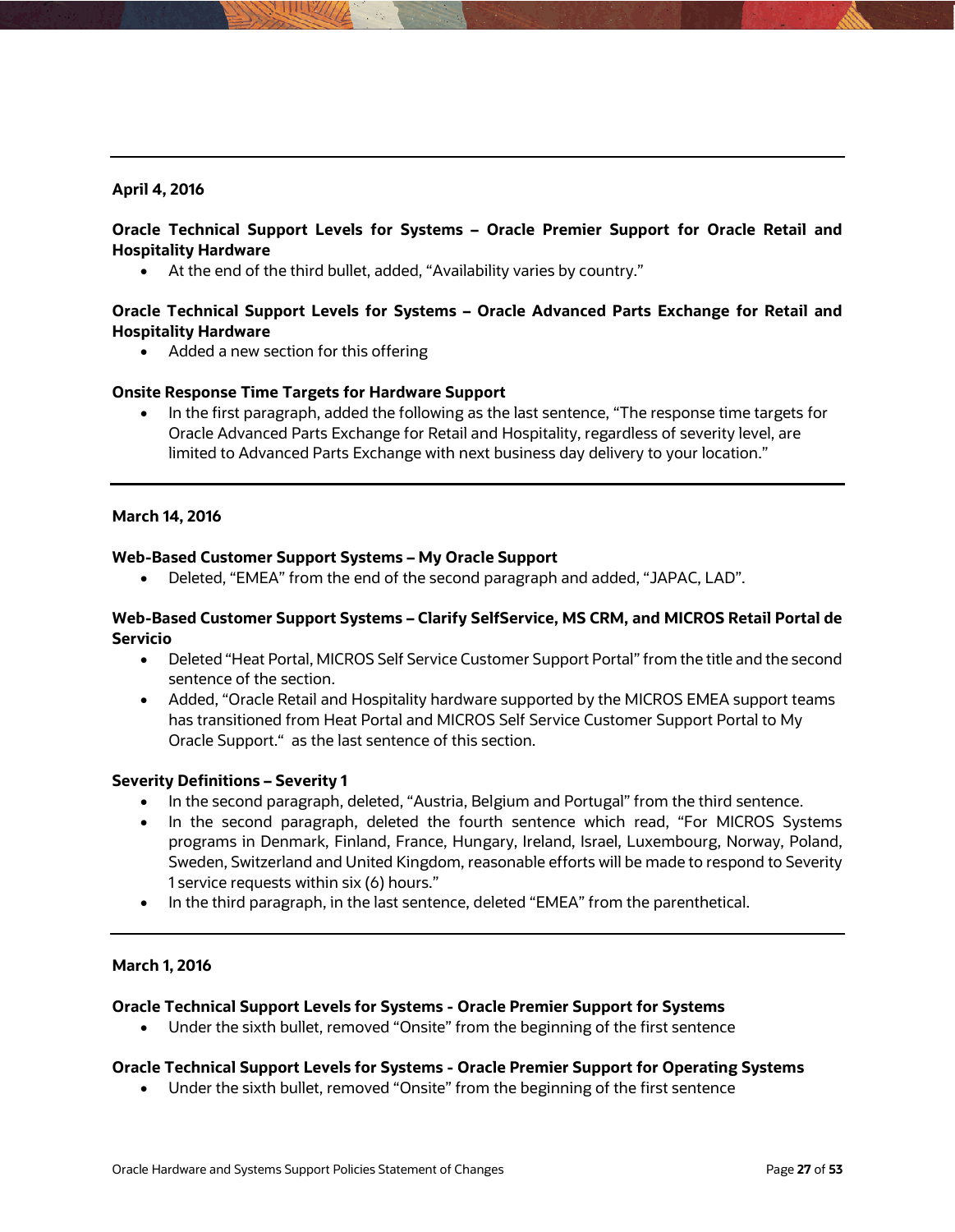---

**April 4, 2016**

**Oracle Technical Support Levels for Systems – Oracle Premier Support for Oracle Retail and Hospitality Hardware**

- At the end of the third bullet, added, "Availability varies by country."

**Oracle Technical Support Levels for Systems – Oracle Advanced Parts Exchange for Retail and Hospitality Hardware**

- Added a new section for this offering

**Onsite Response Time Targets for Hardware Support**

- In the first paragraph, added the following as the last sentence, "The response time targets for Oracle Advanced Parts Exchange for Retail and Hospitality, regardless of severity level, are limited to Advanced Parts Exchange with next business day delivery to your location."

---

**March 14, 2016**

**Web-Based Customer Support Systems – My Oracle Support**

- Deleted, "EMEA" from the end of the second paragraph and added, "JAPAC, LAD".

**Web-Based Customer Support Systems – Clarify SelfService, MS CRM, and MICROS Retail Portal de Servicio**

- Deleted "Heat Portal, MICROS Self Service Customer Support Portal" from the title and the second sentence of the section.
- Added, "Oracle Retail and Hospitality hardware supported by the MICROS EMEA support teams has transitioned from Heat Portal and MICROS Self Service Customer Support Portal to My Oracle Support." as the last sentence of this section.

**Severity Definitions – Severity 1**

- In the second paragraph, deleted, "Austria, Belgium and Portugal" from the third sentence.
- In the second paragraph, deleted the fourth sentence which read, "For MICROS Systems programs in Denmark, Finland, France, Hungary, Ireland, Israel, Luxembourg, Norway, Poland, Sweden, Switzerland and United Kingdom, reasonable efforts will be made to respond to Severity 1 service requests within six (6) hours."
- In the third paragraph, in the last sentence, deleted "EMEA" from the parenthetical.

---

**March 1, 2016**

**Oracle Technical Support Levels for Systems - Oracle Premier Support for Systems**

- Under the sixth bullet, removed "Onsite" from the beginning of the first sentence

**Oracle Technical Support Levels for Systems - Oracle Premier Support for Operating Systems**

- Under the sixth bullet, removed "Onsite" from the beginning of the first sentence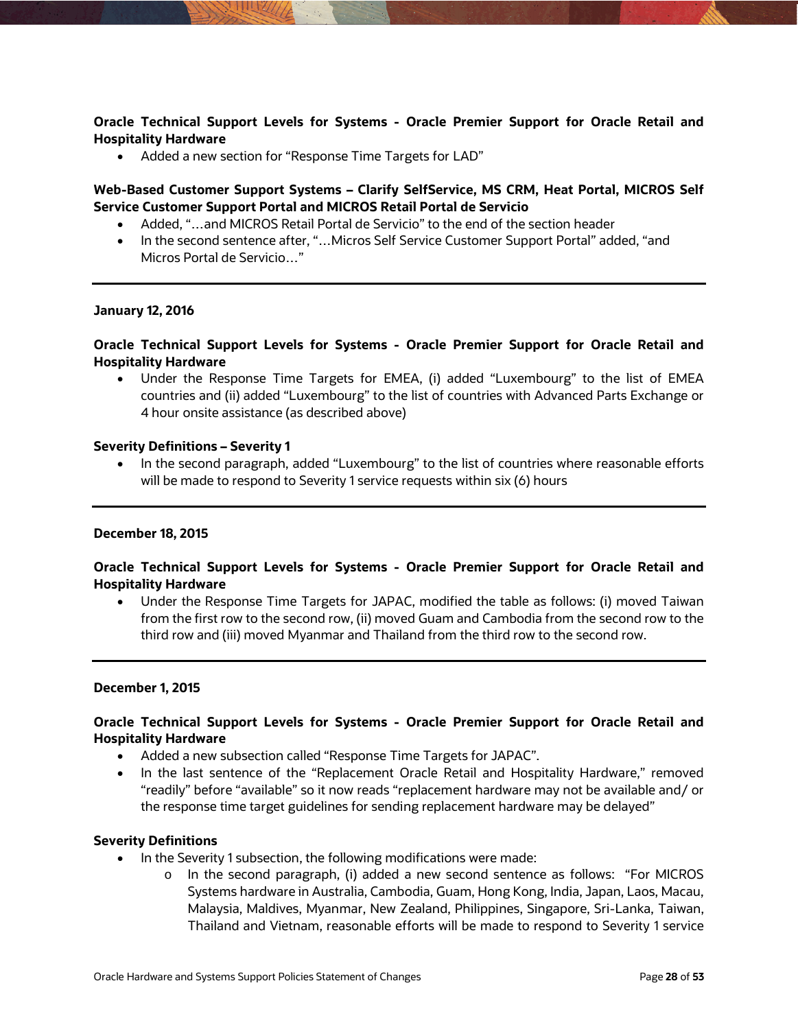**Oracle Technical Support Levels for Systems - Oracle Premier Support for Oracle Retail and Hospitality Hardware**

- Added a new section for "Response Time Targets for LAD"

**Web-Based Customer Support Systems – Clarify SelfService, MS CRM, Heat Portal, MICROS Self Service Customer Support Portal and MICROS Retail Portal de Servicio**

- Added, "…and MICROS Retail Portal de Servicio" to the end of the section header
- In the second sentence after, "…Micros Self Service Customer Support Portal" added, "and Micros Portal de Servicio…"

---

**January 12, 2016**

**Oracle Technical Support Levels for Systems - Oracle Premier Support for Oracle Retail and Hospitality Hardware**

- Under the Response Time Targets for EMEA, (i) added "Luxembourg" to the list of EMEA countries and (ii) added "Luxembourg" to the list of countries with Advanced Parts Exchange or 4 hour onsite assistance (as described above)

**Severity Definitions – Severity 1**

- In the second paragraph, added "Luxembourg" to the list of countries where reasonable efforts will be made to respond to Severity 1 service requests within six (6) hours

---

**December 18, 2015**

**Oracle Technical Support Levels for Systems - Oracle Premier Support for Oracle Retail and Hospitality Hardware**

- Under the Response Time Targets for JAPAC, modified the table as follows: (i) moved Taiwan from the first row to the second row, (ii) moved Guam and Cambodia from the second row to the third row and (iii) moved Myanmar and Thailand from the third row to the second row.

---

**December 1, 2015**

**Oracle Technical Support Levels for Systems - Oracle Premier Support for Oracle Retail and Hospitality Hardware**

- Added a new subsection called "Response Time Targets for JAPAC".
- In the last sentence of the "Replacement Oracle Retail and Hospitality Hardware," removed "readily" before "available" so it now reads "replacement hardware may not be available and/ or the response time target guidelines for sending replacement hardware may be delayed"

**Severity Definitions**

- In the Severity 1 subsection, the following modifications were made:
    - In the second paragraph, (i) added a new second sentence as follows: "For MICROS Systems hardware in Australia, Cambodia, Guam, Hong Kong, India, Japan, Laos, Macau, Malaysia, Maldives, Myanmar, New Zealand, Philippines, Singapore, Sri-Lanka, Taiwan, Thailand and Vietnam, reasonable efforts will be made to respond to Severity 1 service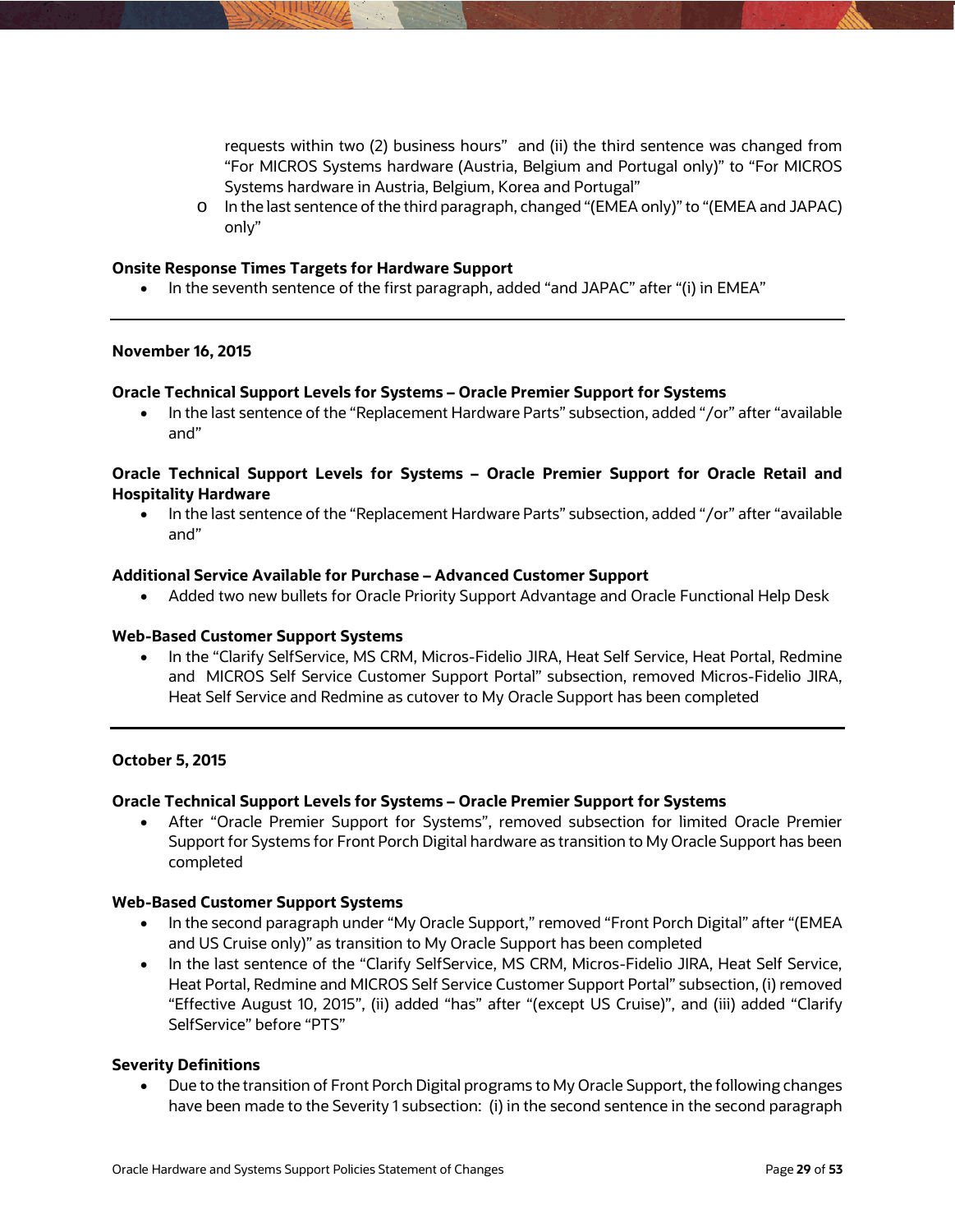requests within two (2) business hours" and (ii) the third sentence was changed from "For MICROS Systems hardware (Austria, Belgium and Portugal only)" to "For MICROS Systems hardware in Austria, Belgium, Korea and Portugal"
    - In the last sentence of the third paragraph, changed "(EMEA only)" to "(EMEA and JAPAC) only"

**Onsite Response Times Targets for Hardware Support**

- In the seventh sentence of the first paragraph, added "and JAPAC" after "(i) in EMEA"

---

**November 16, 2015**

**Oracle Technical Support Levels for Systems – Oracle Premier Support for Systems**

- In the last sentence of the "Replacement Hardware Parts" subsection, added "/or" after "available and"

**Oracle Technical Support Levels for Systems – Oracle Premier Support for Oracle Retail and Hospitality Hardware**

- In the last sentence of the "Replacement Hardware Parts" subsection, added "/or" after "available and"

**Additional Service Available for Purchase – Advanced Customer Support**

- Added two new bullets for Oracle Priority Support Advantage and Oracle Functional Help Desk

**Web-Based Customer Support Systems**

- In the "Clarify SelfService, MS CRM, Micros-Fidelio JIRA, Heat Self Service, Heat Portal, Redmine and MICROS Self Service Customer Support Portal" subsection, removed Micros-Fidelio JIRA, Heat Self Service and Redmine as cutover to My Oracle Support has been completed

---

**October 5, 2015**

**Oracle Technical Support Levels for Systems – Oracle Premier Support for Systems**

- After "Oracle Premier Support for Systems", removed subsection for limited Oracle Premier Support for Systems for Front Porch Digital hardware as transition to My Oracle Support has been completed

**Web-Based Customer Support Systems**

- In the second paragraph under "My Oracle Support," removed "Front Porch Digital" after "(EMEA and US Cruise only)" as transition to My Oracle Support has been completed
- In the last sentence of the "Clarify SelfService, MS CRM, Micros-Fidelio JIRA, Heat Self Service, Heat Portal, Redmine and MICROS Self Service Customer Support Portal" subsection, (i) removed "Effective August 10, 2015", (ii) added "has" after "(except US Cruise)", and (iii) added "Clarify SelfService" before "PTS"

**Severity Definitions**

- Due to the transition of Front Porch Digital programs to My Oracle Support, the following changes have been made to the Severity 1 subsection: (i) in the second sentence in the second paragraph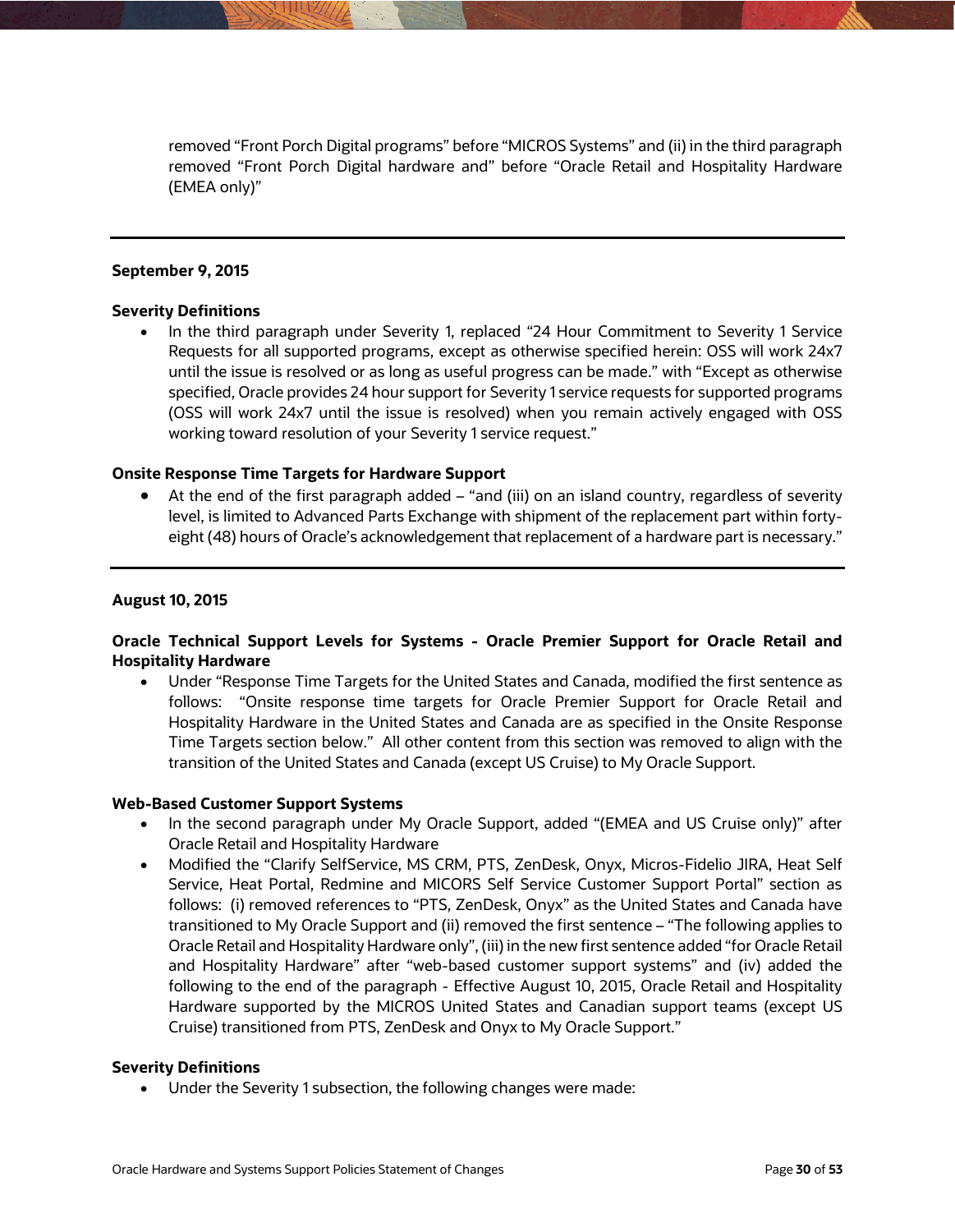removed "Front Porch Digital programs" before "MICROS Systems" and (ii) in the third paragraph removed "Front Porch Digital hardware and" before "Oracle Retail and Hospitality Hardware (EMEA only)"

---

**September 9, 2015**

**Severity Definitions**

- In the third paragraph under Severity 1, replaced "24 Hour Commitment to Severity 1 Service Requests for all supported programs, except as otherwise specified herein: OSS will work 24x7 until the issue is resolved or as long as useful progress can be made." with "Except as otherwise specified, Oracle provides 24 hour support for Severity 1 service requests for supported programs (OSS will work 24x7 until the issue is resolved) when you remain actively engaged with OSS working toward resolution of your Severity 1 service request."

**Onsite Response Time Targets for Hardware Support**

- At the end of the first paragraph added – "and (iii) on an island country, regardless of severity level, is limited to Advanced Parts Exchange with shipment of the replacement part within forty-eight (48) hours of Oracle's acknowledgement that replacement of a hardware part is necessary."

---

**August 10, 2015**

**Oracle Technical Support Levels for Systems - Oracle Premier Support for Oracle Retail and Hospitality Hardware**

- Under "Response Time Targets for the United States and Canada, modified the first sentence as follows: "Onsite response time targets for Oracle Premier Support for Oracle Retail and Hospitality Hardware in the United States and Canada are as specified in the Onsite Response Time Targets section below." All other content from this section was removed to align with the transition of the United States and Canada (except US Cruise) to My Oracle Support.

**Web-Based Customer Support Systems**

- In the second paragraph under My Oracle Support, added "(EMEA and US Cruise only)" after Oracle Retail and Hospitality Hardware
- Modified the "Clarify SelfService, MS CRM, PTS, ZenDesk, Onyx, Micros-Fidelio JIRA, Heat Self Service, Heat Portal, Redmine and MICORS Self Service Customer Support Portal" section as follows: (i) removed references to "PTS, ZenDesk, Onyx" as the United States and Canada have transitioned to My Oracle Support and (ii) removed the first sentence – "The following applies to Oracle Retail and Hospitality Hardware only", (iii) in the new first sentence added "for Oracle Retail and Hospitality Hardware" after "web-based customer support systems" and (iv) added the following to the end of the paragraph - Effective August 10, 2015, Oracle Retail and Hospitality Hardware supported by the MICROS United States and Canadian support teams (except US Cruise) transitioned from PTS, ZenDesk and Onyx to My Oracle Support."

**Severity Definitions**

- Under the Severity 1 subsection, the following changes were made: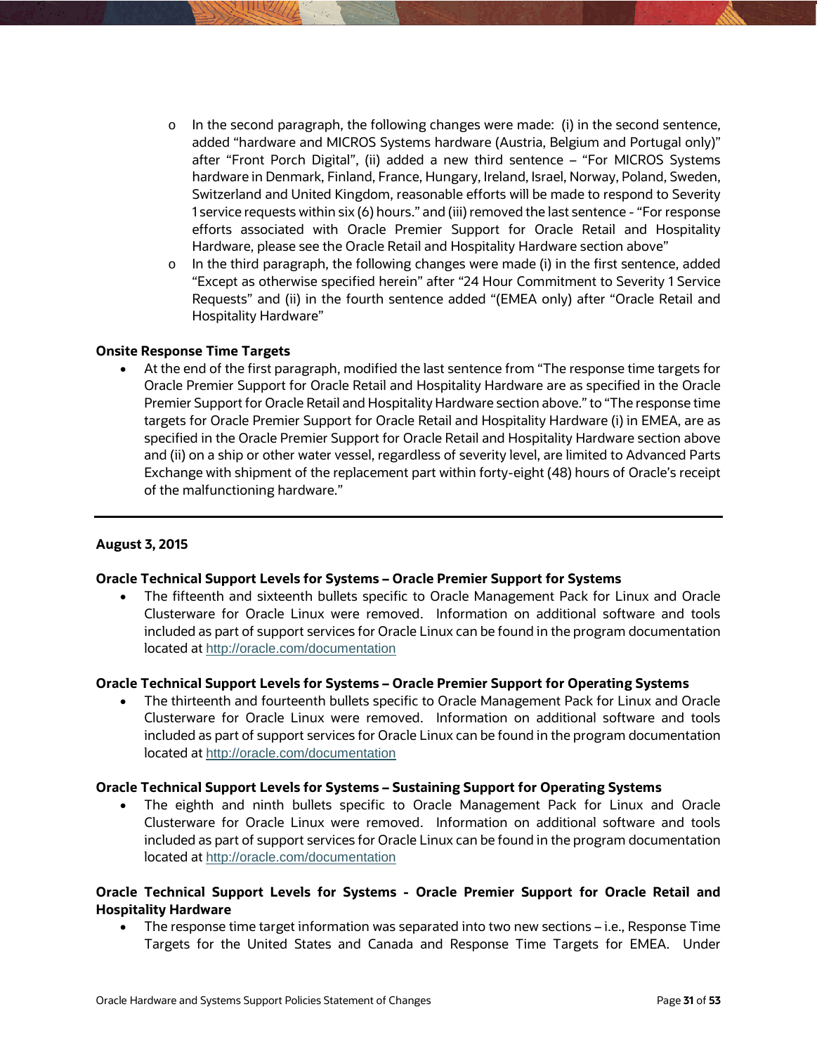- In the second paragraph, the following changes were made: (i) in the second sentence, added "hardware and MICROS Systems hardware (Austria, Belgium and Portugal only)" after "Front Porch Digital", (ii) added a new third sentence – "For MICROS Systems hardware in Denmark, Finland, France, Hungary, Ireland, Israel, Norway, Poland, Sweden, Switzerland and United Kingdom, reasonable efforts will be made to respond to Severity 1 service requests within six (6) hours." and (iii) removed the last sentence - "For response efforts associated with Oracle Premier Support for Oracle Retail and Hospitality Hardware, please see the Oracle Retail and Hospitality Hardware section above"
  - In the third paragraph, the following changes were made (i) in the first sentence, added "Except as otherwise specified herein" after "24 Hour Commitment to Severity 1 Service Requests" and (ii) in the fourth sentence added "(EMEA only) after "Oracle Retail and Hospitality Hardware"

**Onsite Response Time Targets**

- At the end of the first paragraph, modified the last sentence from "The response time targets for Oracle Premier Support for Oracle Retail and Hospitality Hardware are as specified in the Oracle Premier Support for Oracle Retail and Hospitality Hardware section above." to "The response time targets for Oracle Premier Support for Oracle Retail and Hospitality Hardware (i) in EMEA, are as specified in the Oracle Premier Support for Oracle Retail and Hospitality Hardware section above and (ii) on a ship or other water vessel, regardless of severity level, are limited to Advanced Parts Exchange with shipment of the replacement part within forty-eight (48) hours of Oracle's receipt of the malfunctioning hardware."

---

**August 3, 2015**

**Oracle Technical Support Levels for Systems – Oracle Premier Support for Systems**

- The fifteenth and sixteenth bullets specific to Oracle Management Pack for Linux and Oracle Clusterware for Oracle Linux were removed. Information on additional software and tools included as part of support services for Oracle Linux can be found in the program documentation located at http://oracle.com/documentation

**Oracle Technical Support Levels for Systems – Oracle Premier Support for Operating Systems**

- The thirteenth and fourteenth bullets specific to Oracle Management Pack for Linux and Oracle Clusterware for Oracle Linux were removed. Information on additional software and tools included as part of support services for Oracle Linux can be found in the program documentation located at http://oracle.com/documentation

**Oracle Technical Support Levels for Systems – Sustaining Support for Operating Systems**

- The eighth and ninth bullets specific to Oracle Management Pack for Linux and Oracle Clusterware for Oracle Linux were removed. Information on additional software and tools included as part of support services for Oracle Linux can be found in the program documentation located at http://oracle.com/documentation

**Oracle Technical Support Levels for Systems - Oracle Premier Support for Oracle Retail and Hospitality Hardware**

- The response time target information was separated into two new sections – i.e., Response Time Targets for the United States and Canada and Response Time Targets for EMEA. Under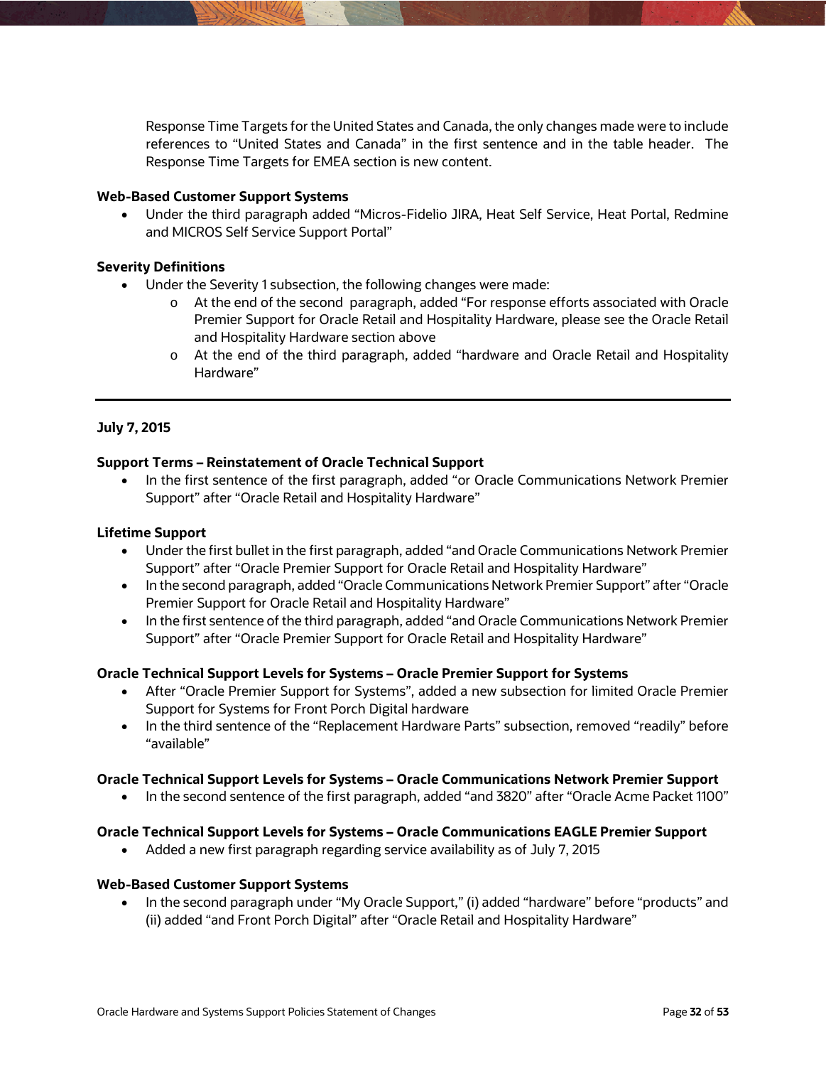Response Time Targets for the United States and Canada, the only changes made were to include references to "United States and Canada" in the first sentence and in the table header. The Response Time Targets for EMEA section is new content.

**Web-Based Customer Support Systems**

- Under the third paragraph added "Micros-Fidelio JIRA, Heat Self Service, Heat Portal, Redmine and MICROS Self Service Support Portal"

**Severity Definitions**

- Under the Severity 1 subsection, the following changes were made:
  - At the end of the second paragraph, added "For response efforts associated with Oracle Premier Support for Oracle Retail and Hospitality Hardware, please see the Oracle Retail and Hospitality Hardware section above
  - At the end of the third paragraph, added "hardware and Oracle Retail and Hospitality Hardware"

---

**July 7, 2015**

**Support Terms – Reinstatement of Oracle Technical Support**

- In the first sentence of the first paragraph, added "or Oracle Communications Network Premier Support" after "Oracle Retail and Hospitality Hardware"

**Lifetime Support**

- Under the first bullet in the first paragraph, added "and Oracle Communications Network Premier Support" after "Oracle Premier Support for Oracle Retail and Hospitality Hardware"
- In the second paragraph, added "Oracle Communications Network Premier Support" after "Oracle Premier Support for Oracle Retail and Hospitality Hardware"
- In the first sentence of the third paragraph, added "and Oracle Communications Network Premier Support" after "Oracle Premier Support for Oracle Retail and Hospitality Hardware"

**Oracle Technical Support Levels for Systems – Oracle Premier Support for Systems**

- After "Oracle Premier Support for Systems", added a new subsection for limited Oracle Premier Support for Systems for Front Porch Digital hardware
- In the third sentence of the "Replacement Hardware Parts" subsection, removed "readily" before "available"

**Oracle Technical Support Levels for Systems – Oracle Communications Network Premier Support**

- In the second sentence of the first paragraph, added "and 3820" after "Oracle Acme Packet 1100"

**Oracle Technical Support Levels for Systems – Oracle Communications EAGLE Premier Support**

- Added a new first paragraph regarding service availability as of July 7, 2015

**Web-Based Customer Support Systems**

- In the second paragraph under "My Oracle Support," (i) added "hardware" before "products" and (ii) added "and Front Porch Digital" after "Oracle Retail and Hospitality Hardware"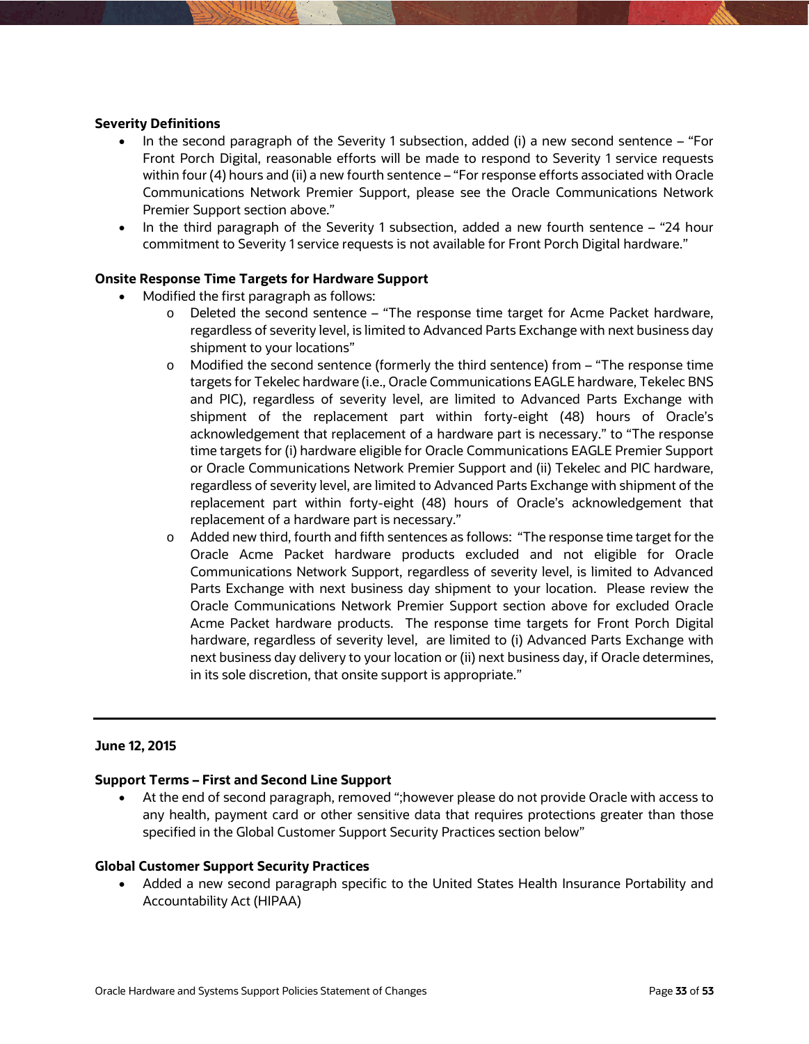**Severity Definitions**

- In the second paragraph of the Severity 1 subsection, added (i) a new second sentence – "For Front Porch Digital, reasonable efforts will be made to respond to Severity 1 service requests within four (4) hours and (ii) a new fourth sentence – "For response efforts associated with Oracle Communications Network Premier Support, please see the Oracle Communications Network Premier Support section above."
- In the third paragraph of the Severity 1 subsection, added a new fourth sentence – "24 hour commitment to Severity 1 service requests is not available for Front Porch Digital hardware."

**Onsite Response Time Targets for Hardware Support**

- Modified the first paragraph as follows:
  - Deleted the second sentence – "The response time target for Acme Packet hardware, regardless of severity level, is limited to Advanced Parts Exchange with next business day shipment to your locations"
  - Modified the second sentence (formerly the third sentence) from – "The response time targets for Tekelec hardware (i.e., Oracle Communications EAGLE hardware, Tekelec BNS and PIC), regardless of severity level, are limited to Advanced Parts Exchange with shipment of the replacement part within forty-eight (48) hours of Oracle's acknowledgement that replacement of a hardware part is necessary." to "The response time targets for (i) hardware eligible for Oracle Communications EAGLE Premier Support or Oracle Communications Network Premier Support and (ii) Tekelec and PIC hardware, regardless of severity level, are limited to Advanced Parts Exchange with shipment of the replacement part within forty-eight (48) hours of Oracle's acknowledgement that replacement of a hardware part is necessary."
  - Added new third, fourth and fifth sentences as follows: "The response time target for the Oracle Acme Packet hardware products excluded and not eligible for Oracle Communications Network Support, regardless of severity level, is limited to Advanced Parts Exchange with next business day shipment to your location. Please review the Oracle Communications Network Premier Support section above for excluded Oracle Acme Packet hardware products. The response time targets for Front Porch Digital hardware, regardless of severity level, are limited to (i) Advanced Parts Exchange with next business day delivery to your location or (ii) next business day, if Oracle determines, in its sole discretion, that onsite support is appropriate."

---

**June 12, 2015**

**Support Terms – First and Second Line Support**

- At the end of second paragraph, removed ";however please do not provide Oracle with access to any health, payment card or other sensitive data that requires protections greater than those specified in the Global Customer Support Security Practices section below"

**Global Customer Support Security Practices**

- Added a new second paragraph specific to the United States Health Insurance Portability and Accountability Act (HIPAA)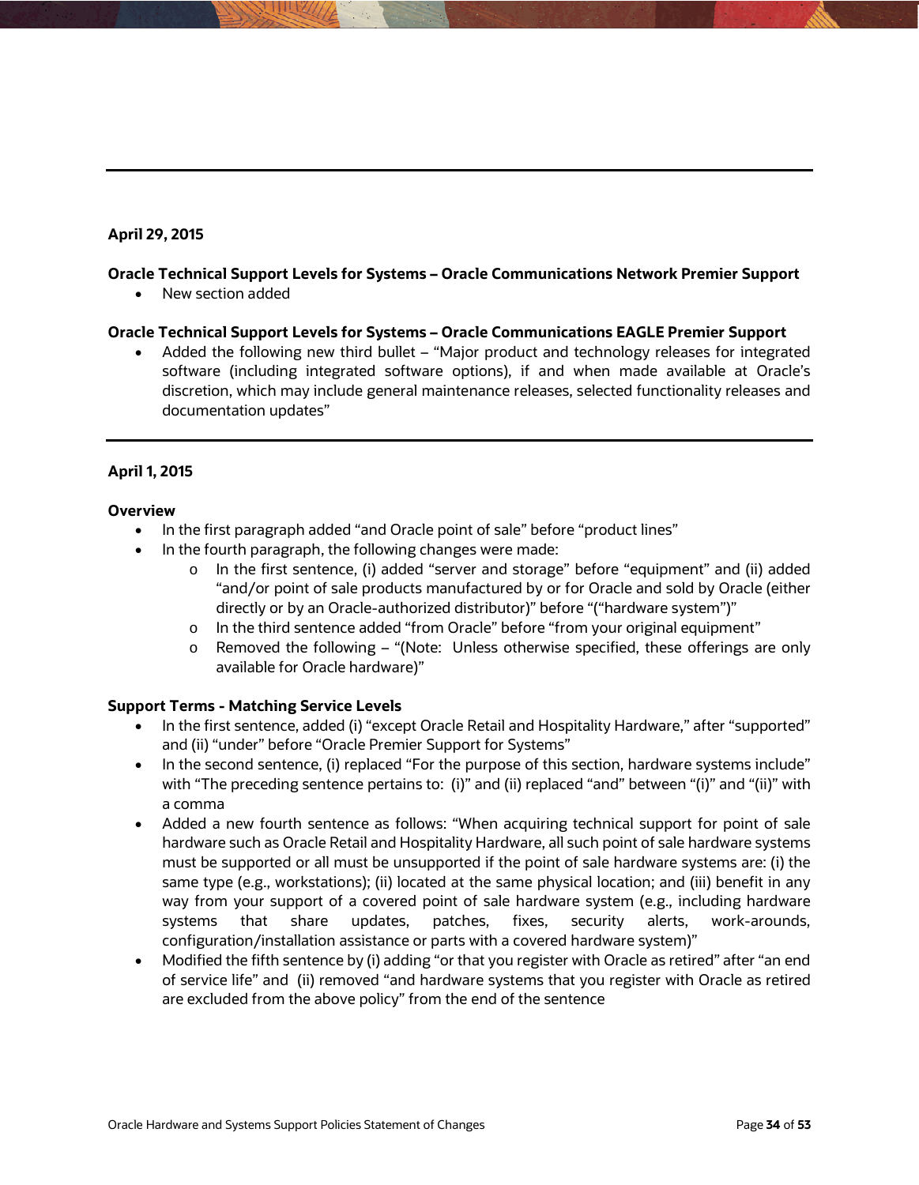---

**April 29, 2015**

**Oracle Technical Support Levels for Systems – Oracle Communications Network Premier Support**

- New section added

**Oracle Technical Support Levels for Systems – Oracle Communications EAGLE Premier Support**

- Added the following new third bullet – "Major product and technology releases for integrated software (including integrated software options), if and when made available at Oracle's discretion, which may include general maintenance releases, selected functionality releases and documentation updates"

---

**April 1, 2015**

**Overview**

- In the first paragraph added "and Oracle point of sale" before "product lines"
- In the fourth paragraph, the following changes were made:
  - In the first sentence, (i) added "server and storage" before "equipment" and (ii) added "and/or point of sale products manufactured by or for Oracle and sold by Oracle (either directly or by an Oracle-authorized distributor)" before "("hardware system")"
  - In the third sentence added "from Oracle" before "from your original equipment"
  - Removed the following – "(Note: Unless otherwise specified, these offerings are only available for Oracle hardware)"

**Support Terms - Matching Service Levels**

- In the first sentence, added (i) "except Oracle Retail and Hospitality Hardware," after "supported" and (ii) "under" before "Oracle Premier Support for Systems"
- In the second sentence, (i) replaced "For the purpose of this section, hardware systems include" with "The preceding sentence pertains to: (i)" and (ii) replaced "and" between "(i)" and "(ii)" with a comma
- Added a new fourth sentence as follows: "When acquiring technical support for point of sale hardware such as Oracle Retail and Hospitality Hardware, all such point of sale hardware systems must be supported or all must be unsupported if the point of sale hardware systems are: (i) the same type (e.g., workstations); (ii) located at the same physical location; and (iii) benefit in any way from your support of a covered point of sale hardware system (e.g., including hardware systems that share updates, patches, fixes, security alerts, work-arounds, configuration/installation assistance or parts with a covered hardware system)"
- Modified the fifth sentence by (i) adding "or that you register with Oracle as retired" after "an end of service life" and (ii) removed "and hardware systems that you register with Oracle as retired are excluded from the above policy" from the end of the sentence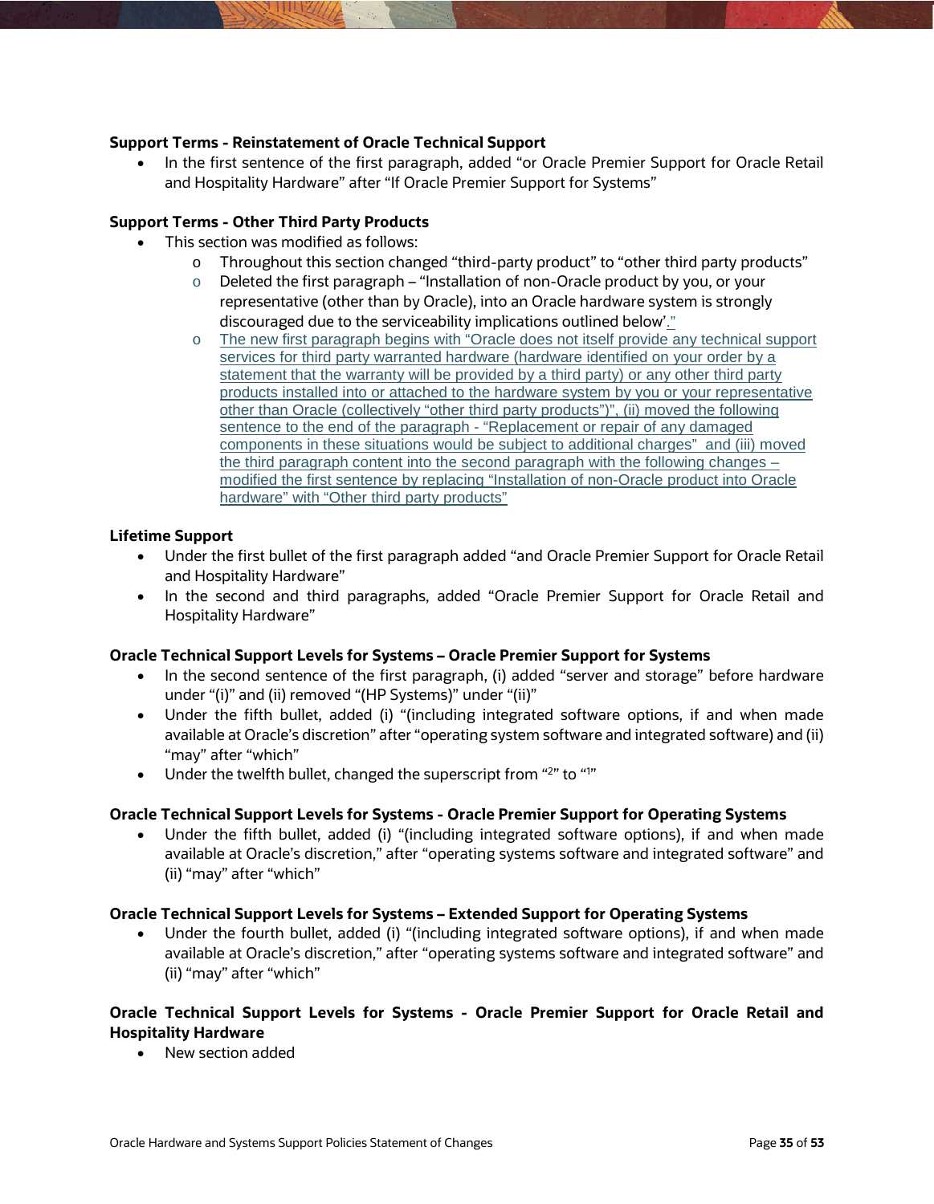**Support Terms - Reinstatement of Oracle Technical Support**

- In the first sentence of the first paragraph, added “or Oracle Premier Support for Oracle Retail and Hospitality Hardware” after “If Oracle Premier Support for Systems”

**Support Terms - Other Third Party Products**

- This section was modified as follows:
  - Throughout this section changed “third-party product” to “other third party products”
  - Deleted the first paragraph – “Installation of non-Oracle product by you, or your representative (other than by Oracle), into an Oracle hardware system is strongly discouraged due to the serviceability implications outlined below’.”
  - The new first paragraph begins with “Oracle does not itself provide any technical support services for third party warranted hardware (hardware identified on your order by a statement that the warranty will be provided by a third party) or any other third party products installed into or attached to the hardware system by you or your representative other than Oracle (collectively “other third party products”)”, (ii) moved the following sentence to the end of the paragraph - “Replacement or repair of any damaged components in these situations would be subject to additional charges” and (iii) moved the third paragraph content into the second paragraph with the following changes – modified the first sentence by replacing “Installation of non-Oracle product into Oracle hardware” with “Other third party products”

**Lifetime Support**

- Under the first bullet of the first paragraph added “and Oracle Premier Support for Oracle Retail and Hospitality Hardware”
- In the second and third paragraphs, added “Oracle Premier Support for Oracle Retail and Hospitality Hardware”

**Oracle Technical Support Levels for Systems – Oracle Premier Support for Systems**

- In the second sentence of the first paragraph, (i) added “server and storage” before hardware under “(i)” and (ii) removed “(HP Systems)” under “(ii)”
- Under the fifth bullet, added (i) “(including integrated software options, if and when made available at Oracle’s discretion” after “operating system software and integrated software) and (ii) “may” after “which”
- Under the twelfth bullet, changed the superscript from “2” to “1”

**Oracle Technical Support Levels for Systems - Oracle Premier Support for Operating Systems**

- Under the fifth bullet, added (i) “(including integrated software options), if and when made available at Oracle’s discretion,” after “operating systems software and integrated software” and (ii) “may” after “which”

**Oracle Technical Support Levels for Systems – Extended Support for Operating Systems**

- Under the fourth bullet, added (i) “(including integrated software options), if and when made available at Oracle’s discretion,” after “operating systems software and integrated software” and (ii) “may” after “which”

**Oracle Technical Support Levels for Systems - Oracle Premier Support for Oracle Retail and Hospitality Hardware**

- New section added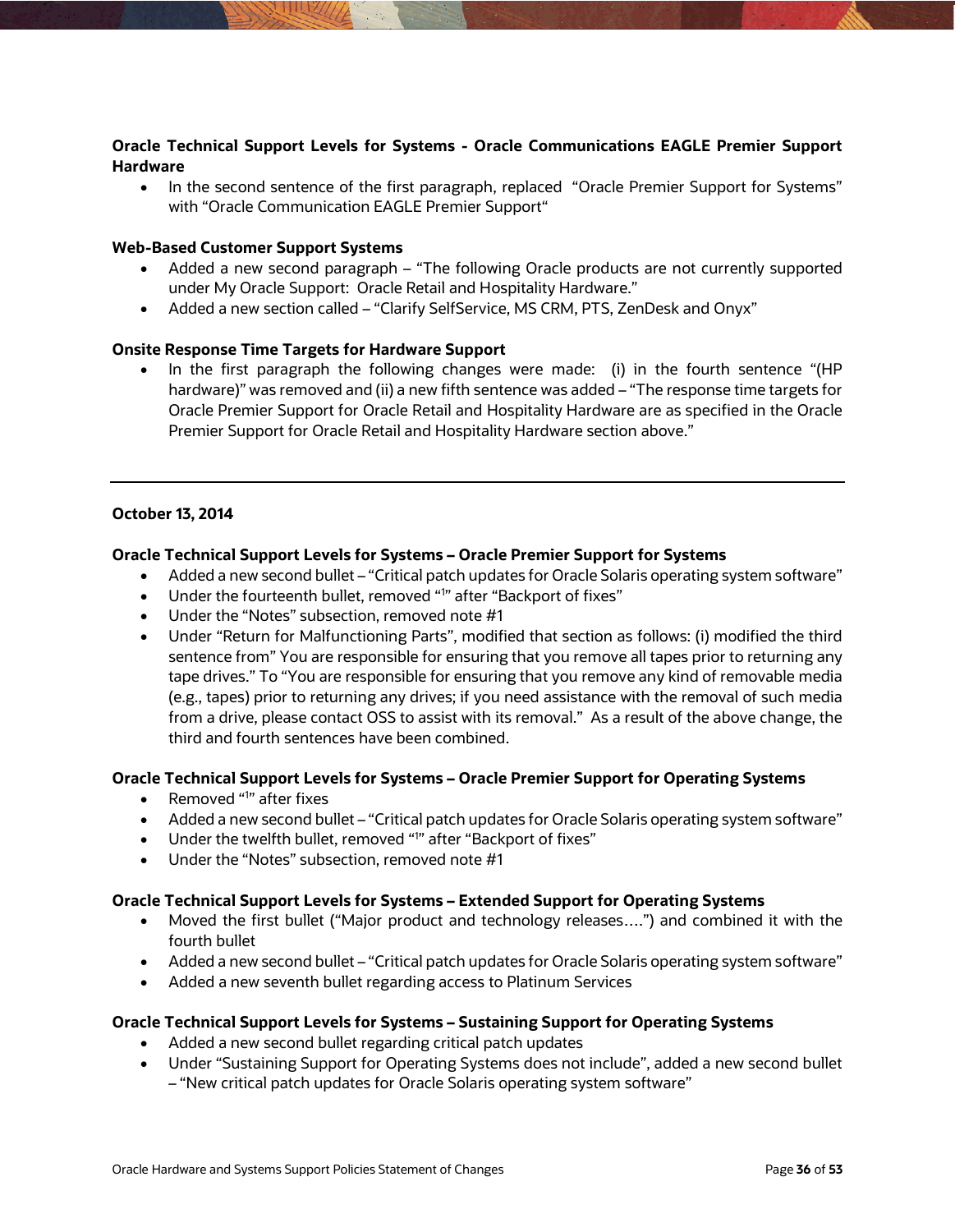**Oracle Technical Support Levels for Systems - Oracle Communications EAGLE Premier Support Hardware**

- In the second sentence of the first paragraph, replaced "Oracle Premier Support for Systems" with "Oracle Communication EAGLE Premier Support"

**Web-Based Customer Support Systems**

- Added a new second paragraph – "The following Oracle products are not currently supported under My Oracle Support: Oracle Retail and Hospitality Hardware."
- Added a new section called – "Clarify SelfService, MS CRM, PTS, ZenDesk and Onyx"

**Onsite Response Time Targets for Hardware Support**

- In the first paragraph the following changes were made: (i) in the fourth sentence "(HP hardware)" was removed and (ii) a new fifth sentence was added – "The response time targets for Oracle Premier Support for Oracle Retail and Hospitality Hardware are as specified in the Oracle Premier Support for Oracle Retail and Hospitality Hardware section above."

---

**October 13, 2014**

**Oracle Technical Support Levels for Systems – Oracle Premier Support for Systems**

- Added a new second bullet – "Critical patch updates for Oracle Solaris operating system software"
- Under the fourteenth bullet, removed "[1]" after "Backport of fixes"
- Under the "Notes" subsection, removed note #1
- Under "Return for Malfunctioning Parts", modified that section as follows: (i) modified the third sentence from" You are responsible for ensuring that you remove all tapes prior to returning any tape drives." To "You are responsible for ensuring that you remove any kind of removable media (e.g., tapes) prior to returning any drives; if you need assistance with the removal of such media from a drive, please contact OSS to assist with its removal." As a result of the above change, the third and fourth sentences have been combined.

**Oracle Technical Support Levels for Systems – Oracle Premier Support for Operating Systems**

- Removed "[1]" after fixes
- Added a new second bullet – "Critical patch updates for Oracle Solaris operating system software"
- Under the twelfth bullet, removed "[1]" after "Backport of fixes"
- Under the "Notes" subsection, removed note #1

**Oracle Technical Support Levels for Systems – Extended Support for Operating Systems**

- Moved the first bullet ("Major product and technology releases….") and combined it with the fourth bullet
- Added a new second bullet – "Critical patch updates for Oracle Solaris operating system software"
- Added a new seventh bullet regarding access to Platinum Services

**Oracle Technical Support Levels for Systems – Sustaining Support for Operating Systems**

- Added a new second bullet regarding critical patch updates
- Under "Sustaining Support for Operating Systems does not include", added a new second bullet – "New critical patch updates for Oracle Solaris operating system software"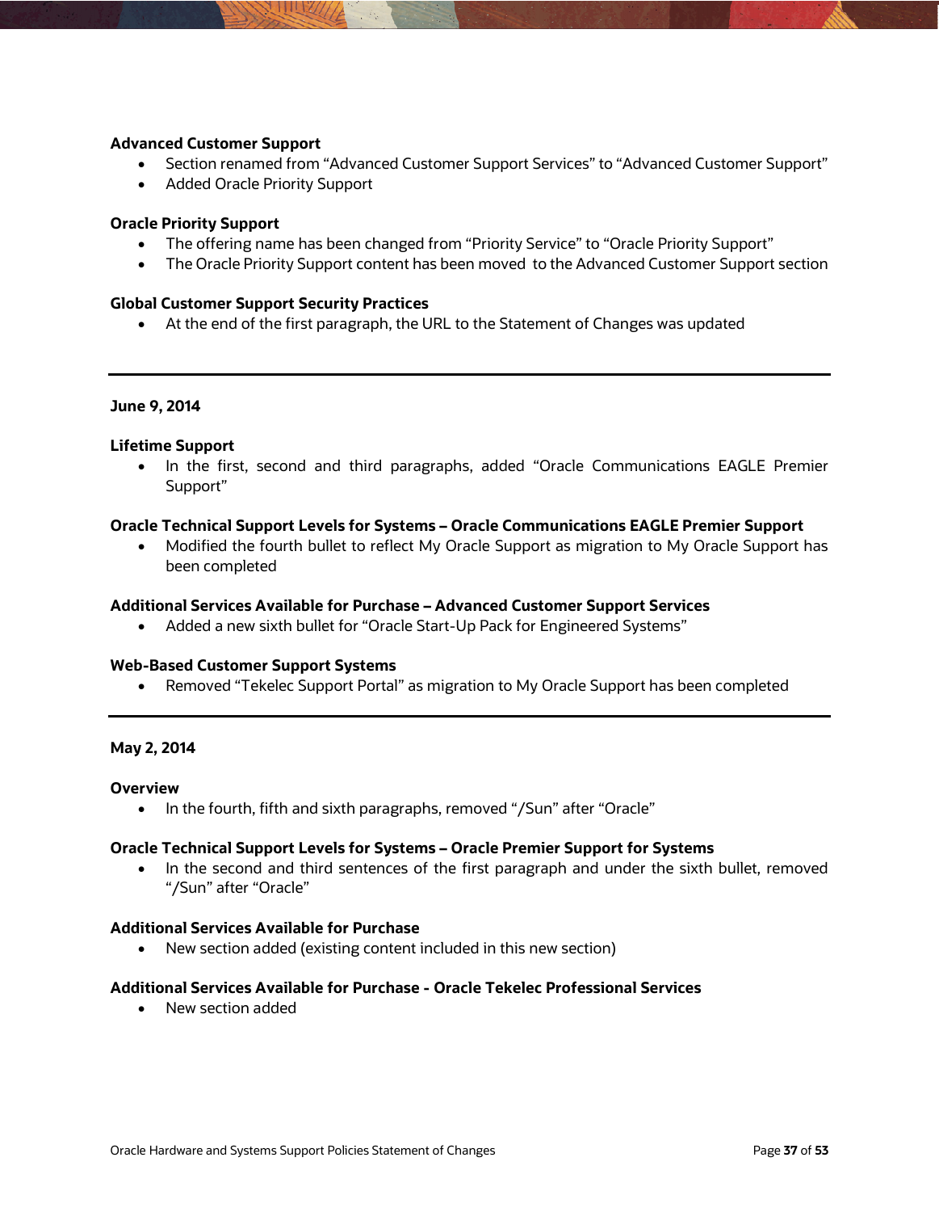**Advanced Customer Support**

- Section renamed from "Advanced Customer Support Services" to "Advanced Customer Support"
- Added Oracle Priority Support

**Oracle Priority Support**

- The offering name has been changed from "Priority Service" to "Oracle Priority Support"
- The Oracle Priority Support content has been moved to the Advanced Customer Support section

**Global Customer Support Security Practices**

- At the end of the first paragraph, the URL to the Statement of Changes was updated

---

**June 9, 2014**

**Lifetime Support**

- In the first, second and third paragraphs, added "Oracle Communications EAGLE Premier Support"

**Oracle Technical Support Levels for Systems – Oracle Communications EAGLE Premier Support**

- Modified the fourth bullet to reflect My Oracle Support as migration to My Oracle Support has been completed

**Additional Services Available for Purchase – Advanced Customer Support Services**

- Added a new sixth bullet for "Oracle Start-Up Pack for Engineered Systems"

**Web-Based Customer Support Systems**

- Removed "Tekelec Support Portal" as migration to My Oracle Support has been completed

---

**May 2, 2014**

**Overview**

- In the fourth, fifth and sixth paragraphs, removed "/Sun" after "Oracle"

**Oracle Technical Support Levels for Systems – Oracle Premier Support for Systems**

- In the second and third sentences of the first paragraph and under the sixth bullet, removed "/Sun" after "Oracle"

**Additional Services Available for Purchase**

- New section added (existing content included in this new section)

**Additional Services Available for Purchase - Oracle Tekelec Professional Services**

- New section added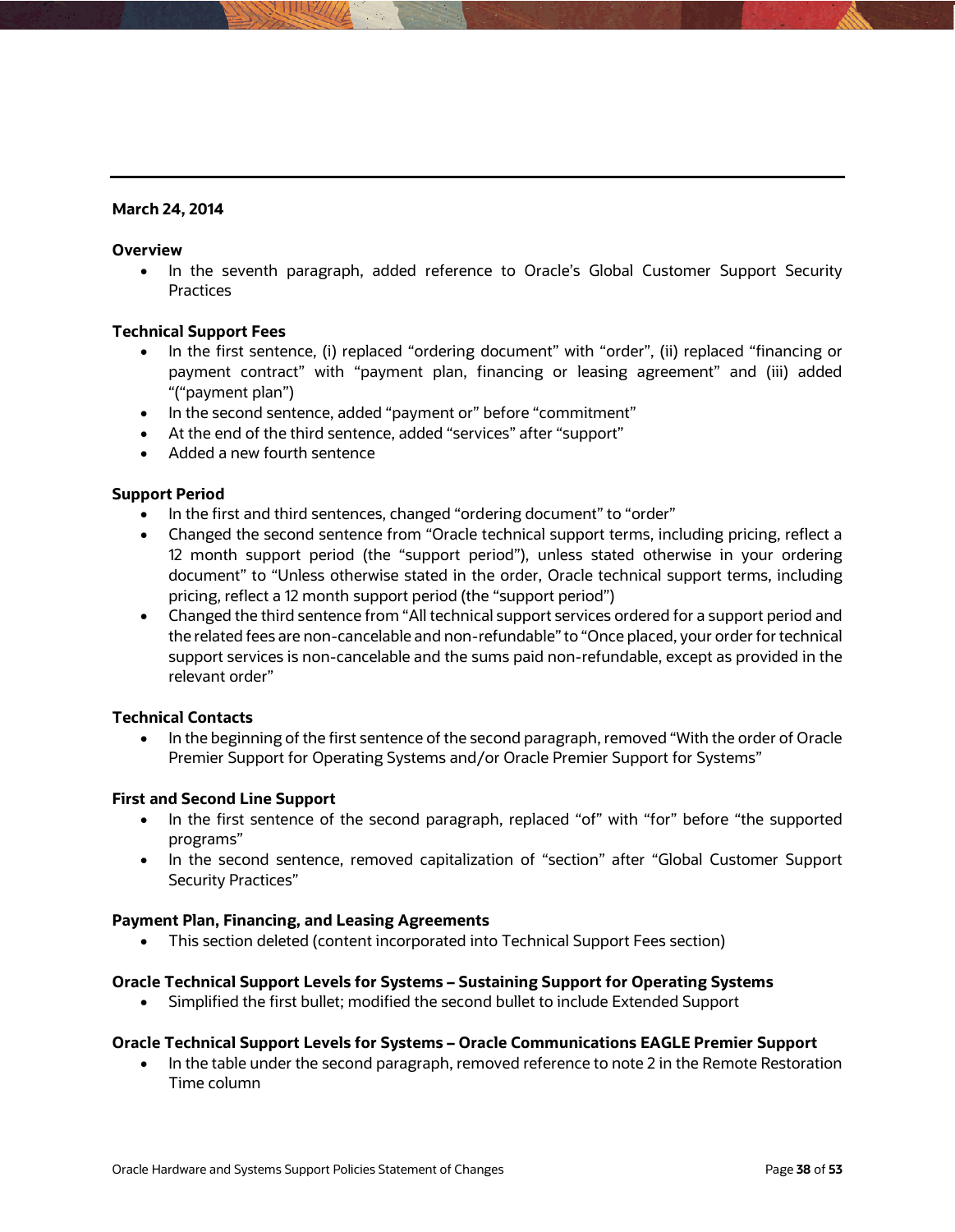## March 24, 2014

### Overview

- In the seventh paragraph, added reference to Oracle's Global Customer Support Security Practices

### Technical Support Fees

- In the first sentence, (i) replaced "ordering document" with "order", (ii) replaced "financing or payment contract" with "payment plan, financing or leasing agreement" and (iii) added "("payment plan")
- In the second sentence, added "payment or" before "commitment"
- At the end of the third sentence, added "services" after "support"
- Added a new fourth sentence

### Support Period

- In the first and third sentences, changed "ordering document" to "order"
- Changed the second sentence from "Oracle technical support terms, including pricing, reflect a 12 month support period (the "support period"), unless stated otherwise in your ordering document" to "Unless otherwise stated in the order, Oracle technical support terms, including pricing, reflect a 12 month support period (the "support period")
- Changed the third sentence from "All technical support services ordered for a support period and the related fees are non-cancelable and non-refundable" to "Once placed, your order for technical support services is non-cancelable and the sums paid non-refundable, except as provided in the relevant order"

### Technical Contacts

- In the beginning of the first sentence of the second paragraph, removed "With the order of Oracle Premier Support for Operating Systems and/or Oracle Premier Support for Systems"

### First and Second Line Support

- In the first sentence of the second paragraph, replaced "of" with "for" before "the supported programs"
- In the second sentence, removed capitalization of "section" after "Global Customer Support Security Practices"

### Payment Plan, Financing, and Leasing Agreements

- This section deleted (content incorporated into Technical Support Fees section)

### Oracle Technical Support Levels for Systems – Sustaining Support for Operating Systems

- Simplified the first bullet; modified the second bullet to include Extended Support

### Oracle Technical Support Levels for Systems – Oracle Communications EAGLE Premier Support

- In the table under the second paragraph, removed reference to note 2 in the Remote Restoration Time column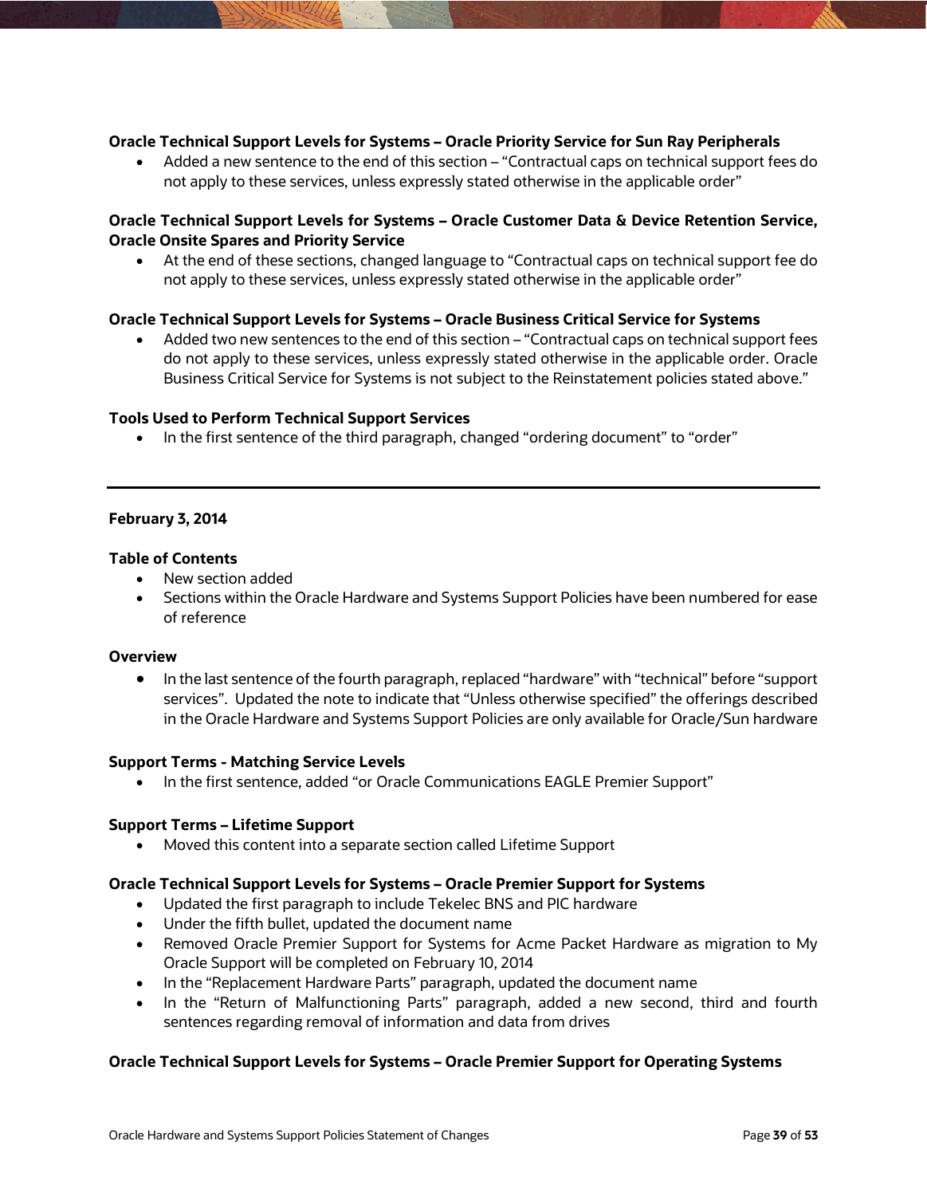**Oracle Technical Support Levels for Systems – Oracle Priority Service for Sun Ray Peripherals**

- Added a new sentence to the end of this section – “Contractual caps on technical support fees do not apply to these services, unless expressly stated otherwise in the applicable order”

**Oracle Technical Support Levels for Systems – Oracle Customer Data & Device Retention Service, Oracle Onsite Spares and Priority Service**

- At the end of these sections, changed language to “Contractual caps on technical support fee do not apply to these services, unless expressly stated otherwise in the applicable order”

**Oracle Technical Support Levels for Systems – Oracle Business Critical Service for Systems**

- Added two new sentences to the end of this section – “Contractual caps on technical support fees do not apply to these services, unless expressly stated otherwise in the applicable order. Oracle Business Critical Service for Systems is not subject to the Reinstatement policies stated above.”

**Tools Used to Perform Technical Support Services**

- In the first sentence of the third paragraph, changed “ordering document” to “order”

---

**February 3, 2014**

**Table of Contents**

- New section added
- Sections within the Oracle Hardware and Systems Support Policies have been numbered for ease of reference

**Overview**

- In the last sentence of the fourth paragraph, replaced “hardware” with “technical” before “support services”. Updated the note to indicate that “Unless otherwise specified” the offerings described in the Oracle Hardware and Systems Support Policies are only available for Oracle/Sun hardware

**Support Terms - Matching Service Levels**

- In the first sentence, added “or Oracle Communications EAGLE Premier Support”

**Support Terms – Lifetime Support**

- Moved this content into a separate section called Lifetime Support

**Oracle Technical Support Levels for Systems – Oracle Premier Support for Systems**

- Updated the first paragraph to include Tekelec BNS and PIC hardware
- Under the fifth bullet, updated the document name
- Removed Oracle Premier Support for Systems for Acme Packet Hardware as migration to My Oracle Support will be completed on February 10, 2014
- In the “Replacement Hardware Parts” paragraph, updated the document name
- In the “Return of Malfunctioning Parts” paragraph, added a new second, third and fourth sentences regarding removal of information and data from drives

**Oracle Technical Support Levels for Systems – Oracle Premier Support for Operating Systems**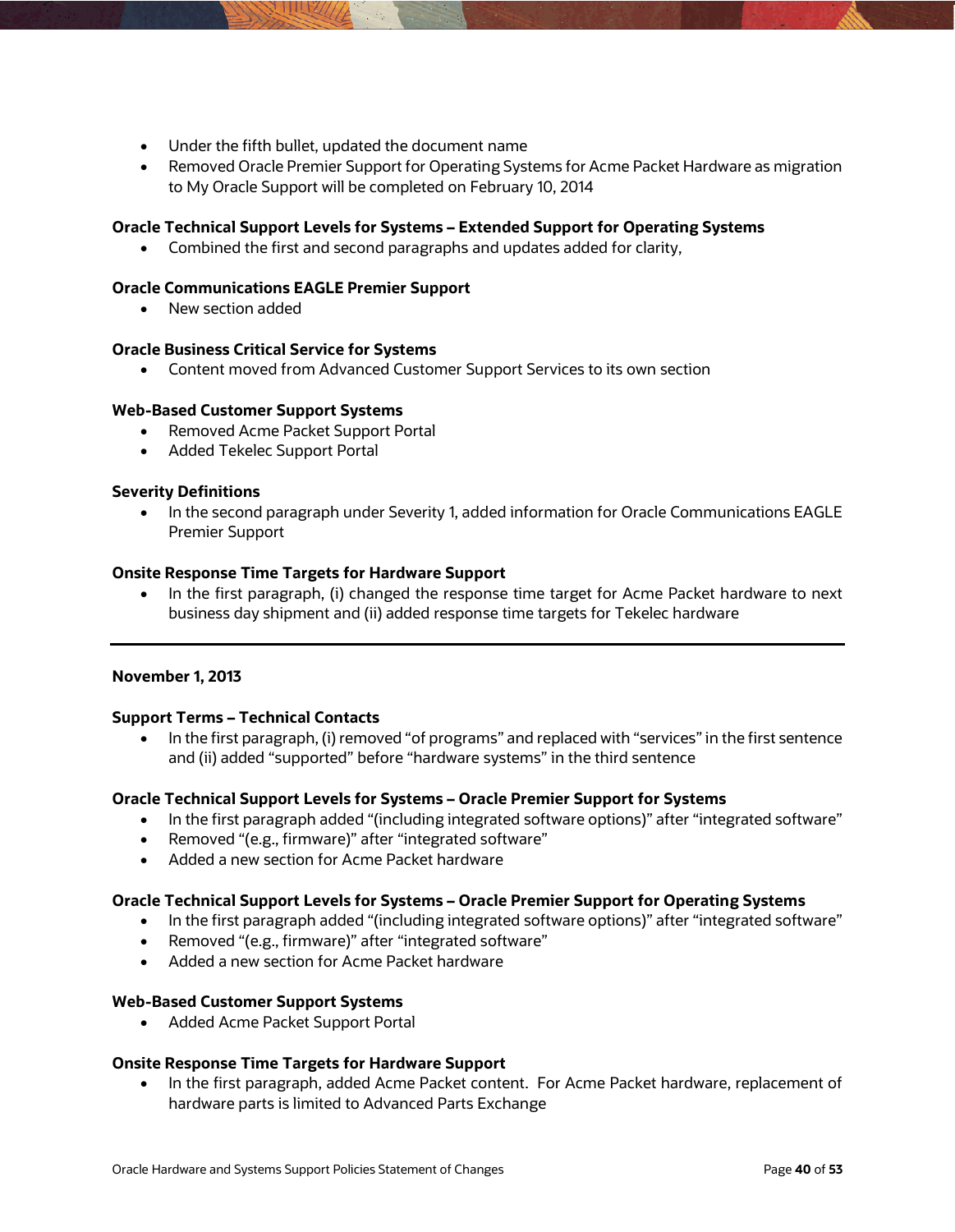- Under the fifth bullet, updated the document name
- Removed Oracle Premier Support for Operating Systems for Acme Packet Hardware as migration to My Oracle Support will be completed on February 10, 2014

**Oracle Technical Support Levels for Systems – Extended Support for Operating Systems**

- Combined the first and second paragraphs and updates added for clarity,

**Oracle Communications EAGLE Premier Support**

- New section added

**Oracle Business Critical Service for Systems**

- Content moved from Advanced Customer Support Services to its own section

**Web-Based Customer Support Systems**

- Removed Acme Packet Support Portal
- Added Tekelec Support Portal

**Severity Definitions**

- In the second paragraph under Severity 1, added information for Oracle Communications EAGLE Premier Support

**Onsite Response Time Targets for Hardware Support**

- In the first paragraph, (i) changed the response time target for Acme Packet hardware to next business day shipment and (ii) added response time targets for Tekelec hardware

---

**November 1, 2013**

**Support Terms – Technical Contacts**

- In the first paragraph, (i) removed "of programs" and replaced with "services" in the first sentence and (ii) added "supported" before "hardware systems" in the third sentence

**Oracle Technical Support Levels for Systems – Oracle Premier Support for Systems**

- In the first paragraph added "(including integrated software options)" after "integrated software"
- Removed "(e.g., firmware)" after "integrated software"
- Added a new section for Acme Packet hardware

**Oracle Technical Support Levels for Systems – Oracle Premier Support for Operating Systems**

- In the first paragraph added "(including integrated software options)" after "integrated software"
- Removed "(e.g., firmware)" after "integrated software"
- Added a new section for Acme Packet hardware

**Web-Based Customer Support Systems**

- Added Acme Packet Support Portal

**Onsite Response Time Targets for Hardware Support**

- In the first paragraph, added Acme Packet content. For Acme Packet hardware, replacement of hardware parts is limited to Advanced Parts Exchange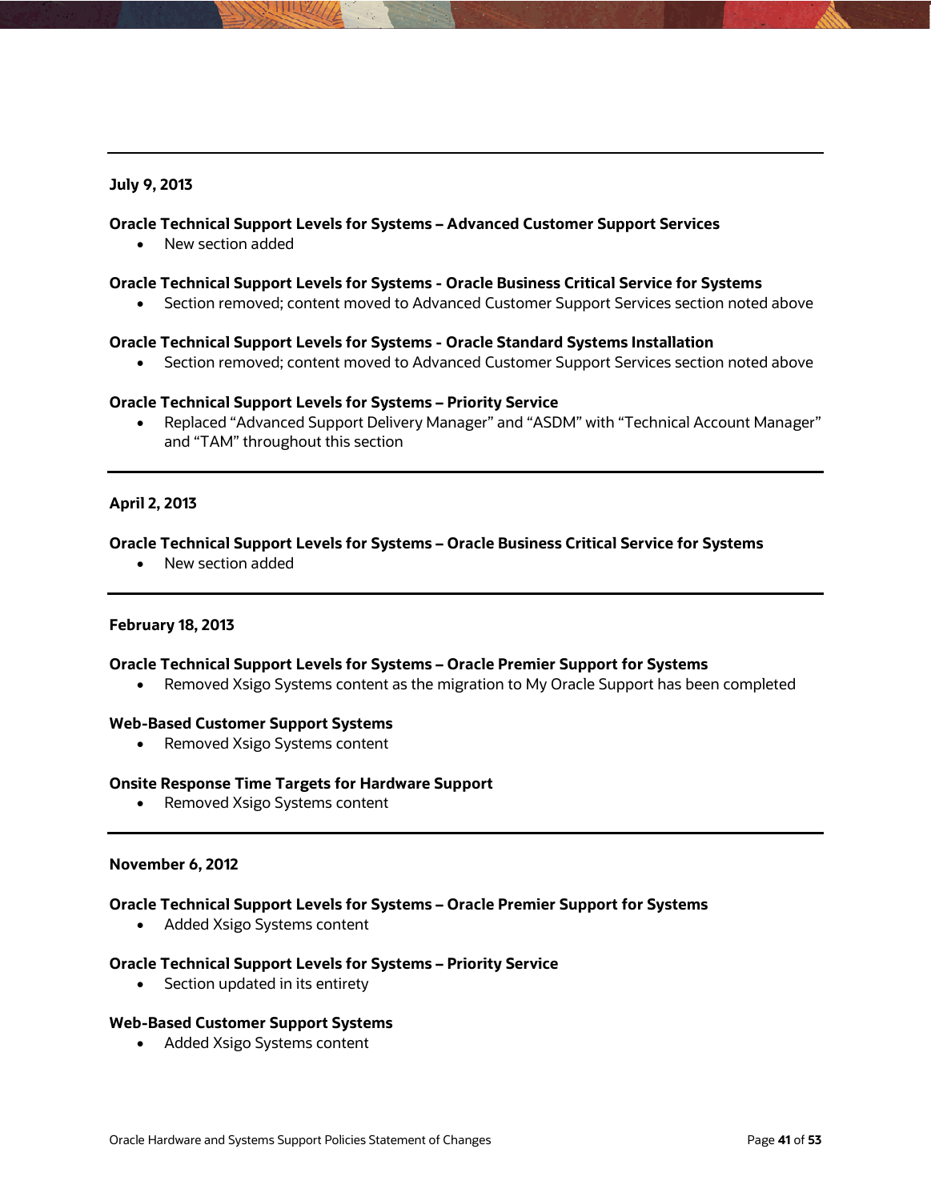---

**July 9, 2013**

**Oracle Technical Support Levels for Systems – Advanced Customer Support Services**

- New section added

**Oracle Technical Support Levels for Systems - Oracle Business Critical Service for Systems**

- Section removed; content moved to Advanced Customer Support Services section noted above

**Oracle Technical Support Levels for Systems - Oracle Standard Systems Installation**

- Section removed; content moved to Advanced Customer Support Services section noted above

**Oracle Technical Support Levels for Systems – Priority Service**

- Replaced "Advanced Support Delivery Manager" and "ASDM" with "Technical Account Manager" and "TAM" throughout this section

---

**April 2, 2013**

**Oracle Technical Support Levels for Systems – Oracle Business Critical Service for Systems**

- New section added

---

**February 18, 2013**

**Oracle Technical Support Levels for Systems – Oracle Premier Support for Systems**

- Removed Xsigo Systems content as the migration to My Oracle Support has been completed

**Web-Based Customer Support Systems**

- Removed Xsigo Systems content

**Onsite Response Time Targets for Hardware Support**

- Removed Xsigo Systems content

---

**November 6, 2012**

**Oracle Technical Support Levels for Systems – Oracle Premier Support for Systems**

- Added Xsigo Systems content

**Oracle Technical Support Levels for Systems – Priority Service**

- Section updated in its entirety

**Web-Based Customer Support Systems**

- Added Xsigo Systems content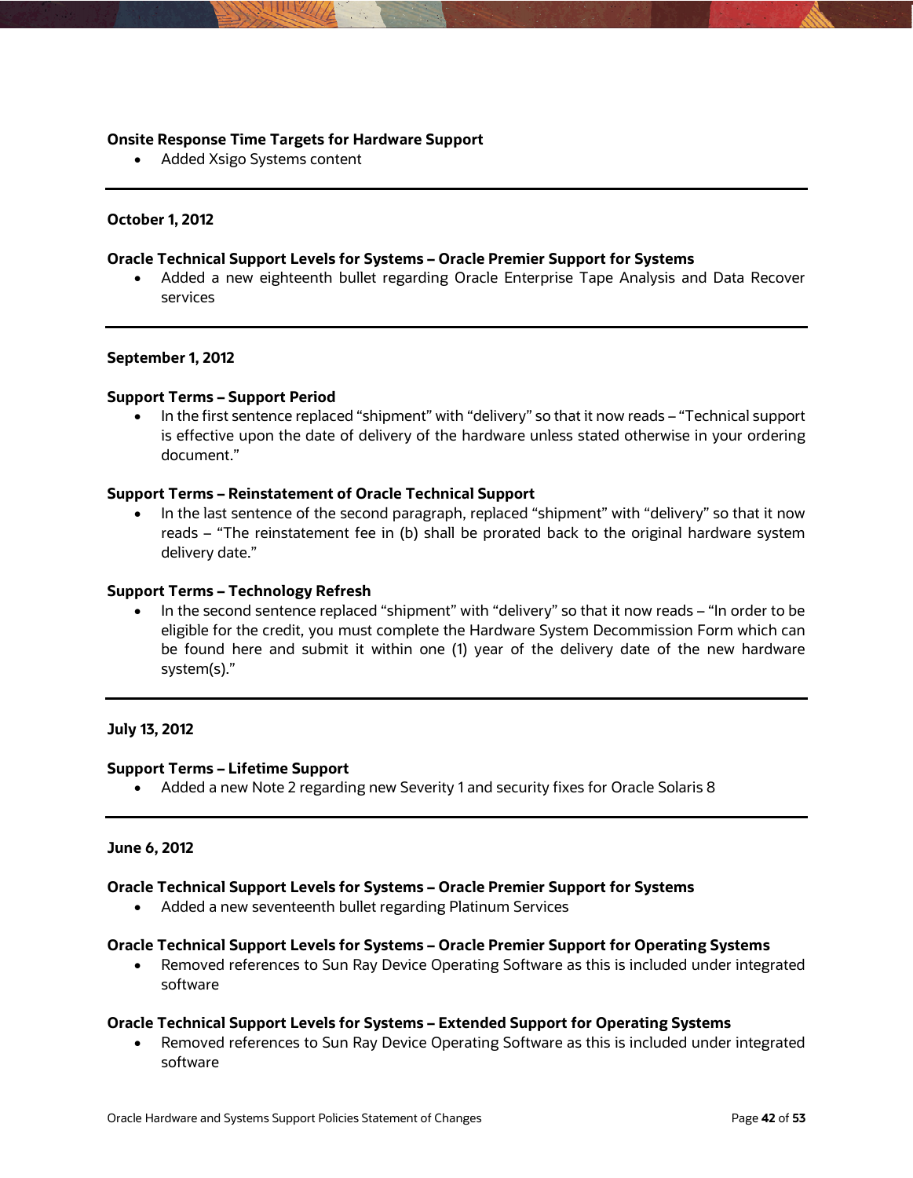**Onsite Response Time Targets for Hardware Support**

- Added Xsigo Systems content

---

**October 1, 2012**

**Oracle Technical Support Levels for Systems – Oracle Premier Support for Systems**

- Added a new eighteenth bullet regarding Oracle Enterprise Tape Analysis and Data Recover services

---

**September 1, 2012**

**Support Terms – Support Period**

- In the first sentence replaced "shipment" with "delivery" so that it now reads – "Technical support is effective upon the date of delivery of the hardware unless stated otherwise in your ordering document."

**Support Terms – Reinstatement of Oracle Technical Support**

- In the last sentence of the second paragraph, replaced "shipment" with "delivery" so that it now reads – "The reinstatement fee in (b) shall be prorated back to the original hardware system delivery date."

**Support Terms – Technology Refresh**

- In the second sentence replaced "shipment" with "delivery" so that it now reads – "In order to be eligible for the credit, you must complete the Hardware System Decommission Form which can be found here and submit it within one (1) year of the delivery date of the new hardware system(s)."

---

**July 13, 2012**

**Support Terms – Lifetime Support**

- Added a new Note 2 regarding new Severity 1 and security fixes for Oracle Solaris 8

---

**June 6, 2012**

**Oracle Technical Support Levels for Systems – Oracle Premier Support for Systems**

- Added a new seventeenth bullet regarding Platinum Services

**Oracle Technical Support Levels for Systems – Oracle Premier Support for Operating Systems**

- Removed references to Sun Ray Device Operating Software as this is included under integrated software

**Oracle Technical Support Levels for Systems – Extended Support for Operating Systems**

- Removed references to Sun Ray Device Operating Software as this is included under integrated software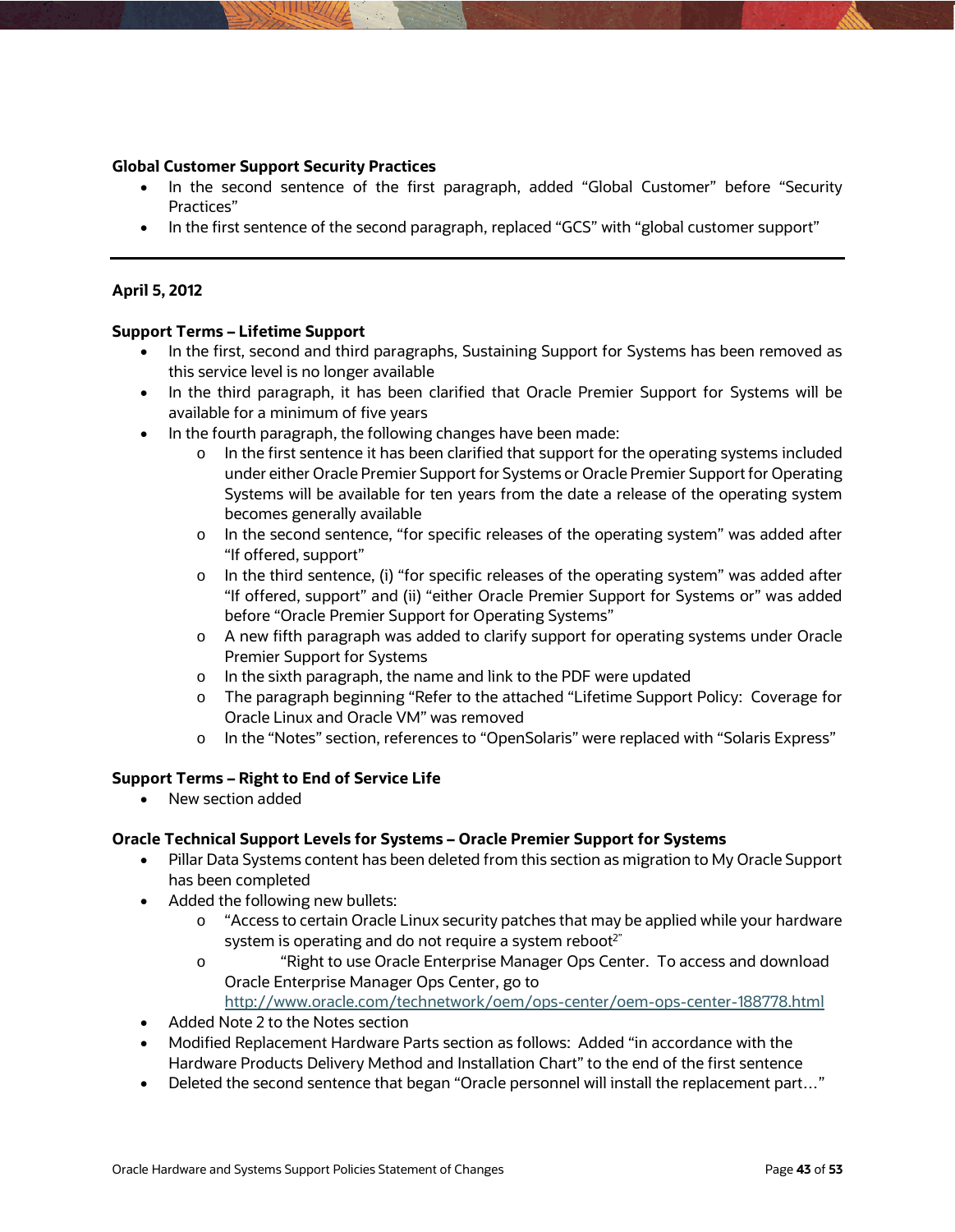**Global Customer Support Security Practices**

- In the second sentence of the first paragraph, added “Global Customer” before “Security Practices”
- In the first sentence of the second paragraph, replaced “GCS” with “global customer support”

---

**April 5, 2012**

**Support Terms – Lifetime Support**

- In the first, second and third paragraphs, Sustaining Support for Systems has been removed as this service level is no longer available
- In the third paragraph, it has been clarified that Oracle Premier Support for Systems will be available for a minimum of five years
- In the fourth paragraph, the following changes have been made:
    - In the first sentence it has been clarified that support for the operating systems included under either Oracle Premier Support for Systems or Oracle Premier Support for Operating Systems will be available for ten years from the date a release of the operating system becomes generally available
    - In the second sentence, “for specific releases of the operating system” was added after “If offered, support”
    - In the third sentence, (i) “for specific releases of the operating system” was added after “If offered, support” and (ii) “either Oracle Premier Support for Systems or” was added before “Oracle Premier Support for Operating Systems”
    - A new fifth paragraph was added to clarify support for operating systems under Oracle Premier Support for Systems
    - In the sixth paragraph, the name and link to the PDF were updated
    - The paragraph beginning “Refer to the attached “Lifetime Support Policy: Coverage for Oracle Linux and Oracle VM” was removed
    - In the “Notes” section, references to “OpenSolaris” were replaced with “Solaris Express”

**Support Terms – Right to End of Service Life**

- New section added

**Oracle Technical Support Levels for Systems – Oracle Premier Support for Systems**

- Pillar Data Systems content has been deleted from this section as migration to My Oracle Support has been completed
- Added the following new bullets:
    - “Access to certain Oracle Linux security patches that may be applied while your hardware system is operating and do not require a system reboot[2]”
    - “Right to use Oracle Enterprise Manager Ops Center. To access and download Oracle Enterprise Manager Ops Center, go to http://www.oracle.com/technetwork/oem/ops-center/oem-ops-center-188778.html
- Added Note 2 to the Notes section
- Modified Replacement Hardware Parts section as follows: Added “in accordance with the Hardware Products Delivery Method and Installation Chart” to the end of the first sentence
- Deleted the second sentence that began “Oracle personnel will install the replacement part…”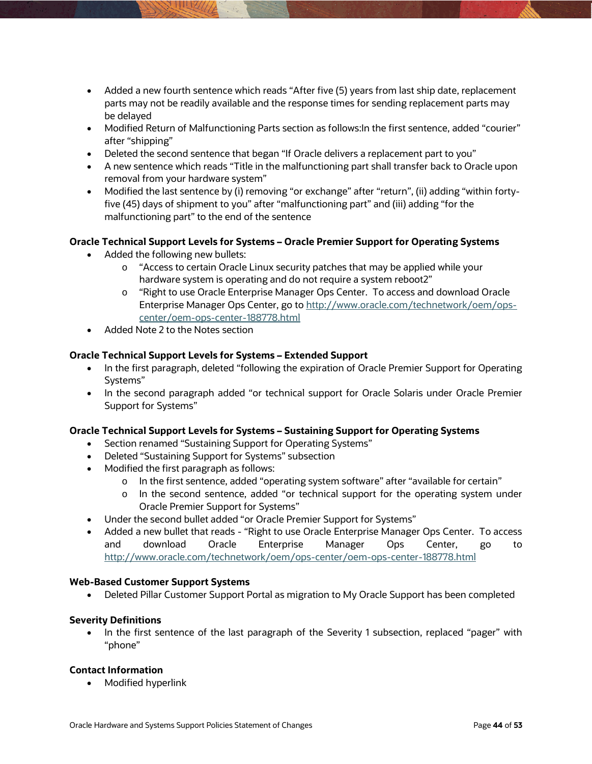- Added a new fourth sentence which reads "After five (5) years from last ship date, replacement parts may not be readily available and the response times for sending replacement parts may be delayed
- Modified Return of Malfunctioning Parts section as follows:In the first sentence, added "courier" after "shipping"
- Deleted the second sentence that began "If Oracle delivers a replacement part to you"
- A new sentence which reads "Title in the malfunctioning part shall transfer back to Oracle upon removal from your hardware system"
- Modified the last sentence by (i) removing "or exchange" after "return", (ii) adding "within forty-five (45) days of shipment to you" after "malfunctioning part" and (iii) adding "for the malfunctioning part" to the end of the sentence

**Oracle Technical Support Levels for Systems – Oracle Premier Support for Operating Systems**

- Added the following new bullets:
  - "Access to certain Oracle Linux security patches that may be applied while your hardware system is operating and do not require a system reboot2"
  - "Right to use Oracle Enterprise Manager Ops Center. To access and download Oracle Enterprise Manager Ops Center, go to http://www.oracle.com/technetwork/oem/ops-center/oem-ops-center-188778.html
- Added Note 2 to the Notes section

**Oracle Technical Support Levels for Systems – Extended Support**

- In the first paragraph, deleted "following the expiration of Oracle Premier Support for Operating Systems"
- In the second paragraph added "or technical support for Oracle Solaris under Oracle Premier Support for Systems"

**Oracle Technical Support Levels for Systems – Sustaining Support for Operating Systems**

- Section renamed "Sustaining Support for Operating Systems"
- Deleted "Sustaining Support for Systems" subsection
- Modified the first paragraph as follows:
  - In the first sentence, added "operating system software" after "available for certain"
  - In the second sentence, added "or technical support for the operating system under Oracle Premier Support for Systems"
- Under the second bullet added "or Oracle Premier Support for Systems"
- Added a new bullet that reads - "Right to use Oracle Enterprise Manager Ops Center. To access and download Oracle Enterprise Manager Ops Center, go to http://www.oracle.com/technetwork/oem/ops-center/oem-ops-center-188778.html

**Web-Based Customer Support Systems**

- Deleted Pillar Customer Support Portal as migration to My Oracle Support has been completed

**Severity Definitions**

- In the first sentence of the last paragraph of the Severity 1 subsection, replaced "pager" with "phone"

**Contact Information**

- Modified hyperlink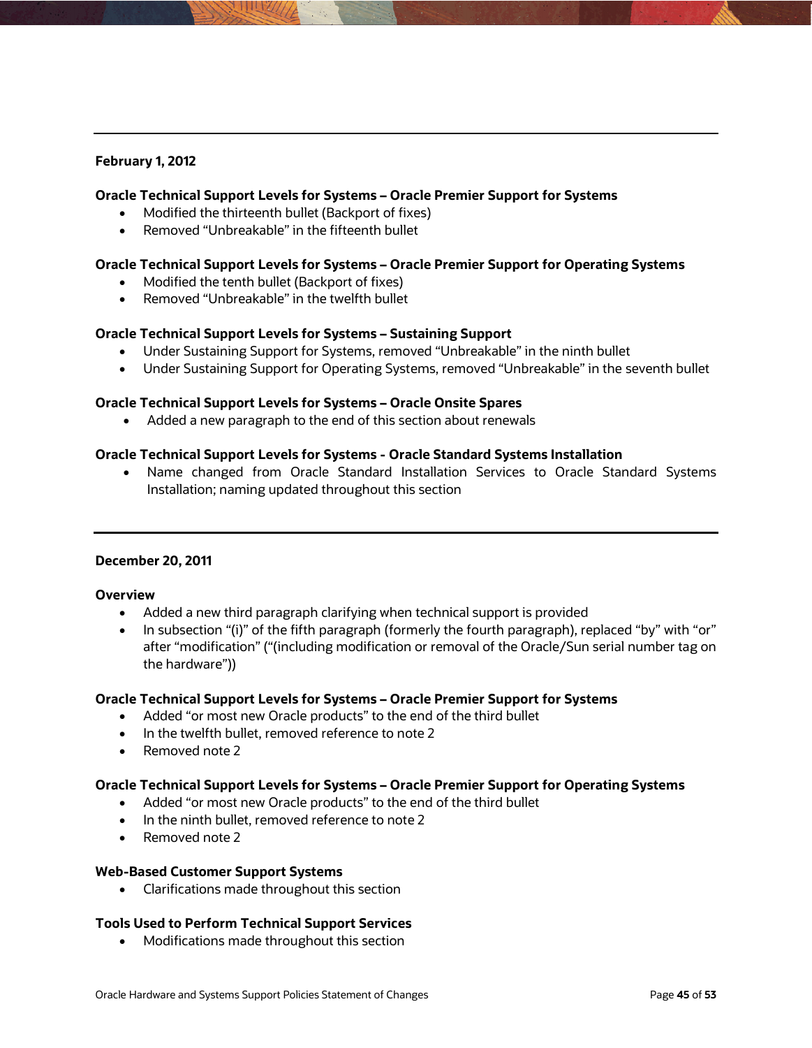---

**February 1, 2012**

**Oracle Technical Support Levels for Systems – Oracle Premier Support for Systems**

- Modified the thirteenth bullet (Backport of fixes)
- Removed “Unbreakable” in the fifteenth bullet

**Oracle Technical Support Levels for Systems – Oracle Premier Support for Operating Systems**

- Modified the tenth bullet (Backport of fixes)
- Removed “Unbreakable” in the twelfth bullet

**Oracle Technical Support Levels for Systems – Sustaining Support**

- Under Sustaining Support for Systems, removed “Unbreakable” in the ninth bullet
- Under Sustaining Support for Operating Systems, removed “Unbreakable” in the seventh bullet

**Oracle Technical Support Levels for Systems – Oracle Onsite Spares**

- Added a new paragraph to the end of this section about renewals

**Oracle Technical Support Levels for Systems - Oracle Standard Systems Installation**

- Name changed from Oracle Standard Installation Services to Oracle Standard Systems Installation; naming updated throughout this section

---

**December 20, 2011**

**Overview**

- Added a new third paragraph clarifying when technical support is provided
- In subsection “(i)” of the fifth paragraph (formerly the fourth paragraph), replaced “by” with “or” after “modification” (“(including modification or removal of the Oracle/Sun serial number tag on the hardware”))

**Oracle Technical Support Levels for Systems – Oracle Premier Support for Systems**

- Added “or most new Oracle products” to the end of the third bullet
- In the twelfth bullet, removed reference to note 2
- Removed note 2

**Oracle Technical Support Levels for Systems – Oracle Premier Support for Operating Systems**

- Added “or most new Oracle products” to the end of the third bullet
- In the ninth bullet, removed reference to note 2
- Removed note 2

**Web-Based Customer Support Systems**

- Clarifications made throughout this section

**Tools Used to Perform Technical Support Services**

- Modifications made throughout this section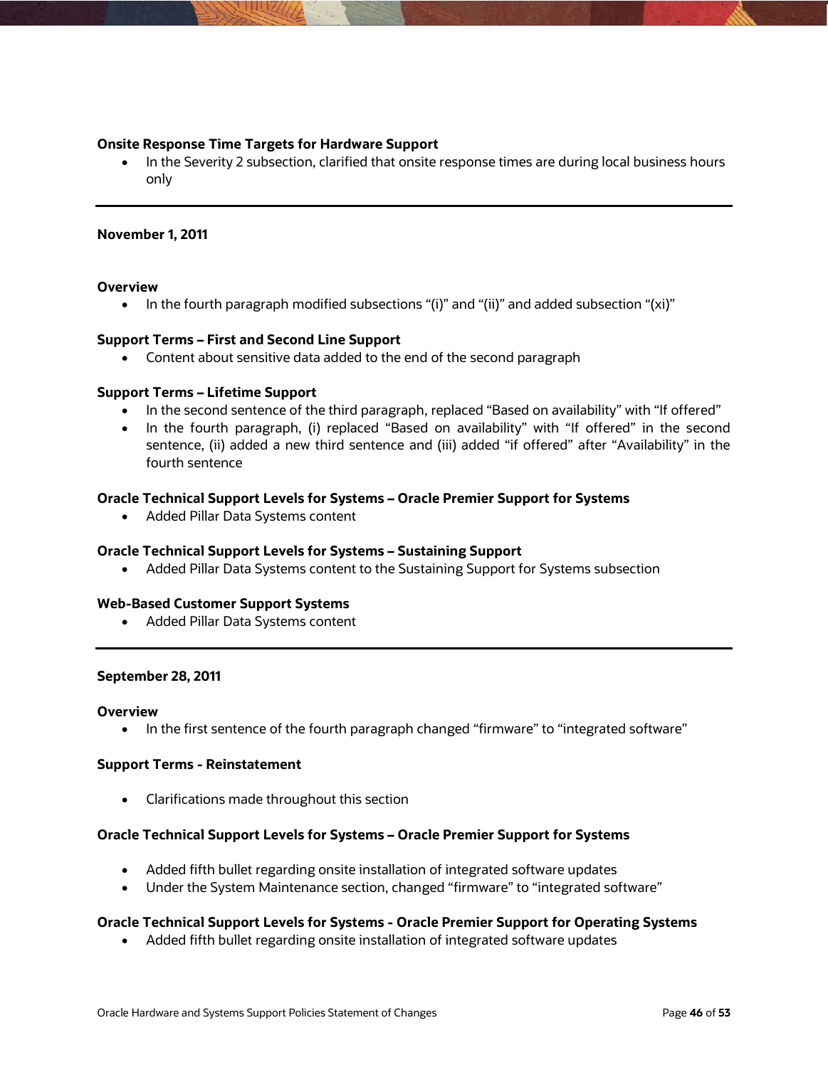**Onsite Response Time Targets for Hardware Support**

- In the Severity 2 subsection, clarified that onsite response times are during local business hours only

---

**November 1, 2011**

**Overview**

- In the fourth paragraph modified subsections "(i)" and "(ii)" and added subsection "(xi)"

**Support Terms – First and Second Line Support**

- Content about sensitive data added to the end of the second paragraph

**Support Terms – Lifetime Support**

- In the second sentence of the third paragraph, replaced "Based on availability" with "If offered"
- In the fourth paragraph, (i) replaced "Based on availability" with "If offered" in the second sentence, (ii) added a new third sentence and (iii) added "if offered" after "Availability" in the fourth sentence

**Oracle Technical Support Levels for Systems – Oracle Premier Support for Systems**

- Added Pillar Data Systems content

**Oracle Technical Support Levels for Systems – Sustaining Support**

- Added Pillar Data Systems content to the Sustaining Support for Systems subsection

**Web-Based Customer Support Systems**

- Added Pillar Data Systems content

---

**September 28, 2011**

**Overview**

- In the first sentence of the fourth paragraph changed "firmware" to "integrated software"

**Support Terms - Reinstatement**

- Clarifications made throughout this section

**Oracle Technical Support Levels for Systems – Oracle Premier Support for Systems**

- Added fifth bullet regarding onsite installation of integrated software updates
- Under the System Maintenance section, changed "firmware" to "integrated software"

**Oracle Technical Support Levels for Systems - Oracle Premier Support for Operating Systems**

- Added fifth bullet regarding onsite installation of integrated software updates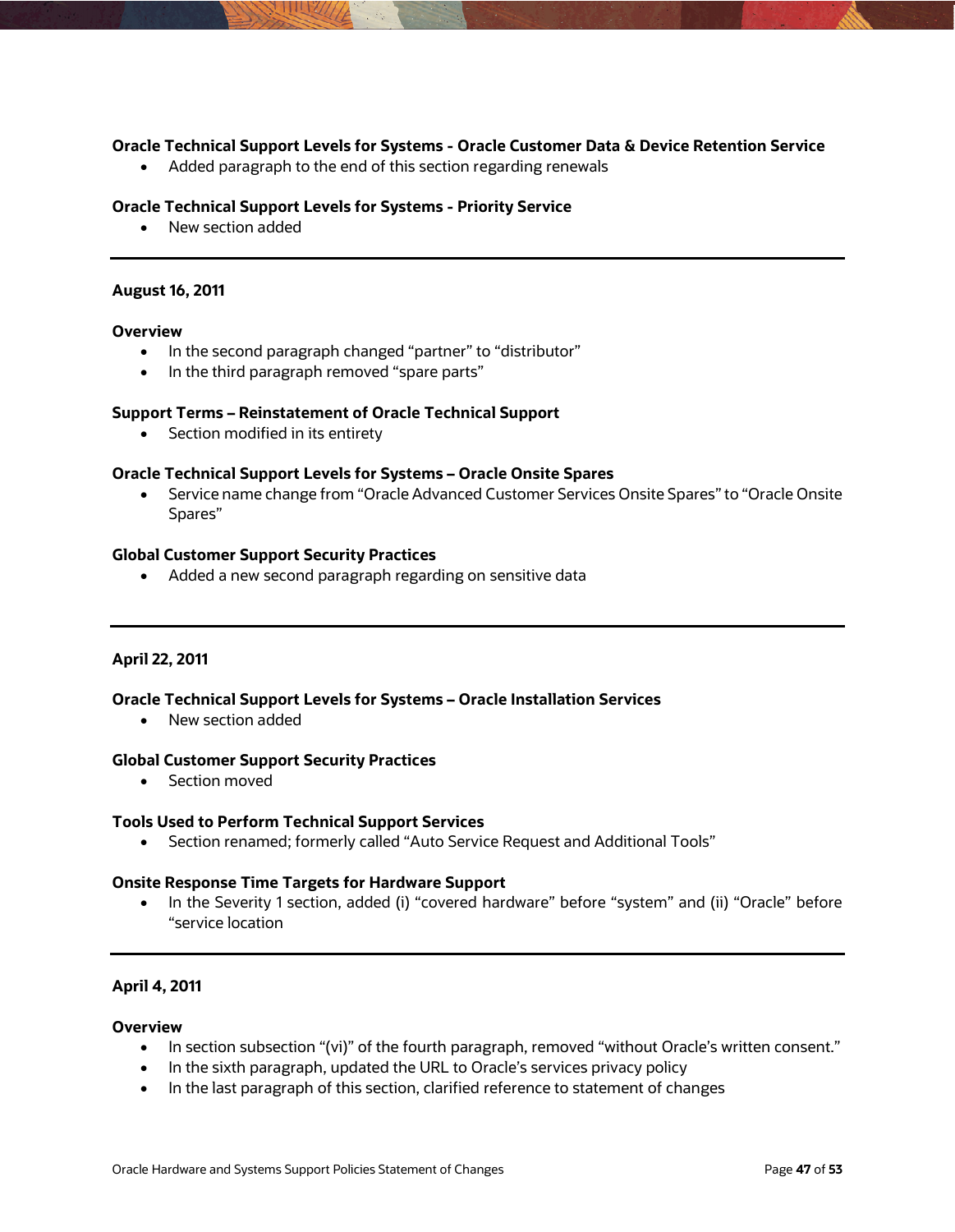**Oracle Technical Support Levels for Systems - Oracle Customer Data & Device Retention Service**

- Added paragraph to the end of this section regarding renewals

**Oracle Technical Support Levels for Systems - Priority Service**

- New section added

---

**August 16, 2011**

**Overview**

- In the second paragraph changed “partner” to “distributor”
- In the third paragraph removed “spare parts”

**Support Terms – Reinstatement of Oracle Technical Support**

- Section modified in its entirety

**Oracle Technical Support Levels for Systems – Oracle Onsite Spares**

- Service name change from “Oracle Advanced Customer Services Onsite Spares” to “Oracle Onsite Spares”

**Global Customer Support Security Practices**

- Added a new second paragraph regarding on sensitive data

---

**April 22, 2011**

**Oracle Technical Support Levels for Systems – Oracle Installation Services**

- New section added

**Global Customer Support Security Practices**

- Section moved

**Tools Used to Perform Technical Support Services**

- Section renamed; formerly called “Auto Service Request and Additional Tools”

**Onsite Response Time Targets for Hardware Support**

- In the Severity 1 section, added (i) “covered hardware” before “system” and (ii) “Oracle” before “service location

---

**April 4, 2011**

**Overview**

- In section subsection “(vi)” of the fourth paragraph, removed “without Oracle’s written consent.”
- In the sixth paragraph, updated the URL to Oracle’s services privacy policy
- In the last paragraph of this section, clarified reference to statement of changes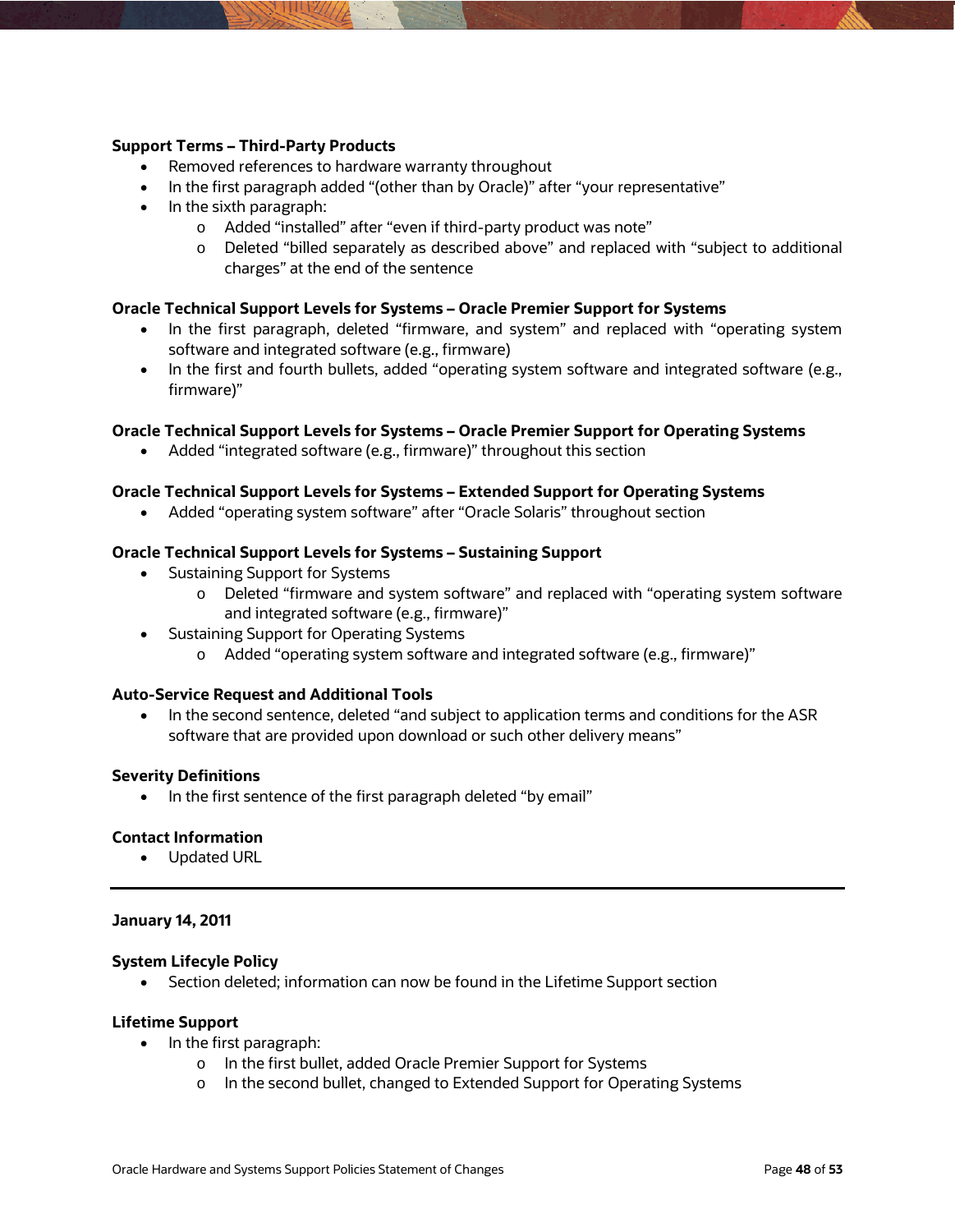**Support Terms – Third-Party Products**

- Removed references to hardware warranty throughout
- In the first paragraph added "(other than by Oracle)" after "your representative"
- In the sixth paragraph:
    - Added "installed" after "even if third-party product was note"
    - Deleted "billed separately as described above" and replaced with "subject to additional charges" at the end of the sentence

**Oracle Technical Support Levels for Systems – Oracle Premier Support for Systems**

- In the first paragraph, deleted "firmware, and system" and replaced with "operating system software and integrated software (e.g., firmware)
- In the first and fourth bullets, added "operating system software and integrated software (e.g., firmware)"

**Oracle Technical Support Levels for Systems – Oracle Premier Support for Operating Systems**

- Added "integrated software (e.g., firmware)" throughout this section

**Oracle Technical Support Levels for Systems – Extended Support for Operating Systems**

- Added "operating system software" after "Oracle Solaris" throughout section

**Oracle Technical Support Levels for Systems – Sustaining Support**

- Sustaining Support for Systems
    - Deleted "firmware and system software" and replaced with "operating system software and integrated software (e.g., firmware)"
- Sustaining Support for Operating Systems
    - Added "operating system software and integrated software (e.g., firmware)"

**Auto-Service Request and Additional Tools**

- In the second sentence, deleted "and subject to application terms and conditions for the ASR software that are provided upon download or such other delivery means"

**Severity Definitions**

- In the first sentence of the first paragraph deleted "by email"

**Contact Information**

- Updated URL

---

**January 14, 2011**

**System Lifecyle Policy**

- Section deleted; information can now be found in the Lifetime Support section

**Lifetime Support**

- In the first paragraph:
    - In the first bullet, added Oracle Premier Support for Systems
    - In the second bullet, changed to Extended Support for Operating Systems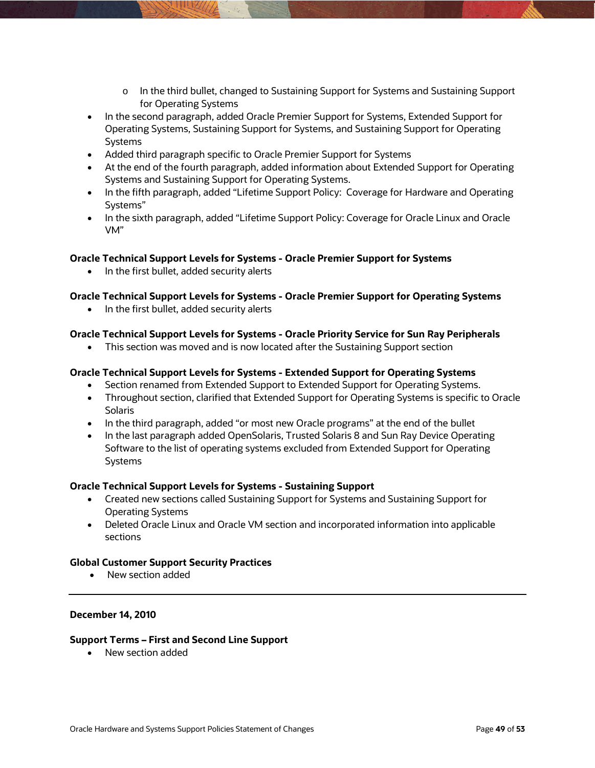- In the third bullet, changed to Sustaining Support for Systems and Sustaining Support for Operating Systems
- In the second paragraph, added Oracle Premier Support for Systems, Extended Support for Operating Systems, Sustaining Support for Systems, and Sustaining Support for Operating Systems
- Added third paragraph specific to Oracle Premier Support for Systems
- At the end of the fourth paragraph, added information about Extended Support for Operating Systems and Sustaining Support for Operating Systems.
- In the fifth paragraph, added "Lifetime Support Policy:  Coverage for Hardware and Operating Systems"
- In the sixth paragraph, added "Lifetime Support Policy: Coverage for Oracle Linux and Oracle VM"

**Oracle Technical Support Levels for Systems - Oracle Premier Support for Systems**

- In the first bullet, added security alerts

**Oracle Technical Support Levels for Systems - Oracle Premier Support for Operating Systems**

- In the first bullet, added security alerts

**Oracle Technical Support Levels for Systems - Oracle Priority Service for Sun Ray Peripherals**

- This section was moved and is now located after the Sustaining Support section

**Oracle Technical Support Levels for Systems - Extended Support for Operating Systems**

- Section renamed from Extended Support to Extended Support for Operating Systems.
- Throughout section, clarified that Extended Support for Operating Systems is specific to Oracle Solaris
- In the third paragraph, added "or most new Oracle programs" at the end of the bullet
- In the last paragraph added OpenSolaris, Trusted Solaris 8 and Sun Ray Device Operating Software to the list of operating systems excluded from Extended Support for Operating Systems

**Oracle Technical Support Levels for Systems - Sustaining Support**

- Created new sections called Sustaining Support for Systems and Sustaining Support for Operating Systems
- Deleted Oracle Linux and Oracle VM section and incorporated information into applicable sections

**Global Customer Support Security Practices**

- New section added

---

**December 14, 2010**

**Support Terms – First and Second Line Support**

- New section added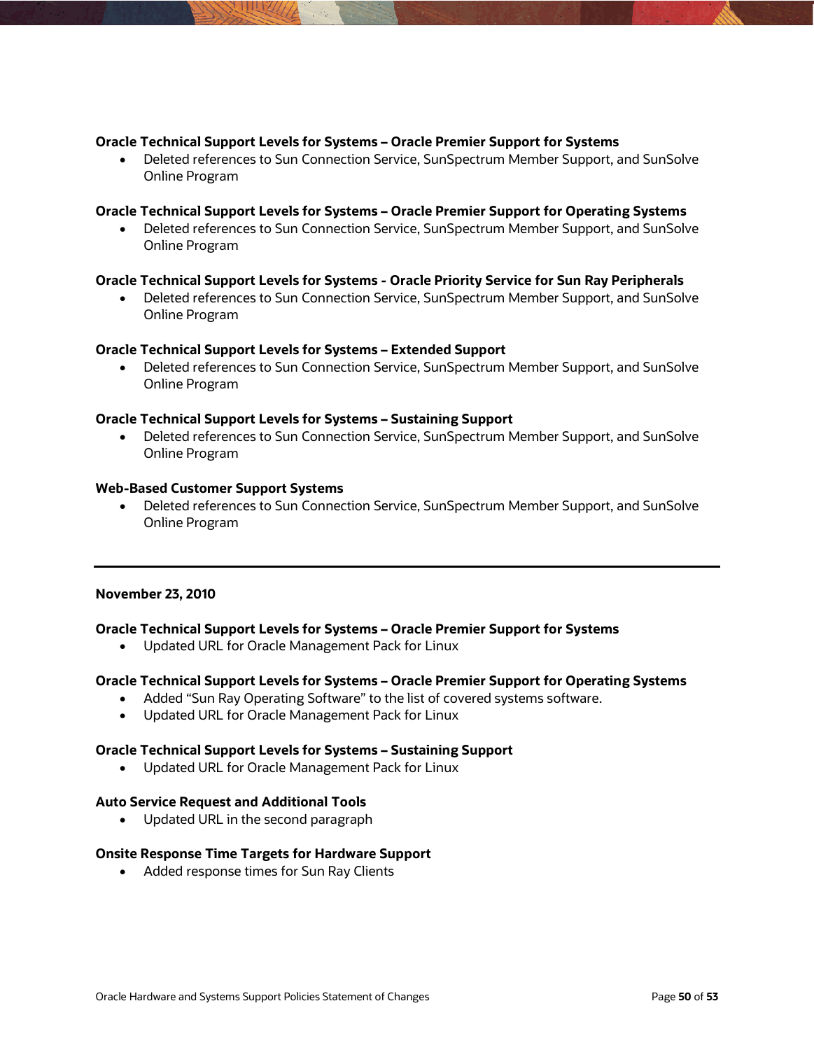**Oracle Technical Support Levels for Systems – Oracle Premier Support for Systems**

- Deleted references to Sun Connection Service, SunSpectrum Member Support, and SunSolve Online Program

**Oracle Technical Support Levels for Systems – Oracle Premier Support for Operating Systems**

- Deleted references to Sun Connection Service, SunSpectrum Member Support, and SunSolve Online Program

**Oracle Technical Support Levels for Systems - Oracle Priority Service for Sun Ray Peripherals**

- Deleted references to Sun Connection Service, SunSpectrum Member Support, and SunSolve Online Program

**Oracle Technical Support Levels for Systems – Extended Support**

- Deleted references to Sun Connection Service, SunSpectrum Member Support, and SunSolve Online Program

**Oracle Technical Support Levels for Systems – Sustaining Support**

- Deleted references to Sun Connection Service, SunSpectrum Member Support, and SunSolve Online Program

**Web-Based Customer Support Systems**

- Deleted references to Sun Connection Service, SunSpectrum Member Support, and SunSolve Online Program

---

**November 23, 2010**

**Oracle Technical Support Levels for Systems – Oracle Premier Support for Systems**

- Updated URL for Oracle Management Pack for Linux

**Oracle Technical Support Levels for Systems – Oracle Premier Support for Operating Systems**

- Added “Sun Ray Operating Software” to the list of covered systems software.
- Updated URL for Oracle Management Pack for Linux

**Oracle Technical Support Levels for Systems – Sustaining Support**

- Updated URL for Oracle Management Pack for Linux

**Auto Service Request and Additional Tools**

- Updated URL in the second paragraph

**Onsite Response Time Targets for Hardware Support**

- Added response times for Sun Ray Clients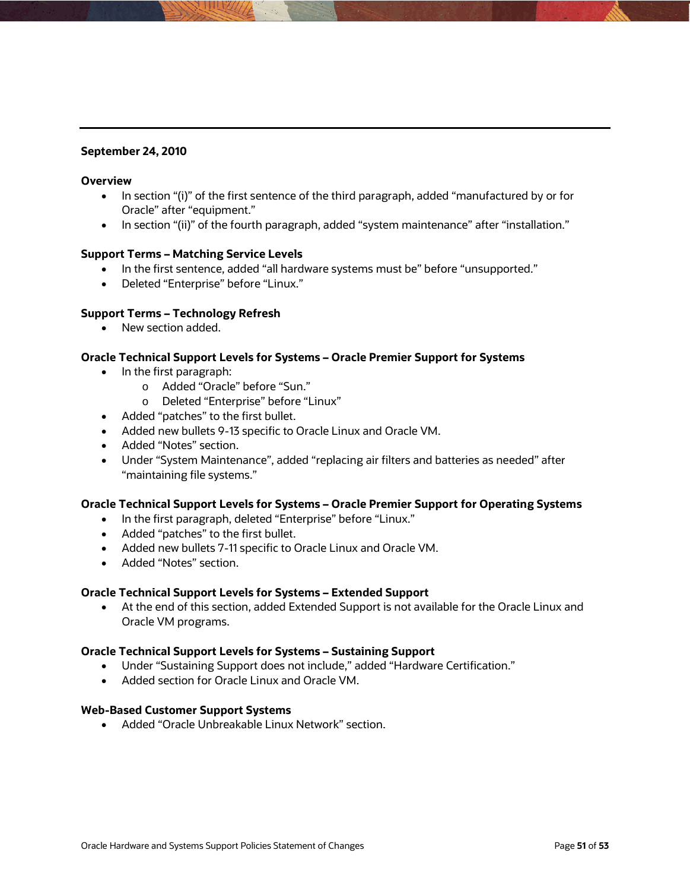## September 24, 2010

### Overview

- In section "(i)" of the first sentence of the third paragraph, added "manufactured by or for Oracle" after "equipment."
- In section "(ii)" of the fourth paragraph, added "system maintenance" after "installation."

### Support Terms – Matching Service Levels

- In the first sentence, added "all hardware systems must be" before "unsupported."
- Deleted "Enterprise" before "Linux."

### Support Terms – Technology Refresh

- New section added.

### Oracle Technical Support Levels for Systems – Oracle Premier Support for Systems

- In the first paragraph:
  - Added "Oracle" before "Sun."
  - Deleted "Enterprise" before "Linux"
- Added "patches" to the first bullet.
- Added new bullets 9-13 specific to Oracle Linux and Oracle VM.
- Added "Notes" section.
- Under "System Maintenance", added "replacing air filters and batteries as needed" after "maintaining file systems."

### Oracle Technical Support Levels for Systems – Oracle Premier Support for Operating Systems

- In the first paragraph, deleted "Enterprise" before "Linux."
- Added "patches" to the first bullet.
- Added new bullets 7-11 specific to Oracle Linux and Oracle VM.
- Added "Notes" section.

### Oracle Technical Support Levels for Systems – Extended Support

- At the end of this section, added Extended Support is not available for the Oracle Linux and Oracle VM programs.

### Oracle Technical Support Levels for Systems – Sustaining Support

- Under "Sustaining Support does not include," added "Hardware Certification."
- Added section for Oracle Linux and Oracle VM.

### Web-Based Customer Support Systems

- Added "Oracle Unbreakable Linux Network" section.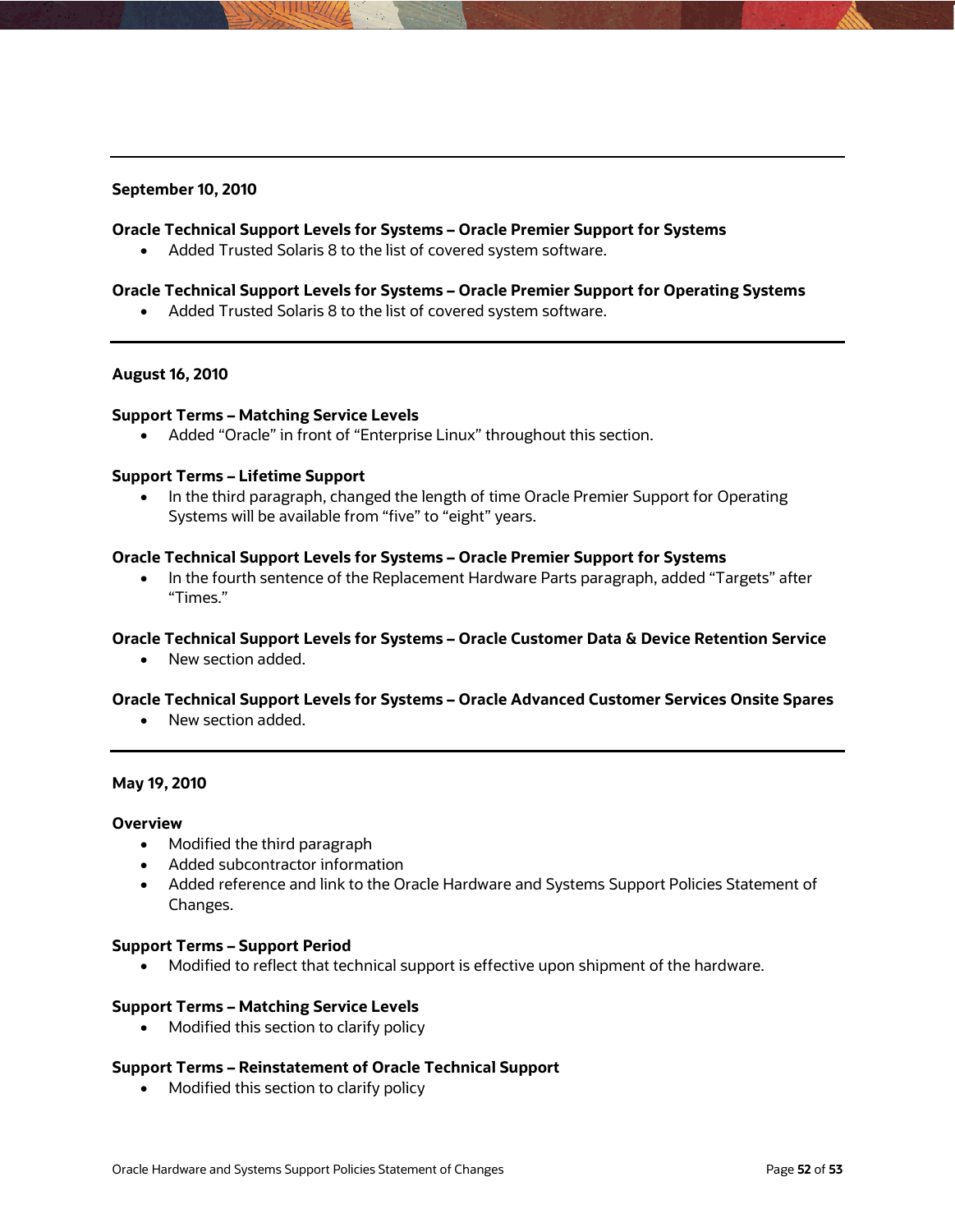---

**September 10, 2010**

**Oracle Technical Support Levels for Systems – Oracle Premier Support for Systems**

- Added Trusted Solaris 8 to the list of covered system software.

**Oracle Technical Support Levels for Systems – Oracle Premier Support for Operating Systems**

- Added Trusted Solaris 8 to the list of covered system software.

---

**August 16, 2010**

**Support Terms – Matching Service Levels**

- Added “Oracle” in front of “Enterprise Linux” throughout this section.

**Support Terms – Lifetime Support**

- In the third paragraph, changed the length of time Oracle Premier Support for Operating Systems will be available from “five” to “eight” years.

**Oracle Technical Support Levels for Systems – Oracle Premier Support for Systems**

- In the fourth sentence of the Replacement Hardware Parts paragraph, added “Targets” after “Times.”

**Oracle Technical Support Levels for Systems – Oracle Customer Data & Device Retention Service**

- New section added.

**Oracle Technical Support Levels for Systems – Oracle Advanced Customer Services Onsite Spares**

- New section added.

---

**May 19, 2010**

**Overview**

- Modified the third paragraph
- Added subcontractor information
- Added reference and link to the Oracle Hardware and Systems Support Policies Statement of Changes.

**Support Terms – Support Period**

- Modified to reflect that technical support is effective upon shipment of the hardware.

**Support Terms – Matching Service Levels**

- Modified this section to clarify policy

**Support Terms – Reinstatement of Oracle Technical Support**

- Modified this section to clarify policy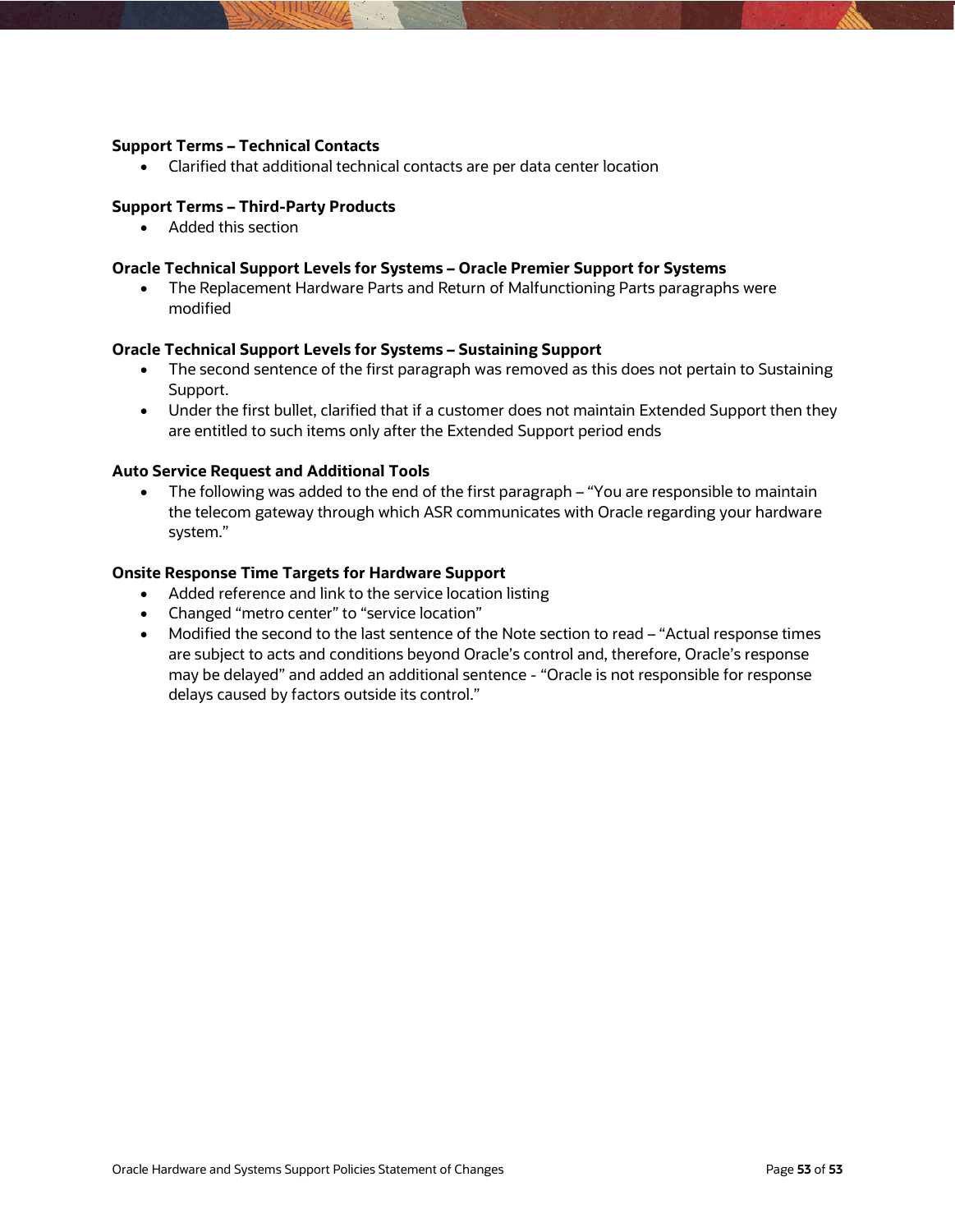**Support Terms – Technical Contacts**

- Clarified that additional technical contacts are per data center location

**Support Terms – Third-Party Products**

- Added this section

**Oracle Technical Support Levels for Systems – Oracle Premier Support for Systems**

- The Replacement Hardware Parts and Return of Malfunctioning Parts paragraphs were modified

**Oracle Technical Support Levels for Systems – Sustaining Support**

- The second sentence of the first paragraph was removed as this does not pertain to Sustaining Support.
- Under the first bullet, clarified that if a customer does not maintain Extended Support then they are entitled to such items only after the Extended Support period ends

**Auto Service Request and Additional Tools**

- The following was added to the end of the first paragraph – "You are responsible to maintain the telecom gateway through which ASR communicates with Oracle regarding your hardware system."

**Onsite Response Time Targets for Hardware Support**

- Added reference and link to the service location listing
- Changed "metro center" to "service location"
- Modified the second to the last sentence of the Note section to read – "Actual response times are subject to acts and conditions beyond Oracle's control and, therefore, Oracle's response may be delayed" and added an additional sentence - "Oracle is not responsible for response delays caused by factors outside its control."